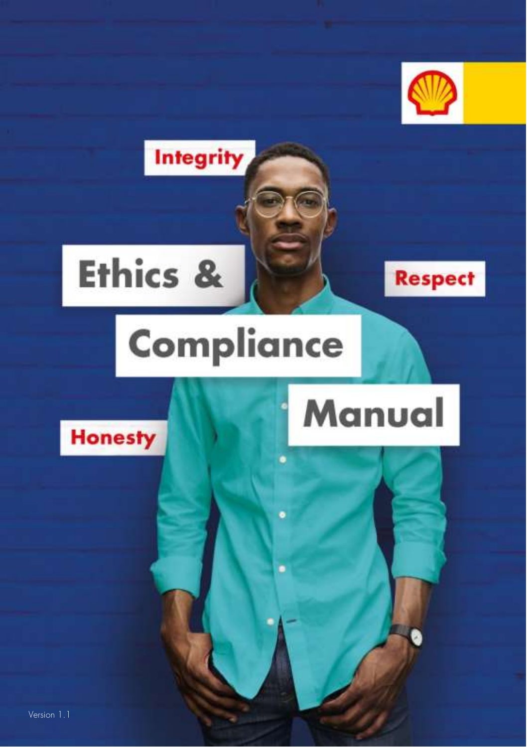# Ethics & Compliance Manual

Integrity

Respect

Honesty

Version 1.1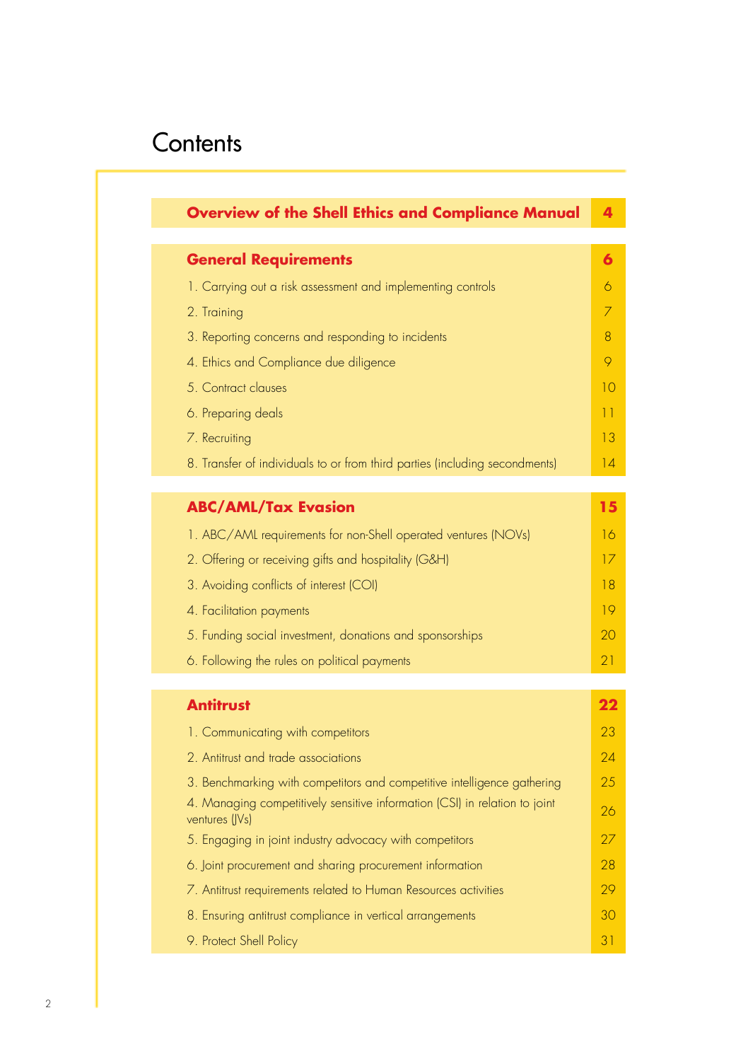# Contents

| Overview of the Shell Ethics and Compliance Manual | 4 |
| --- | --- |
| **General Requirements** | **6** |
| 1. Carrying out a risk assessment and implementing controls | 6 |
| 2. Training | 7 |
| 3. Reporting concerns and responding to incidents | 8 |
| 4. Ethics and Compliance due diligence | 9 |
| 5. Contract clauses | 10 |
| 6. Preparing deals | 11 |
| 7. Recruiting | 13 |
| 8. Transfer of individuals to or from third parties (including secondments) | 14 |
| **ABC/AML/Tax Evasion** | **15** |
| 1. ABC/AML requirements for non-Shell operated ventures (NOVs) | 16 |
| 2. Offering or receiving gifts and hospitality (G&H) | 17 |
| 3. Avoiding conflicts of interest (COI) | 18 |
| 4. Facilitation payments | 19 |
| 5. Funding social investment, donations and sponsorships | 20 |
| 6. Following the rules on political payments | 21 |
| **Antitrust** | **22** |
| 1. Communicating with competitors | 23 |
| 2. Antitrust and trade associations | 24 |
| 3. Benchmarking with competitors and competitive intelligence gathering | 25 |
| 4. Managing competitively sensitive information (CSI) in relation to joint ventures (JVs) | 26 |
| 5. Engaging in joint industry advocacy with competitors | 27 |
| 6. Joint procurement and sharing procurement information | 28 |
| 7. Antitrust requirements related to Human Resources activities | 29 |
| 8. Ensuring antitrust compliance in vertical arrangements | 30 |
| 9. Protect Shell Policy | 31 |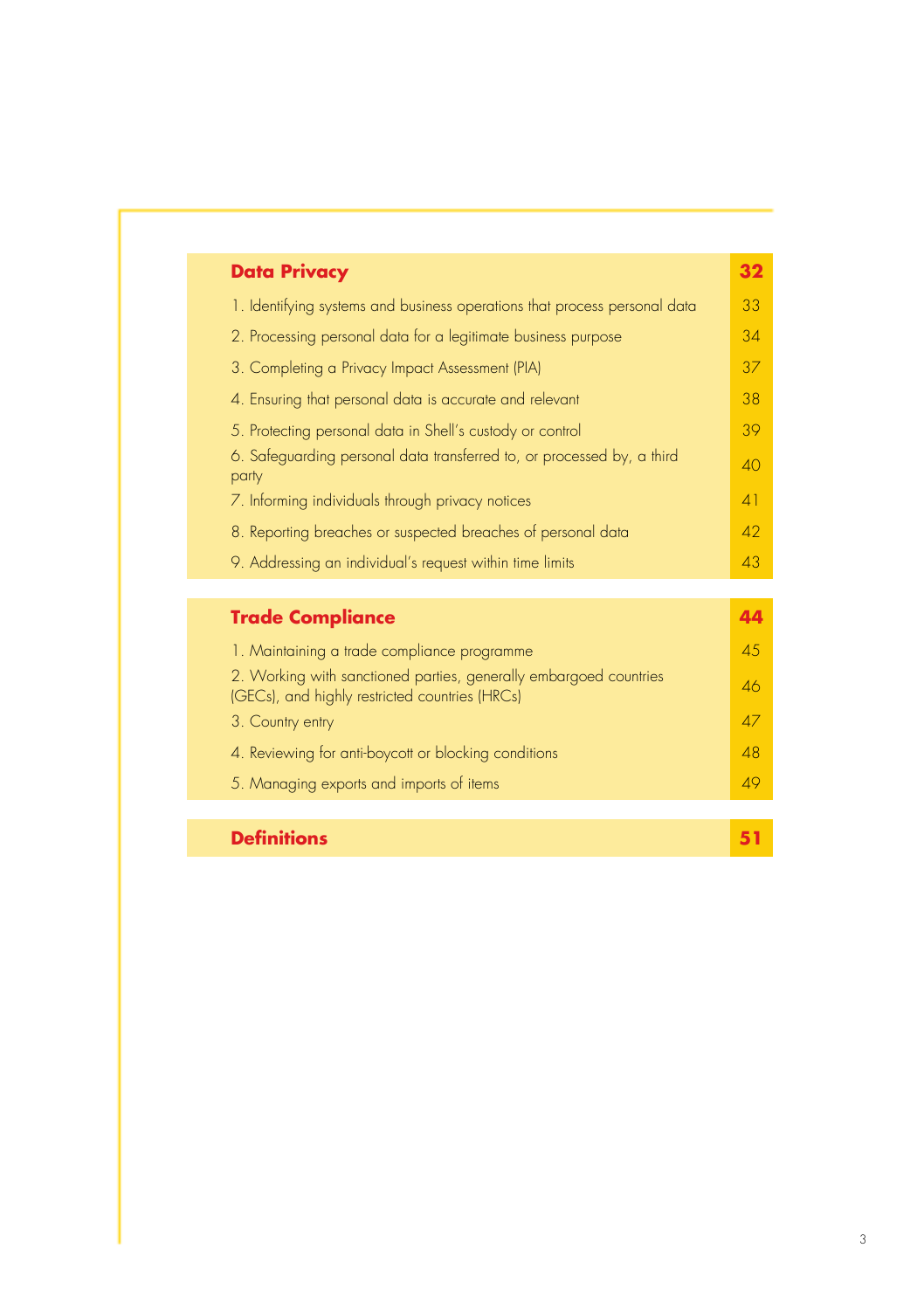| **Data Privacy** | **32** |
|---|---|
| 1. Identifying systems and business operations that process personal data | 33 |
| 2. Processing personal data for a legitimate business purpose | 34 |
| 3. Completing a Privacy Impact Assessment (PIA) | 37 |
| 4. Ensuring that personal data is accurate and relevant | 38 |
| 5. Protecting personal data in Shell's custody or control | 39 |
| 6. Safeguarding personal data transferred to, or processed by, a third party | 40 |
| 7. Informing individuals through privacy notices | 41 |
| 8. Reporting breaches or suspected breaches of personal data | 42 |
| 9. Addressing an individual's request within time limits | 43 |

| **Trade Compliance** | **44** |
|---|---|
| 1. Maintaining a trade compliance programme | 45 |
| 2. Working with sanctioned parties, generally embargoed countries (GECs), and highly restricted countries (HRCs) | 46 |
| 3. Country entry | 47 |
| 4. Reviewing for anti-boycott or blocking conditions | 48 |
| 5. Managing exports and imports of items | 49 |

| **Definitions** | **51** |
|---|---|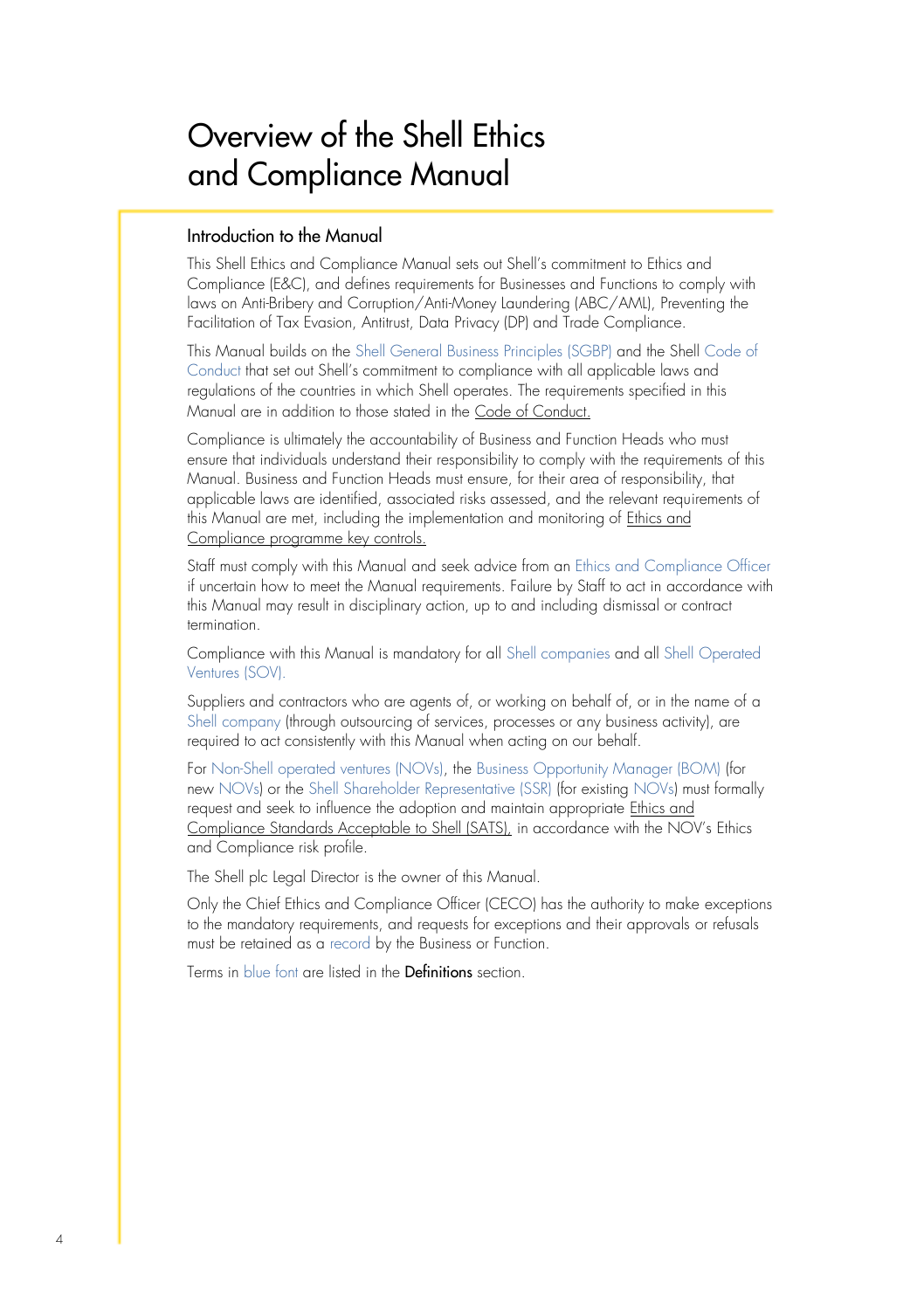# Overview of the Shell Ethics and Compliance Manual

## Introduction to the Manual

This Shell Ethics and Compliance Manual sets out Shell's commitment to Ethics and Compliance (E&C), and defines requirements for Businesses and Functions to comply with laws on Anti-Bribery and Corruption/Anti-Money Laundering (ABC/AML), Preventing the Facilitation of Tax Evasion, Antitrust, Data Privacy (DP) and Trade Compliance.

This Manual builds on the Shell General Business Principles (SGBP) and the Shell Code of Conduct that set out Shell's commitment to compliance with all applicable laws and regulations of the countries in which Shell operates. The requirements specified in this Manual are in addition to those stated in the Code of Conduct.

Compliance is ultimately the accountability of Business and Function Heads who must ensure that individuals understand their responsibility to comply with the requirements of this Manual. Business and Function Heads must ensure, for their area of responsibility, that applicable laws are identified, associated risks assessed, and the relevant requirements of this Manual are met, including the implementation and monitoring of Ethics and Compliance programme key controls.

Staff must comply with this Manual and seek advice from an Ethics and Compliance Officer if uncertain how to meet the Manual requirements. Failure by Staff to act in accordance with this Manual may result in disciplinary action, up to and including dismissal or contract termination.

Compliance with this Manual is mandatory for all Shell companies and all Shell Operated Ventures (SOV).

Suppliers and contractors who are agents of, or working on behalf of, or in the name of a Shell company (through outsourcing of services, processes or any business activity), are required to act consistently with this Manual when acting on our behalf.

For Non-Shell operated ventures (NOVs), the Business Opportunity Manager (BOM) (for new NOVs) or the Shell Shareholder Representative (SSR) (for existing NOVs) must formally request and seek to influence the adoption and maintain appropriate Ethics and Compliance Standards Acceptable to Shell (SATS), in accordance with the NOV's Ethics and Compliance risk profile.

The Shell plc Legal Director is the owner of this Manual.

Only the Chief Ethics and Compliance Officer (CECO) has the authority to make exceptions to the mandatory requirements, and requests for exceptions and their approvals or refusals must be retained as a record by the Business or Function.

Terms in blue font are listed in the **Definitions** section.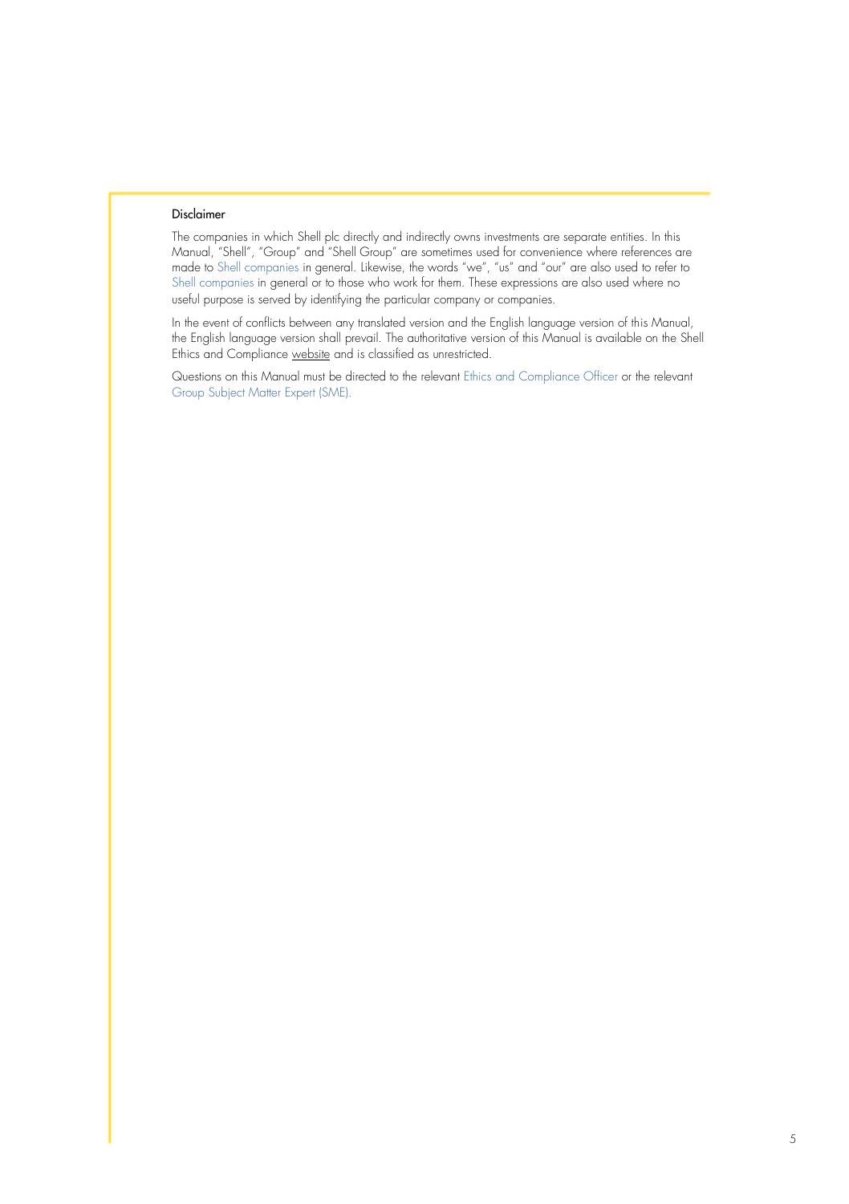## Disclaimer

The companies in which Shell plc directly and indirectly owns investments are separate entities. In this Manual, "Shell", "Group" and "Shell Group" are sometimes used for convenience where references are made to Shell companies in general. Likewise, the words "we", "us" and "our" are also used to refer to Shell companies in general or to those who work for them. These expressions are also used where no useful purpose is served by identifying the particular company or companies.

In the event of conflicts between any translated version and the English language version of this Manual, the English language version shall prevail. The authoritative version of this Manual is available on the Shell Ethics and Compliance website and is classified as unrestricted.

Questions on this Manual must be directed to the relevant Ethics and Compliance Officer or the relevant Group Subject Matter Expert (SME).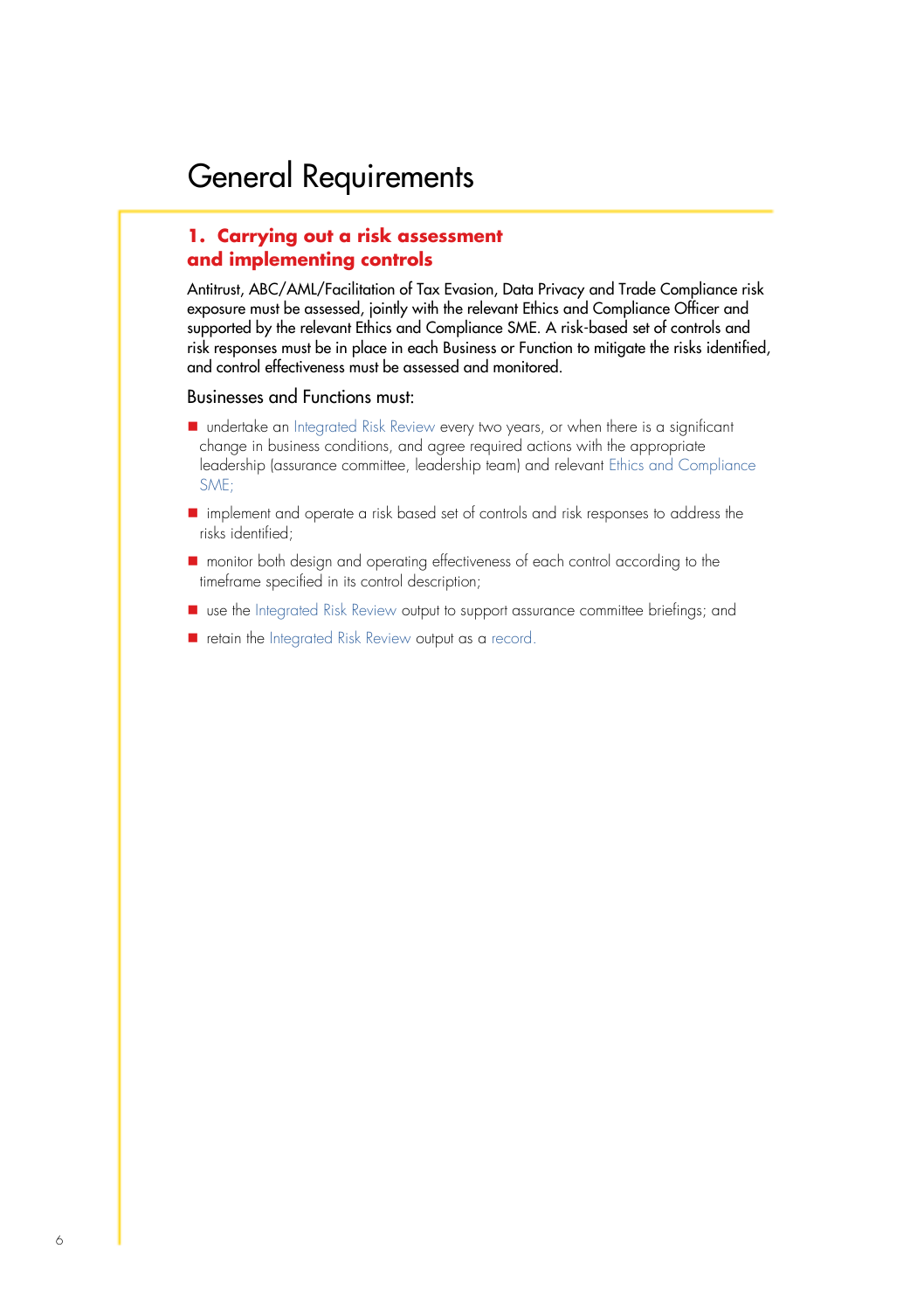# General Requirements

## 1. Carrying out a risk assessment and implementing controls

Antitrust, ABC/AML/Facilitation of Tax Evasion, Data Privacy and Trade Compliance risk exposure must be assessed, jointly with the relevant Ethics and Compliance Officer and supported by the relevant Ethics and Compliance SME. A risk-based set of controls and risk responses must be in place in each Business or Function to mitigate the risks identified, and control effectiveness must be assessed and monitored.

Businesses and Functions must:

- undertake an Integrated Risk Review every two years, or when there is a significant change in business conditions, and agree required actions with the appropriate leadership (assurance committee, leadership team) and relevant Ethics and Compliance SME;
- implement and operate a risk based set of controls and risk responses to address the risks identified;
- monitor both design and operating effectiveness of each control according to the timeframe specified in its control description;
- use the Integrated Risk Review output to support assurance committee briefings; and
- retain the Integrated Risk Review output as a record.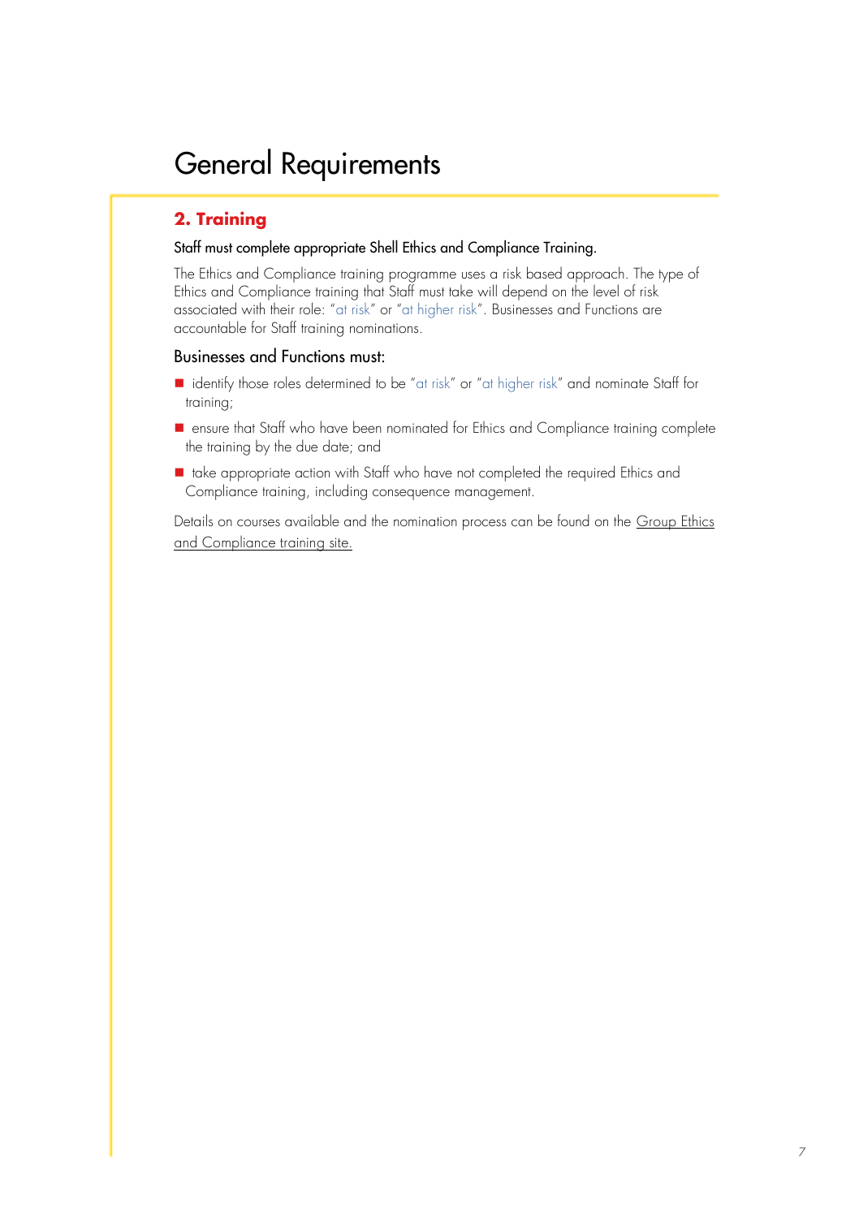# General Requirements

## 2. Training

Staff must complete appropriate Shell Ethics and Compliance Training.

The Ethics and Compliance training programme uses a risk based approach. The type of Ethics and Compliance training that Staff must take will depend on the level of risk associated with their role: "at risk" or "at higher risk". Businesses and Functions are accountable for Staff training nominations.

### Businesses and Functions must:

- identify those roles determined to be "at risk" or "at higher risk" and nominate Staff for training;
- ensure that Staff who have been nominated for Ethics and Compliance training complete the training by the due date; and
- take appropriate action with Staff who have not completed the required Ethics and Compliance training, including consequence management.

Details on courses available and the nomination process can be found on the Group Ethics and Compliance training site.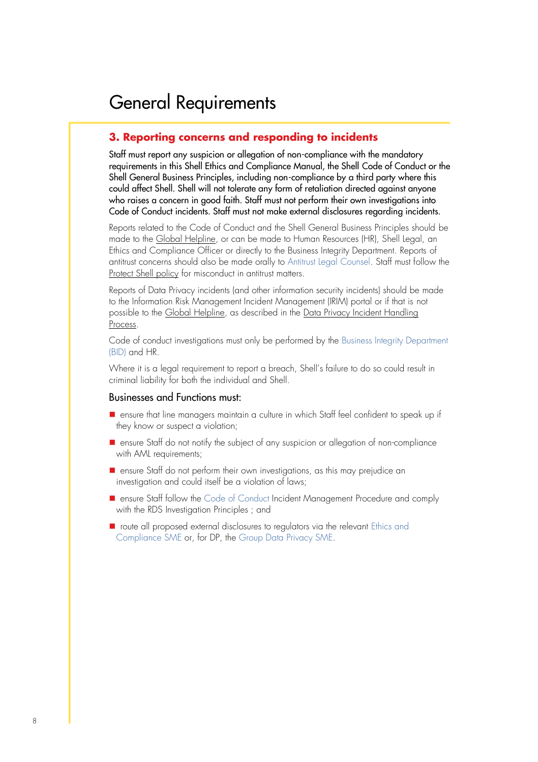# General Requirements

## 3. Reporting concerns and responding to incidents

Staff must report any suspicion or allegation of non-compliance with the mandatory requirements in this Shell Ethics and Compliance Manual, the Shell Code of Conduct or the Shell General Business Principles, including non-compliance by a third party where this could affect Shell. Shell will not tolerate any form of retaliation directed against anyone who raises a concern in good faith. Staff must not perform their own investigations into Code of Conduct incidents. Staff must not make external disclosures regarding incidents.

Reports related to the Code of Conduct and the Shell General Business Principles should be made to the Global Helpline, or can be made to Human Resources (HR), Shell Legal, an Ethics and Compliance Officer or directly to the Business Integrity Department. Reports of antitrust concerns should also be made orally to Antitrust Legal Counsel. Staff must follow the Protect Shell policy for misconduct in antitrust matters.

Reports of Data Privacy incidents (and other information security incidents) should be made to the Information Risk Management Incident Management (IRIM) portal or if that is not possible to the Global Helpline, as described in the Data Privacy Incident Handling Process.

Code of conduct investigations must only be performed by the Business Integrity Department (BID) and HR.

Where it is a legal requirement to report a breach, Shell's failure to do so could result in criminal liability for both the individual and Shell.

### Businesses and Functions must:

- ensure that line managers maintain a culture in which Staff feel confident to speak up if they know or suspect a violation;
- ensure Staff do not notify the subject of any suspicion or allegation of non-compliance with AML requirements;
- ensure Staff do not perform their own investigations, as this may prejudice an investigation and could itself be a violation of laws;
- ensure Staff follow the Code of Conduct Incident Management Procedure and comply with the RDS Investigation Principles ; and
- route all proposed external disclosures to regulators via the relevant Ethics and Compliance SME or, for DP, the Group Data Privacy SME.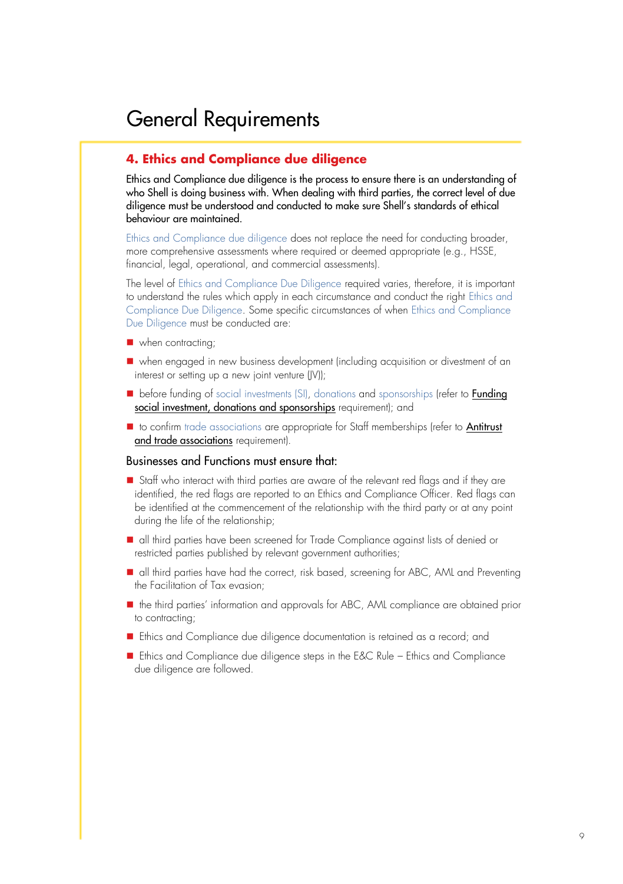# General Requirements

## 4. Ethics and Compliance due diligence

Ethics and Compliance due diligence is the process to ensure there is an understanding of who Shell is doing business with. When dealing with third parties, the correct level of due diligence must be understood and conducted to make sure Shell's standards of ethical behaviour are maintained.

Ethics and Compliance due diligence does not replace the need for conducting broader, more comprehensive assessments where required or deemed appropriate (e.g., HSSE, financial, legal, operational, and commercial assessments).

The level of Ethics and Compliance Due Diligence required varies, therefore, it is important to understand the rules which apply in each circumstance and conduct the right Ethics and Compliance Due Diligence. Some specific circumstances of when Ethics and Compliance Due Diligence must be conducted are:

- when contracting;
- when engaged in new business development (including acquisition or divestment of an interest or setting up a new joint venture (JV));
- before funding of social investments (SI), donations and sponsorships (refer to Funding social investment, donations and sponsorships requirement); and
- to confirm trade associations are appropriate for Staff memberships (refer to Antitrust and trade associations requirement).

### Businesses and Functions must ensure that:

- Staff who interact with third parties are aware of the relevant red flags and if they are identified, the red flags are reported to an Ethics and Compliance Officer. Red flags can be identified at the commencement of the relationship with the third party or at any point during the life of the relationship;
- all third parties have been screened for Trade Compliance against lists of denied or restricted parties published by relevant government authorities;
- all third parties have had the correct, risk based, screening for ABC, AML and Preventing the Facilitation of Tax evasion;
- the third parties' information and approvals for ABC, AML compliance are obtained prior to contracting;
- Ethics and Compliance due diligence documentation is retained as a record; and
- Ethics and Compliance due diligence steps in the E&C Rule – Ethics and Compliance due diligence are followed.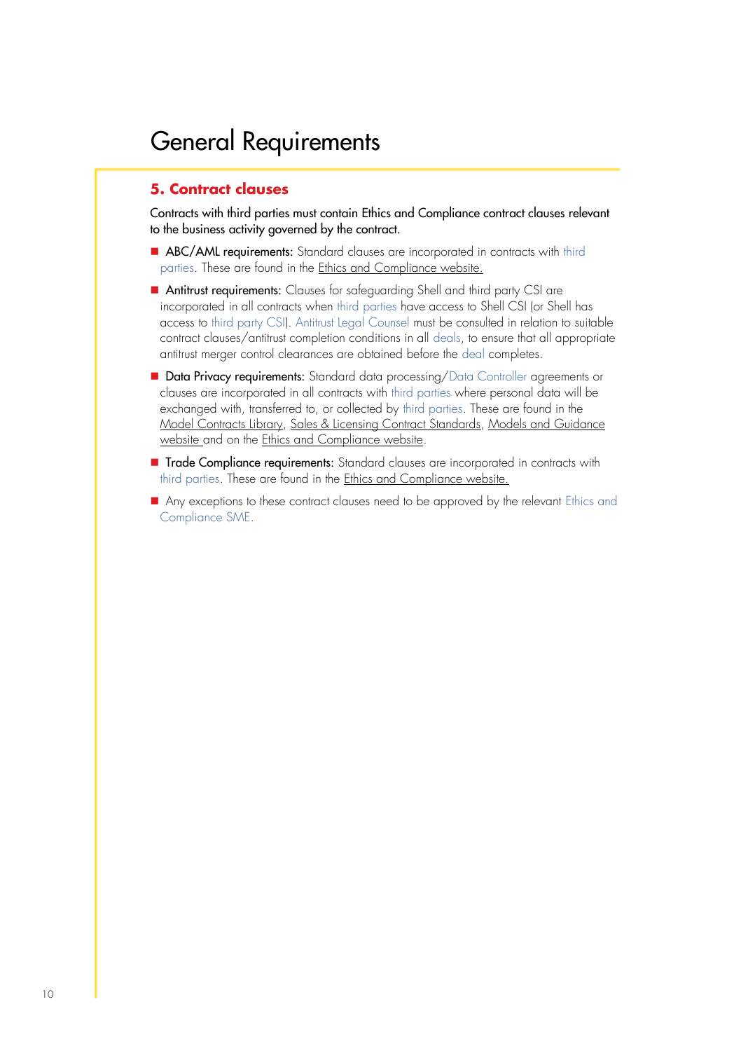# General Requirements

## 5. Contract clauses

Contracts with third parties must contain Ethics and Compliance contract clauses relevant to the business activity governed by the contract.

- **ABC/AML requirements:** Standard clauses are incorporated in contracts with third parties. These are found in the Ethics and Compliance website.
- **Antitrust requirements:** Clauses for safeguarding Shell and third party CSI are incorporated in all contracts when third parties have access to Shell CSI (or Shell has access to third party CSI). Antitrust Legal Counsel must be consulted in relation to suitable contract clauses/antitrust completion conditions in all deals, to ensure that all appropriate antitrust merger control clearances are obtained before the deal completes.
- **Data Privacy requirements:** Standard data processing/Data Controller agreements or clauses are incorporated in all contracts with third parties where personal data will be exchanged with, transferred to, or collected by third parties. These are found in the Model Contracts Library, Sales & Licensing Contract Standards, Models and Guidance website and on the Ethics and Compliance website.
- **Trade Compliance requirements:** Standard clauses are incorporated in contracts with third parties. These are found in the Ethics and Compliance website.
- Any exceptions to these contract clauses need to be approved by the relevant Ethics and Compliance SME.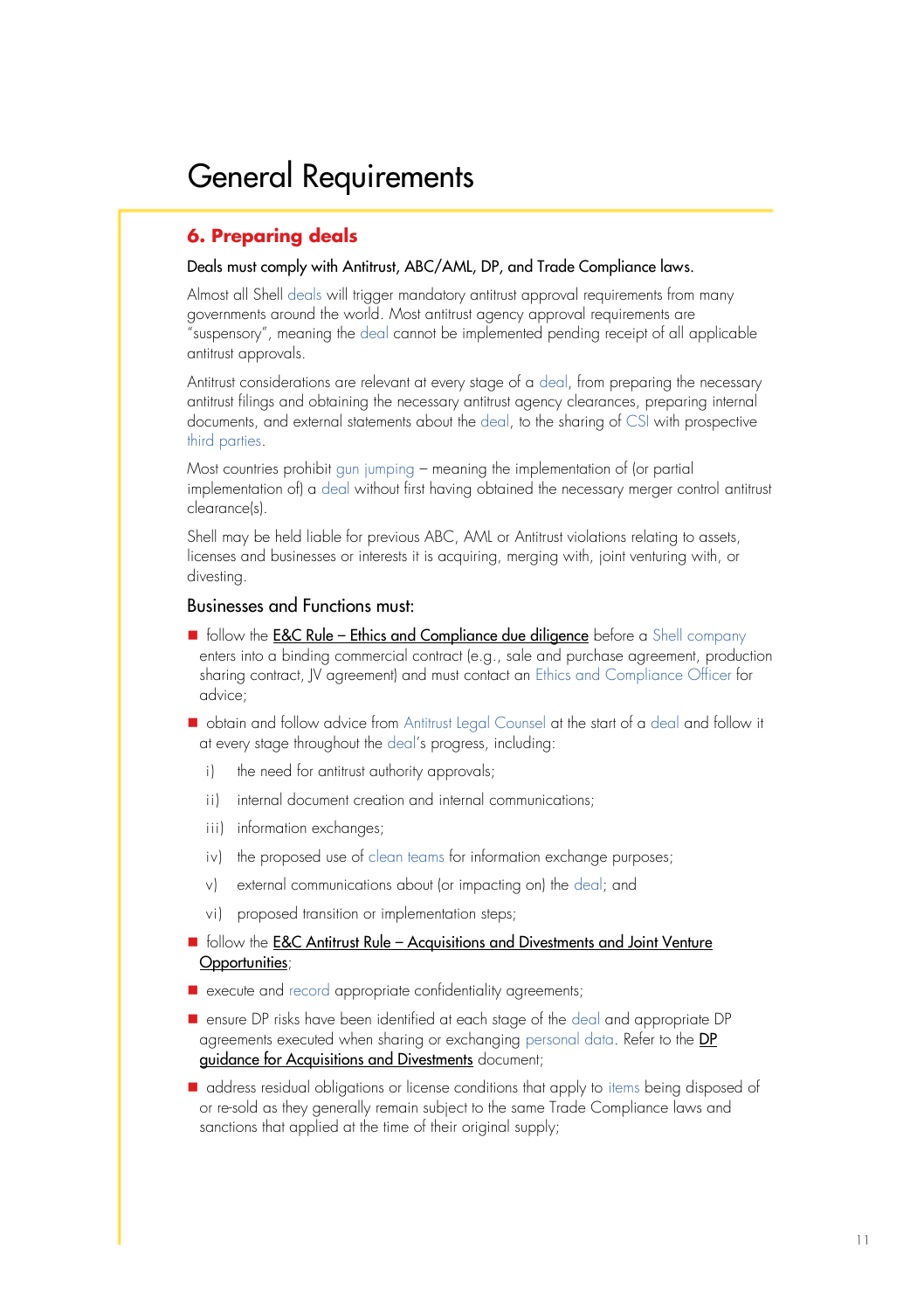# General Requirements

## 6. Preparing deals

Deals must comply with Antitrust, ABC/AML, DP, and Trade Compliance laws.

Almost all Shell deals will trigger mandatory antitrust approval requirements from many governments around the world. Most antitrust agency approval requirements are "suspensory", meaning the deal cannot be implemented pending receipt of all applicable antitrust approvals.

Antitrust considerations are relevant at every stage of a deal, from preparing the necessary antitrust filings and obtaining the necessary antitrust agency clearances, preparing internal documents, and external statements about the deal, to the sharing of CSI with prospective third parties.

Most countries prohibit gun jumping – meaning the implementation of (or partial implementation of) a deal without first having obtained the necessary merger control antitrust clearance(s).

Shell may be held liable for previous ABC, AML or Antitrust violations relating to assets, licenses and businesses or interests it is acquiring, merging with, joint venturing with, or divesting.

### Businesses and Functions must:

- follow the E&C Rule – Ethics and Compliance due diligence before a Shell company enters into a binding commercial contract (e.g., sale and purchase agreement, production sharing contract, JV agreement) and must contact an Ethics and Compliance Officer for advice;
- obtain and follow advice from Antitrust Legal Counsel at the start of a deal and follow it at every stage throughout the deal's progress, including:
  - i) the need for antitrust authority approvals;
  - ii) internal document creation and internal communications;
  - iii) information exchanges;
  - iv) the proposed use of clean teams for information exchange purposes;
  - v) external communications about (or impacting on) the deal; and
  - vi) proposed transition or implementation steps;
- follow the E&C Antitrust Rule – Acquisitions and Divestments and Joint Venture Opportunities;
- execute and record appropriate confidentiality agreements;
- ensure DP risks have been identified at each stage of the deal and appropriate DP agreements executed when sharing or exchanging personal data. Refer to the DP guidance for Acquisitions and Divestments document;
- address residual obligations or license conditions that apply to items being disposed of or re-sold as they generally remain subject to the same Trade Compliance laws and sanctions that applied at the time of their original supply;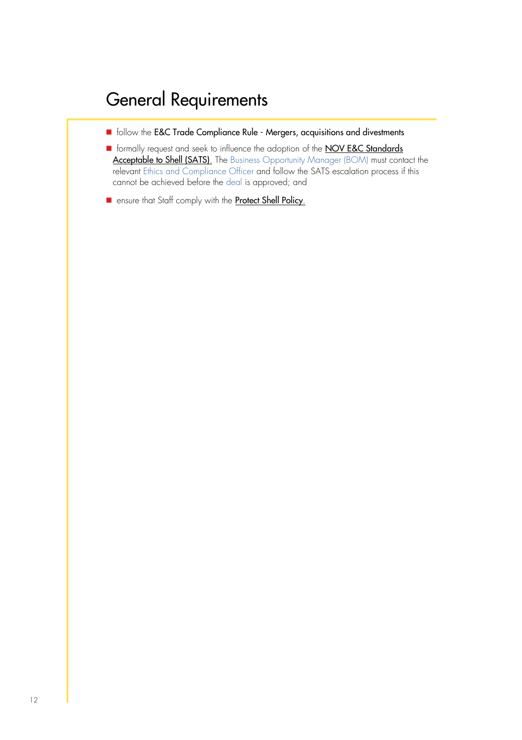# General Requirements

- follow the E&C Trade Compliance Rule - Mergers, acquisitions and divestments
- formally request and seek to influence the adoption of the NOV E&C Standards Acceptable to Shell (SATS). The Business Opportunity Manager (BOM) must contact the relevant Ethics and Compliance Officer and follow the SATS escalation process if this cannot be achieved before the deal is approved; and
- ensure that Staff comply with the Protect Shell Policy.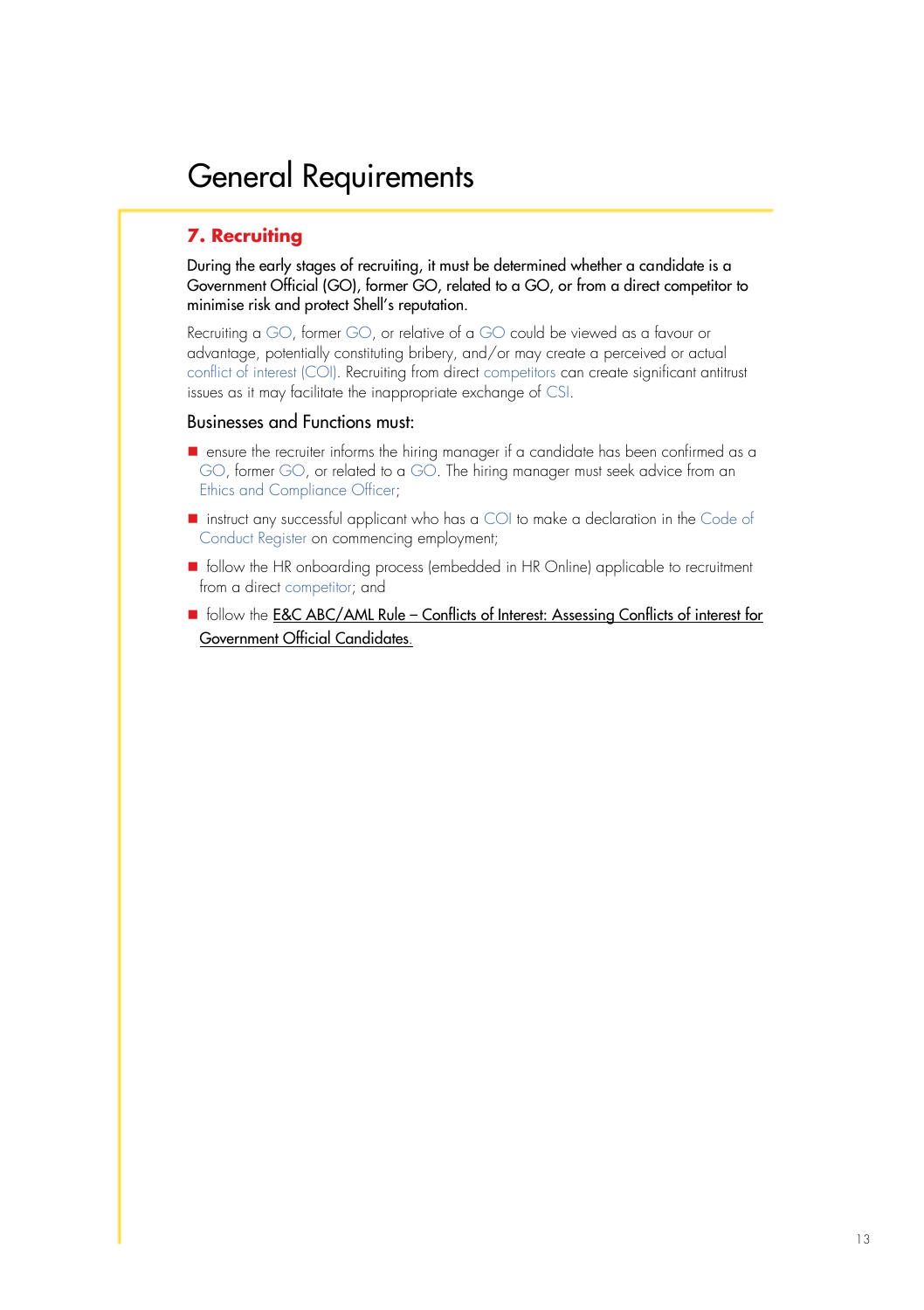# General Requirements

## 7. Recruiting

During the early stages of recruiting, it must be determined whether a candidate is a Government Official (GO), former GO, related to a GO, or from a direct competitor to minimise risk and protect Shell's reputation.

Recruiting a GO, former GO, or relative of a GO could be viewed as a favour or advantage, potentially constituting bribery, and/or may create a perceived or actual conflict of interest (COI). Recruiting from direct competitors can create significant antitrust issues as it may facilitate the inappropriate exchange of CSI.

### Businesses and Functions must:

- ensure the recruiter informs the hiring manager if a candidate has been confirmed as a GO, former GO, or related to a GO. The hiring manager must seek advice from an Ethics and Compliance Officer;
- instruct any successful applicant who has a COI to make a declaration in the Code of Conduct Register on commencing employment;
- follow the HR onboarding process (embedded in HR Online) applicable to recruitment from a direct competitor; and
- follow the E&C ABC/AML Rule – Conflicts of Interest: Assessing Conflicts of interest for Government Official Candidates.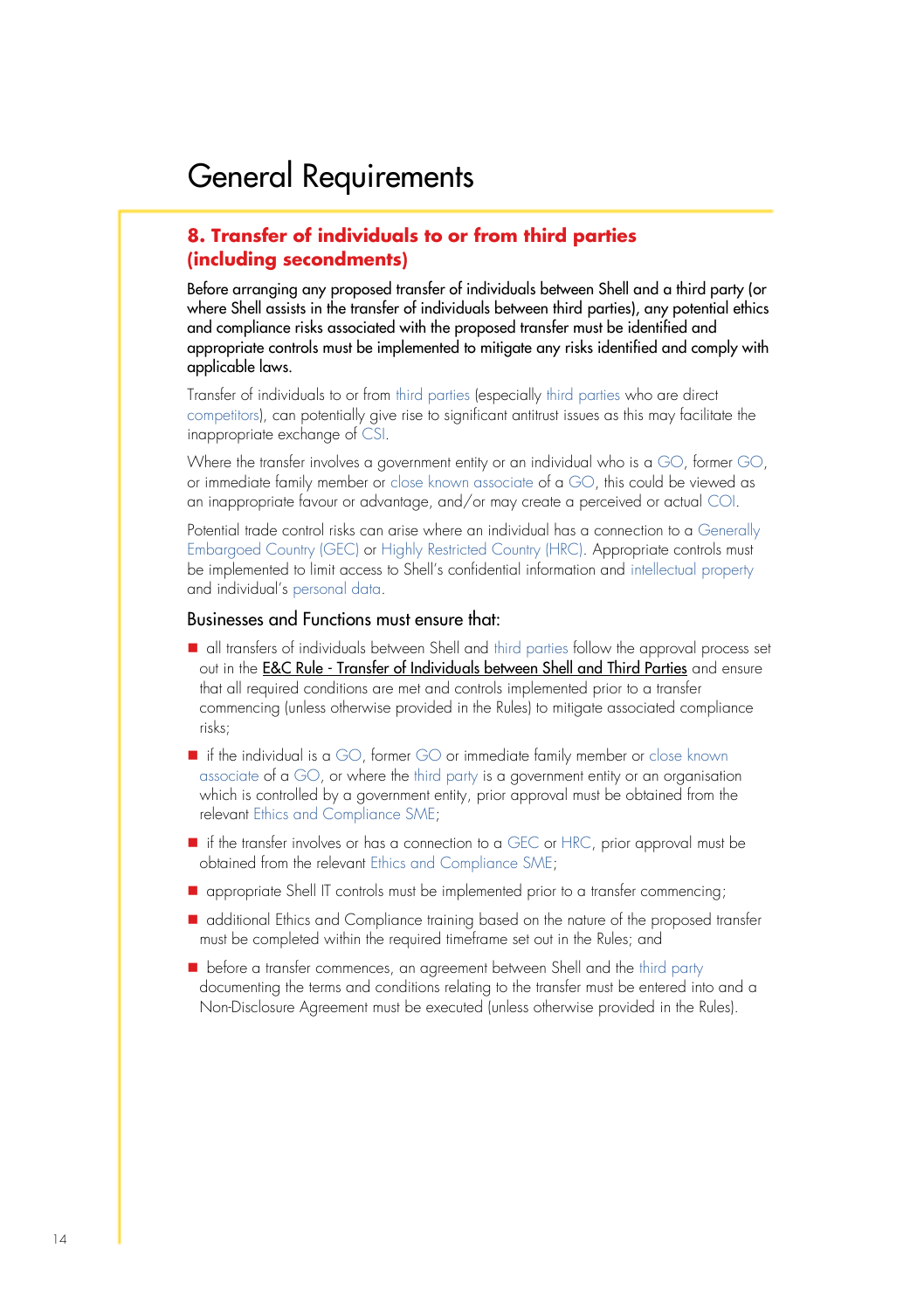# General Requirements

## 8. Transfer of individuals to or from third parties (including secondments)

Before arranging any proposed transfer of individuals between Shell and a third party (or where Shell assists in the transfer of individuals between third parties), any potential ethics and compliance risks associated with the proposed transfer must be identified and appropriate controls must be implemented to mitigate any risks identified and comply with applicable laws.

Transfer of individuals to or from third parties (especially third parties who are direct competitors), can potentially give rise to significant antitrust issues as this may facilitate the inappropriate exchange of CSI.

Where the transfer involves a government entity or an individual who is a GO, former GO, or immediate family member or close known associate of a GO, this could be viewed as an inappropriate favour or advantage, and/or may create a perceived or actual COI.

Potential trade control risks can arise where an individual has a connection to a Generally Embargoed Country (GEC) or Highly Restricted Country (HRC). Appropriate controls must be implemented to limit access to Shell's confidential information and intellectual property and individual's personal data.

Businesses and Functions must ensure that:

- all transfers of individuals between Shell and third parties follow the approval process set out in the E&C Rule - Transfer of Individuals between Shell and Third Parties and ensure that all required conditions are met and controls implemented prior to a transfer commencing (unless otherwise provided in the Rules) to mitigate associated compliance risks;
- if the individual is a GO, former GO or immediate family member or close known associate of a GO, or where the third party is a government entity or an organisation which is controlled by a government entity, prior approval must be obtained from the relevant Ethics and Compliance SME;
- if the transfer involves or has a connection to a GEC or HRC, prior approval must be obtained from the relevant Ethics and Compliance SME;
- appropriate Shell IT controls must be implemented prior to a transfer commencing;
- additional Ethics and Compliance training based on the nature of the proposed transfer must be completed within the required timeframe set out in the Rules; and
- before a transfer commences, an agreement between Shell and the third party documenting the terms and conditions relating to the transfer must be entered into and a Non-Disclosure Agreement must be executed (unless otherwise provided in the Rules).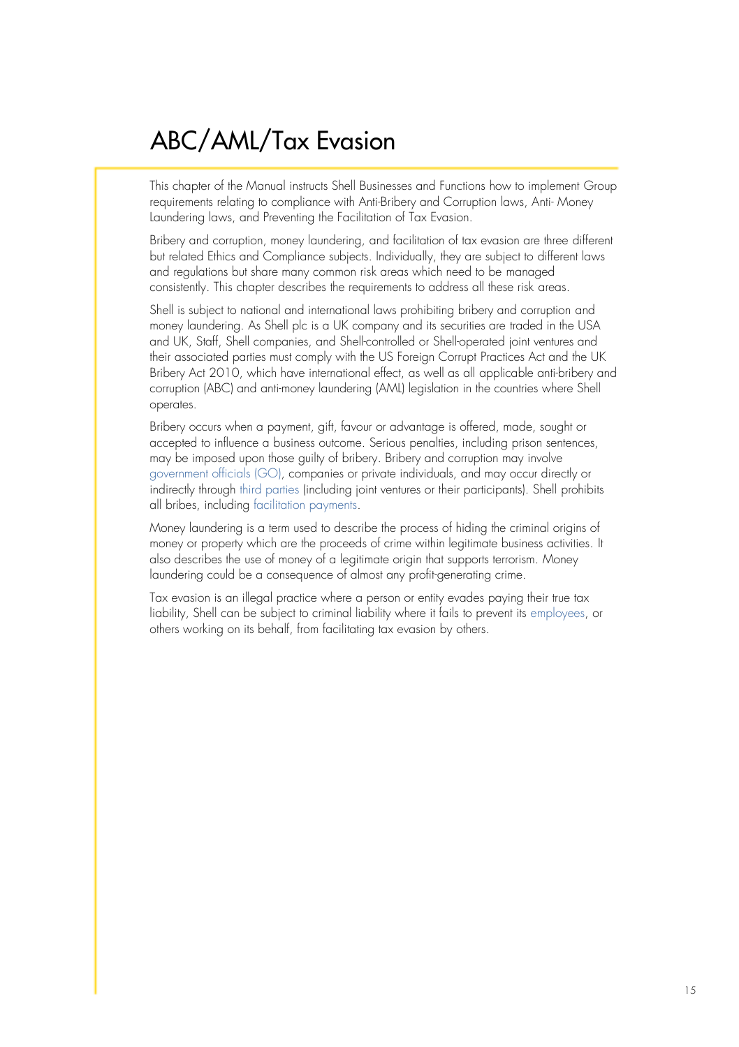# ABC/AML/Tax Evasion

This chapter of the Manual instructs Shell Businesses and Functions how to implement Group requirements relating to compliance with Anti-Bribery and Corruption laws, Anti- Money Laundering laws, and Preventing the Facilitation of Tax Evasion.

Bribery and corruption, money laundering, and facilitation of tax evasion are three different but related Ethics and Compliance subjects. Individually, they are subject to different laws and regulations but share many common risk areas which need to be managed consistently. This chapter describes the requirements to address all these risk areas.

Shell is subject to national and international laws prohibiting bribery and corruption and money laundering. As Shell plc is a UK company and its securities are traded in the USA and UK, Staff, Shell companies, and Shell-controlled or Shell-operated joint ventures and their associated parties must comply with the US Foreign Corrupt Practices Act and the UK Bribery Act 2010, which have international effect, as well as all applicable anti-bribery and corruption (ABC) and anti-money laundering (AML) legislation in the countries where Shell operates.

Bribery occurs when a payment, gift, favour or advantage is offered, made, sought or accepted to influence a business outcome. Serious penalties, including prison sentences, may be imposed upon those guilty of bribery. Bribery and corruption may involve government officials (GO), companies or private individuals, and may occur directly or indirectly through third parties (including joint ventures or their participants). Shell prohibits all bribes, including facilitation payments.

Money laundering is a term used to describe the process of hiding the criminal origins of money or property which are the proceeds of crime within legitimate business activities. It also describes the use of money of a legitimate origin that supports terrorism. Money laundering could be a consequence of almost any profit-generating crime.

Tax evasion is an illegal practice where a person or entity evades paying their true tax liability, Shell can be subject to criminal liability where it fails to prevent its employees, or others working on its behalf, from facilitating tax evasion by others.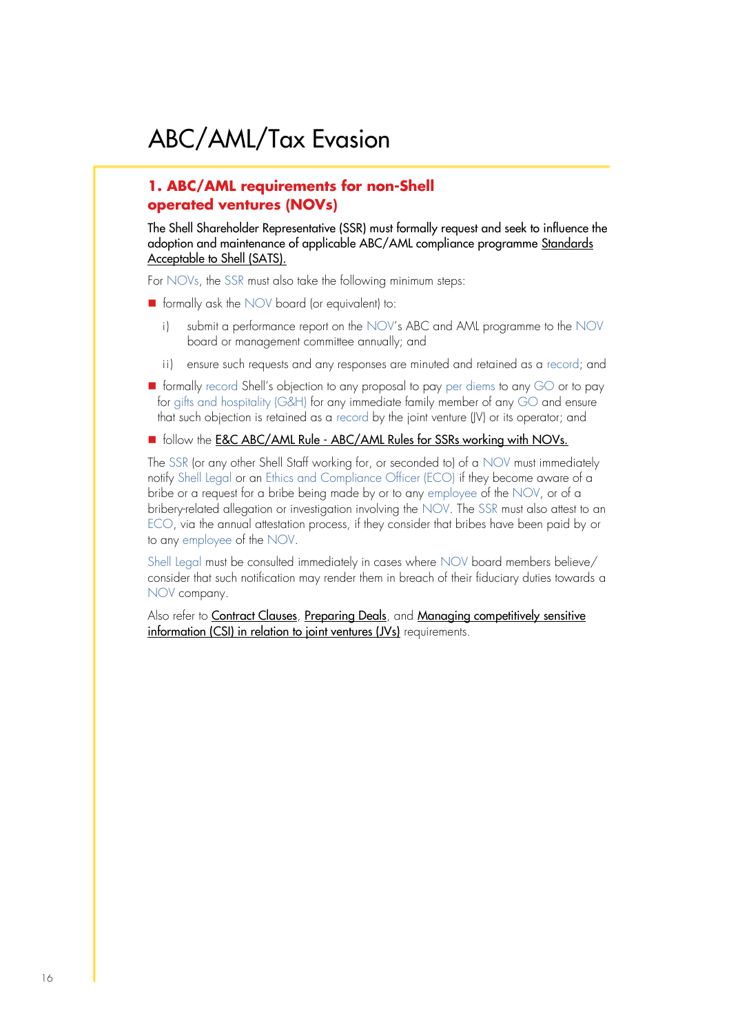# ABC/AML/Tax Evasion

## 1. ABC/AML requirements for non-Shell operated ventures (NOVs)

The Shell Shareholder Representative (SSR) must formally request and seek to influence the adoption and maintenance of applicable ABC/AML compliance programme Standards Acceptable to Shell (SATS).

For NOVs, the SSR must also take the following minimum steps:

- formally ask the NOV board (or equivalent) to:
  - i) submit a performance report on the NOV's ABC and AML programme to the NOV board or management committee annually; and
  - ii) ensure such requests and any responses are minuted and retained as a record; and
- formally record Shell's objection to any proposal to pay per diems to any GO or to pay for gifts and hospitality (G&H) for any immediate family member of any GO and ensure that such objection is retained as a record by the joint venture (JV) or its operator; and
- follow the E&C ABC/AML Rule - ABC/AML Rules for SSRs working with NOVs.

The SSR (or any other Shell Staff working for, or seconded to) of a NOV must immediately notify Shell Legal or an Ethics and Compliance Officer (ECO) if they become aware of a bribe or a request for a bribe being made by or to any employee of the NOV, or of a bribery-related allegation or investigation involving the NOV. The SSR must also attest to an ECO, via the annual attestation process, if they consider that bribes have been paid by or to any employee of the NOV.

Shell Legal must be consulted immediately in cases where NOV board members believe/consider that such notification may render them in breach of their fiduciary duties towards a NOV company.

Also refer to Contract Clauses, Preparing Deals, and Managing competitively sensitive information (CSI) in relation to joint ventures (JVs) requirements.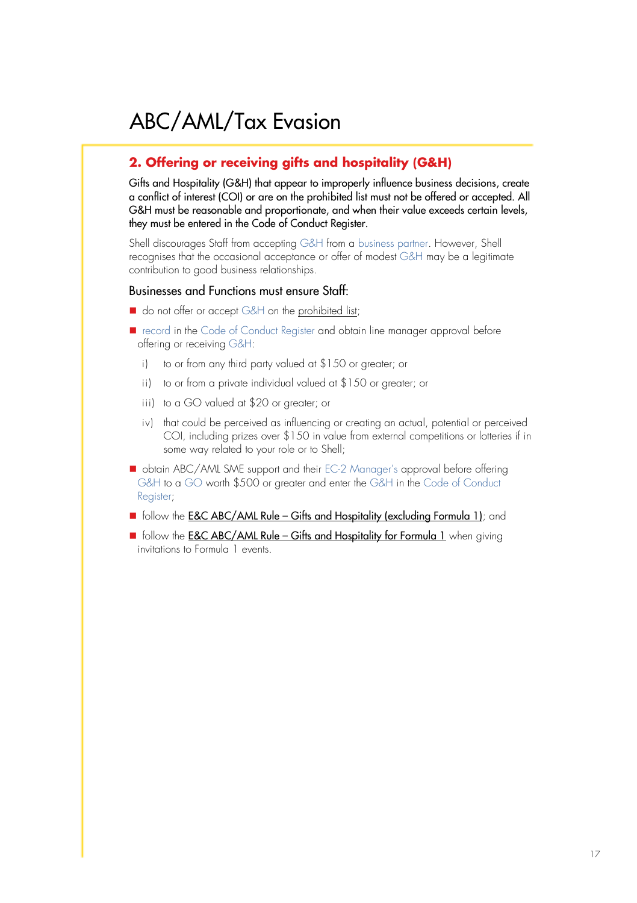# ABC/AML/Tax Evasion

## 2. Offering or receiving gifts and hospitality (G&H)

Gifts and Hospitality (G&H) that appear to improperly influence business decisions, create a conflict of interest (COI) or are on the prohibited list must not be offered or accepted. All G&H must be reasonable and proportionate, and when their value exceeds certain levels, they must be entered in the Code of Conduct Register.

Shell discourages Staff from accepting G&H from a business partner. However, Shell recognises that the occasional acceptance or offer of modest G&H may be a legitimate contribution to good business relationships.

### Businesses and Functions must ensure Staff:

- do not offer or accept G&H on the prohibited list;
- record in the Code of Conduct Register and obtain line manager approval before offering or receiving G&H:
  - i) to or from any third party valued at $150 or greater; or
  - ii) to or from a private individual valued at $150 or greater; or
  - iii) to a GO valued at $20 or greater; or
  - iv) that could be perceived as influencing or creating an actual, potential or perceived COI, including prizes over $150 in value from external competitions or lotteries if in some way related to your role or to Shell;
- obtain ABC/AML SME support and their EC-2 Manager's approval before offering G&H to a GO worth $500 or greater and enter the G&H in the Code of Conduct Register;
- follow the E&C ABC/AML Rule – Gifts and Hospitality (excluding Formula 1); and
- follow the E&C ABC/AML Rule – Gifts and Hospitality for Formula 1 when giving invitations to Formula 1 events.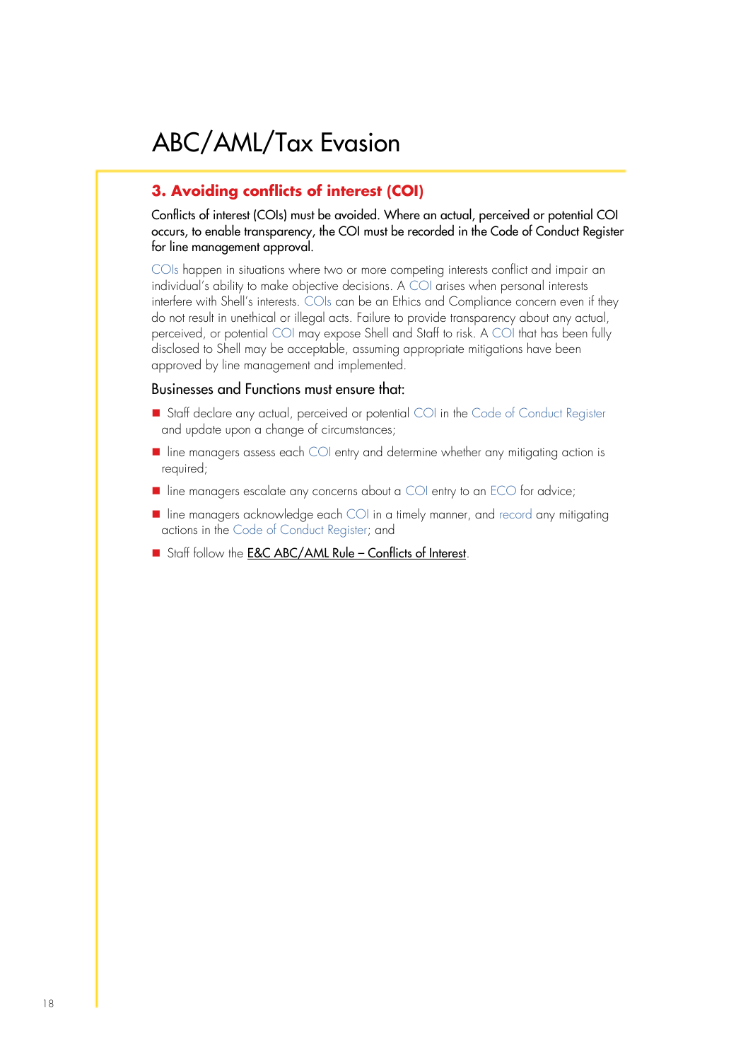# ABC/AML/Tax Evasion

## 3. Avoiding conflicts of interest (COI)

Conflicts of interest (COIs) must be avoided. Where an actual, perceived or potential COI occurs, to enable transparency, the COI must be recorded in the Code of Conduct Register for line management approval.

COIs happen in situations where two or more competing interests conflict and impair an individual's ability to make objective decisions. A COI arises when personal interests interfere with Shell's interests. COIs can be an Ethics and Compliance concern even if they do not result in unethical or illegal acts. Failure to provide transparency about any actual, perceived, or potential COI may expose Shell and Staff to risk. A COI that has been fully disclosed to Shell may be acceptable, assuming appropriate mitigations have been approved by line management and implemented.

### Businesses and Functions must ensure that:

- Staff declare any actual, perceived or potential COI in the Code of Conduct Register and update upon a change of circumstances;
- line managers assess each COI entry and determine whether any mitigating action is required;
- line managers escalate any concerns about a COI entry to an ECO for advice;
- line managers acknowledge each COI in a timely manner, and record any mitigating actions in the Code of Conduct Register; and
- Staff follow the E&C ABC/AML Rule – Conflicts of Interest.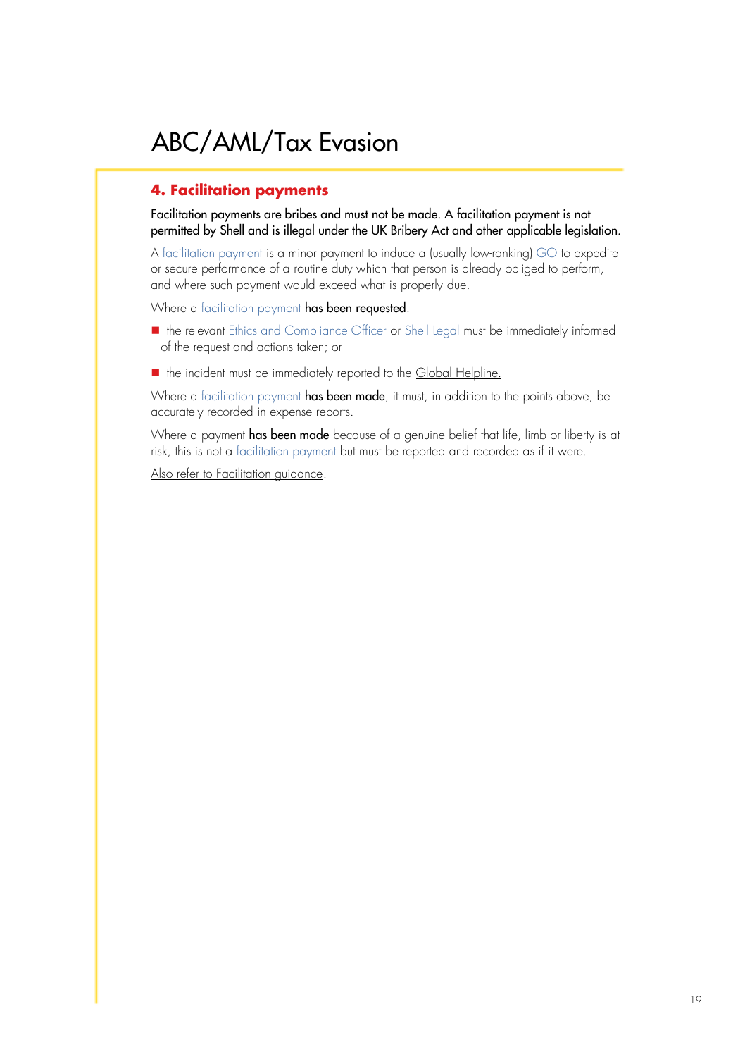# ABC/AML/Tax Evasion

## 4. Facilitation payments

**Facilitation payments are bribes and must not be made. A facilitation payment is not permitted by Shell and is illegal under the UK Bribery Act and other applicable legislation.**

A facilitation payment is a minor payment to induce a (usually low-ranking) GO to expedite or secure performance of a routine duty which that person is already obliged to perform, and where such payment would exceed what is properly due.

Where a facilitation payment **has been requested**:

- the relevant Ethics and Compliance Officer or Shell Legal must be immediately informed of the request and actions taken; or
- the incident must be immediately reported to the Global Helpline.

Where a facilitation payment **has been made**, it must, in addition to the points above, be accurately recorded in expense reports.

Where a payment **has been made** because of a genuine belief that life, limb or liberty is at risk, this is not a facilitation payment but must be reported and recorded as if it were.

Also refer to Facilitation guidance.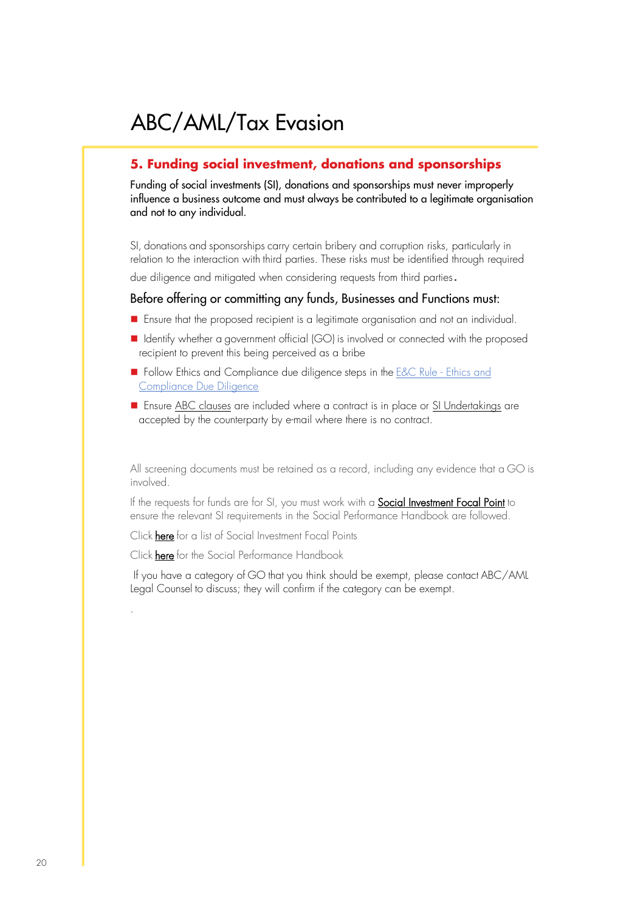# ABC/AML/Tax Evasion

## 5. Funding social investment, donations and sponsorships

Funding of social investments (SI), donations and sponsorships must never improperly influence a business outcome and must always be contributed to a legitimate organisation and not to any individual.

SI, donations and sponsorships carry certain bribery and corruption risks, particularly in relation to the interaction with third parties. These risks must be identified through required due diligence and mitigated when considering requests from third parties.

### Before offering or committing any funds, Businesses and Functions must:

- Ensure that the proposed recipient is a legitimate organisation and not an individual.
- Identify whether a government official (GO) is involved or connected with the proposed recipient to prevent this being perceived as a bribe
- Follow Ethics and Compliance due diligence steps in the E&C Rule - Ethics and Compliance Due Diligence
- Ensure ABC clauses are included where a contract is in place or SI Undertakings are accepted by the counterparty by e-mail where there is no contract.

All screening documents must be retained as a record, including any evidence that a GO is involved.

If the requests for funds are for SI, you must work with a Social Investment Focal Point to ensure the relevant SI requirements in the Social Performance Handbook are followed.

Click here for a list of Social Investment Focal Points

Click here for the Social Performance Handbook

If you have a category of GO that you think should be exempt, please contact ABC/AML Legal Counsel to discuss; they will confirm if the category can be exempt.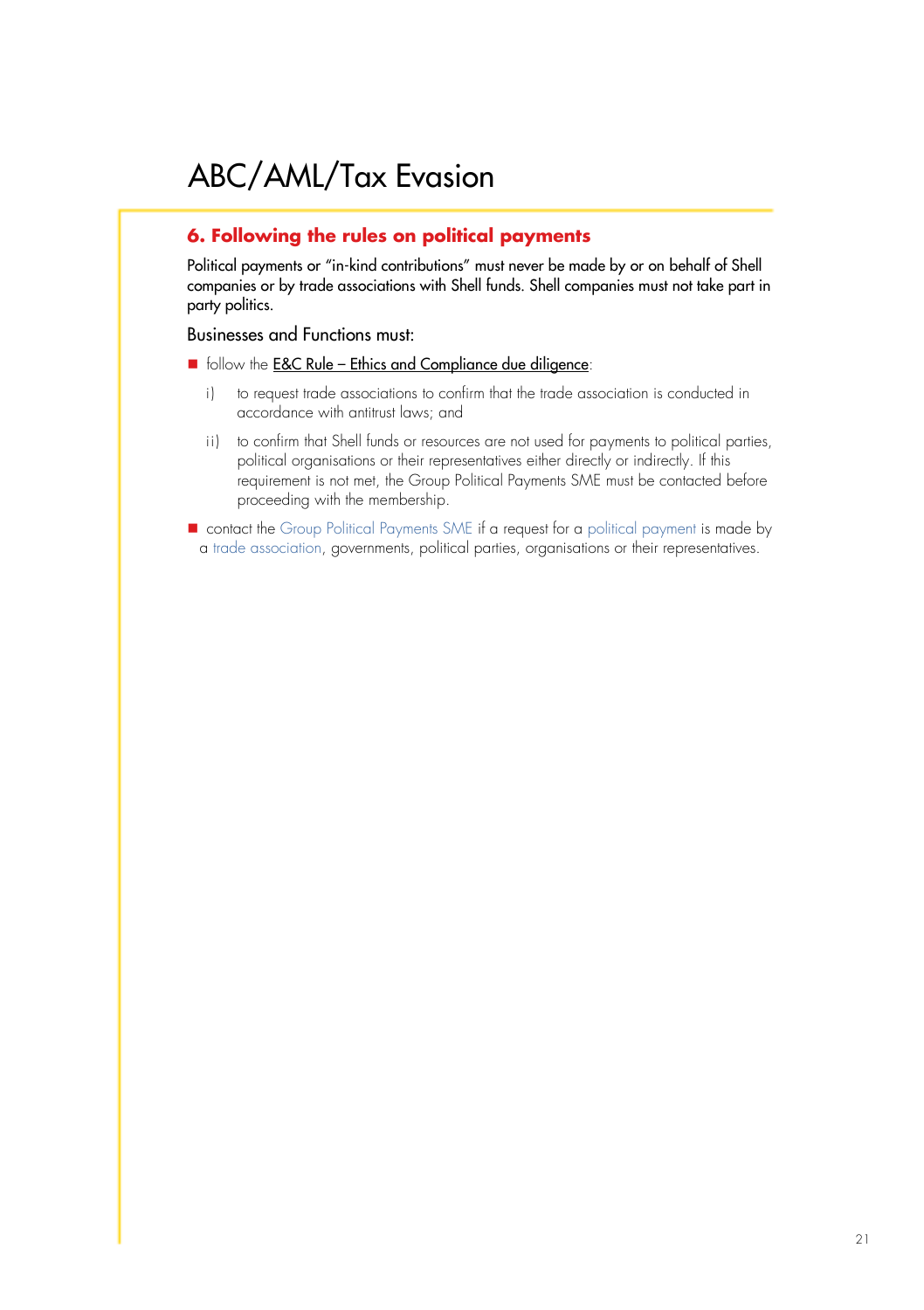# ABC/AML/Tax Evasion

## 6. Following the rules on political payments

Political payments or "in-kind contributions" must never be made by or on behalf of Shell companies or by trade associations with Shell funds. Shell companies must not take part in party politics.

Businesses and Functions must:

- follow the E&C Rule – Ethics and Compliance due diligence:
  - i) to request trade associations to confirm that the trade association is conducted in accordance with antitrust laws; and
  - ii) to confirm that Shell funds or resources are not used for payments to political parties, political organisations or their representatives either directly or indirectly. If this requirement is not met, the Group Political Payments SME must be contacted before proceeding with the membership.
- contact the Group Political Payments SME if a request for a political payment is made by a trade association, governments, political parties, organisations or their representatives.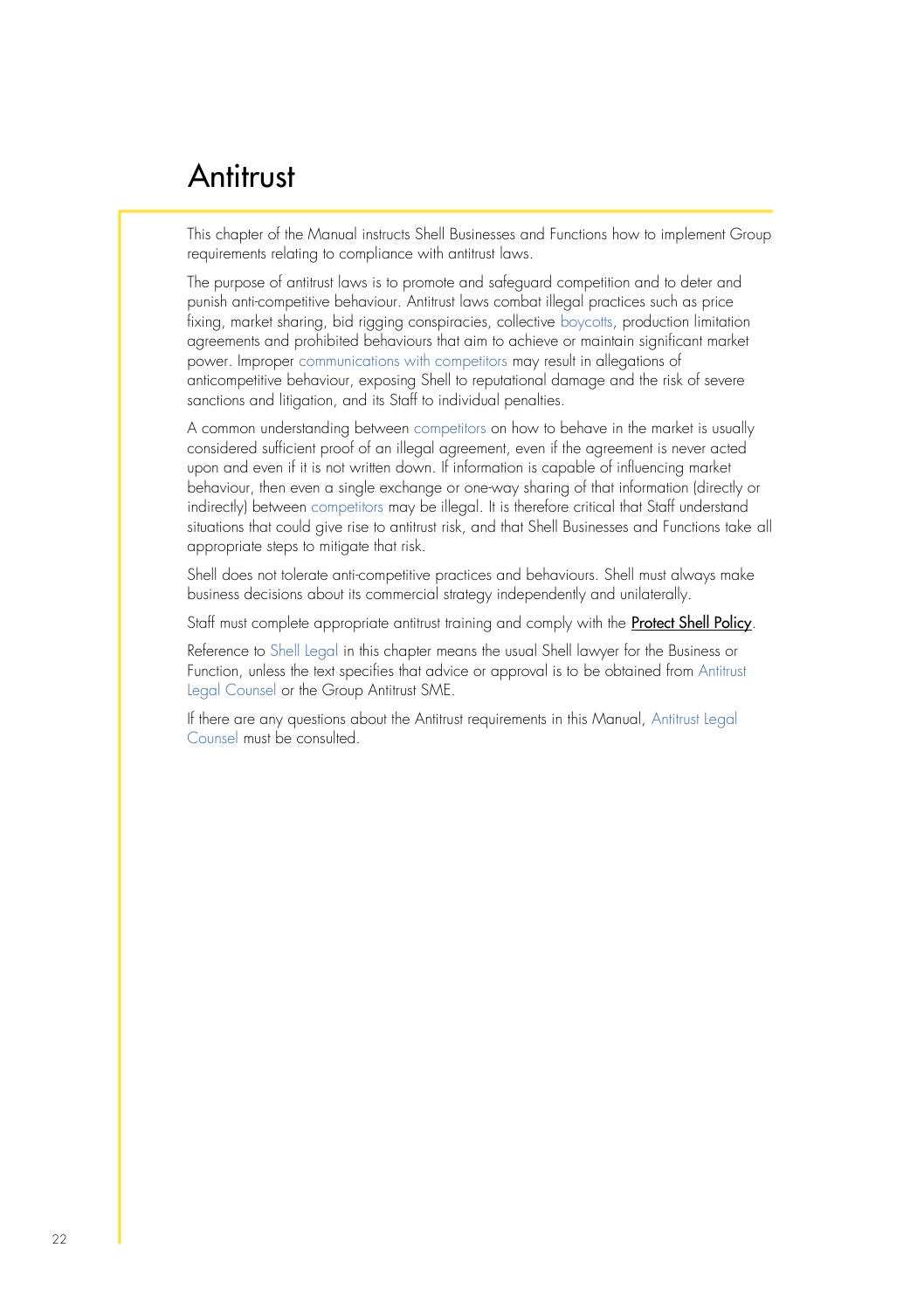# Antitrust

This chapter of the Manual instructs Shell Businesses and Functions how to implement Group requirements relating to compliance with antitrust laws.

The purpose of antitrust laws is to promote and safeguard competition and to deter and punish anti-competitive behaviour. Antitrust laws combat illegal practices such as price fixing, market sharing, bid rigging conspiracies, collective boycotts, production limitation agreements and prohibited behaviours that aim to achieve or maintain significant market power. Improper communications with competitors may result in allegations of anticompetitive behaviour, exposing Shell to reputational damage and the risk of severe sanctions and litigation, and its Staff to individual penalties.

A common understanding between competitors on how to behave in the market is usually considered sufficient proof of an illegal agreement, even if the agreement is never acted upon and even if it is not written down. If information is capable of influencing market behaviour, then even a single exchange or one-way sharing of that information (directly or indirectly) between competitors may be illegal. It is therefore critical that Staff understand situations that could give rise to antitrust risk, and that Shell Businesses and Functions take all appropriate steps to mitigate that risk.

Shell does not tolerate anti-competitive practices and behaviours. Shell must always make business decisions about its commercial strategy independently and unilaterally.

Staff must complete appropriate antitrust training and comply with the **Protect Shell Policy**.

Reference to Shell Legal in this chapter means the usual Shell lawyer for the Business or Function, unless the text specifies that advice or approval is to be obtained from Antitrust Legal Counsel or the Group Antitrust SME.

If there are any questions about the Antitrust requirements in this Manual, Antitrust Legal Counsel must be consulted.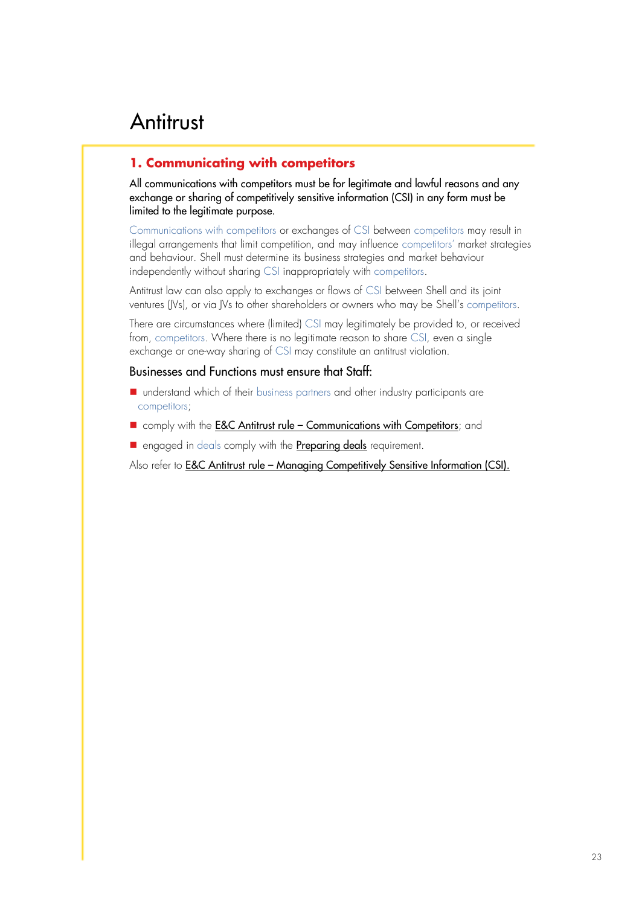# Antitrust

## 1. Communicating with competitors

All communications with competitors must be for legitimate and lawful reasons and any exchange or sharing of competitively sensitive information (CSI) in any form must be limited to the legitimate purpose.

Communications with competitors or exchanges of CSI between competitors may result in illegal arrangements that limit competition, and may influence competitors' market strategies and behaviour. Shell must determine its business strategies and market behaviour independently without sharing CSI inappropriately with competitors.

Antitrust law can also apply to exchanges or flows of CSI between Shell and its joint ventures (JVs), or via JVs to other shareholders or owners who may be Shell's competitors.

There are circumstances where (limited) CSI may legitimately be provided to, or received from, competitors. Where there is no legitimate reason to share CSI, even a single exchange or one-way sharing of CSI may constitute an antitrust violation.

### Businesses and Functions must ensure that Staff:

- understand which of their business partners and other industry participants are competitors;
- comply with the E&C Antitrust rule – Communications with Competitors; and
- engaged in deals comply with the Preparing deals requirement.

Also refer to E&C Antitrust rule – Managing Competitively Sensitive Information (CSI).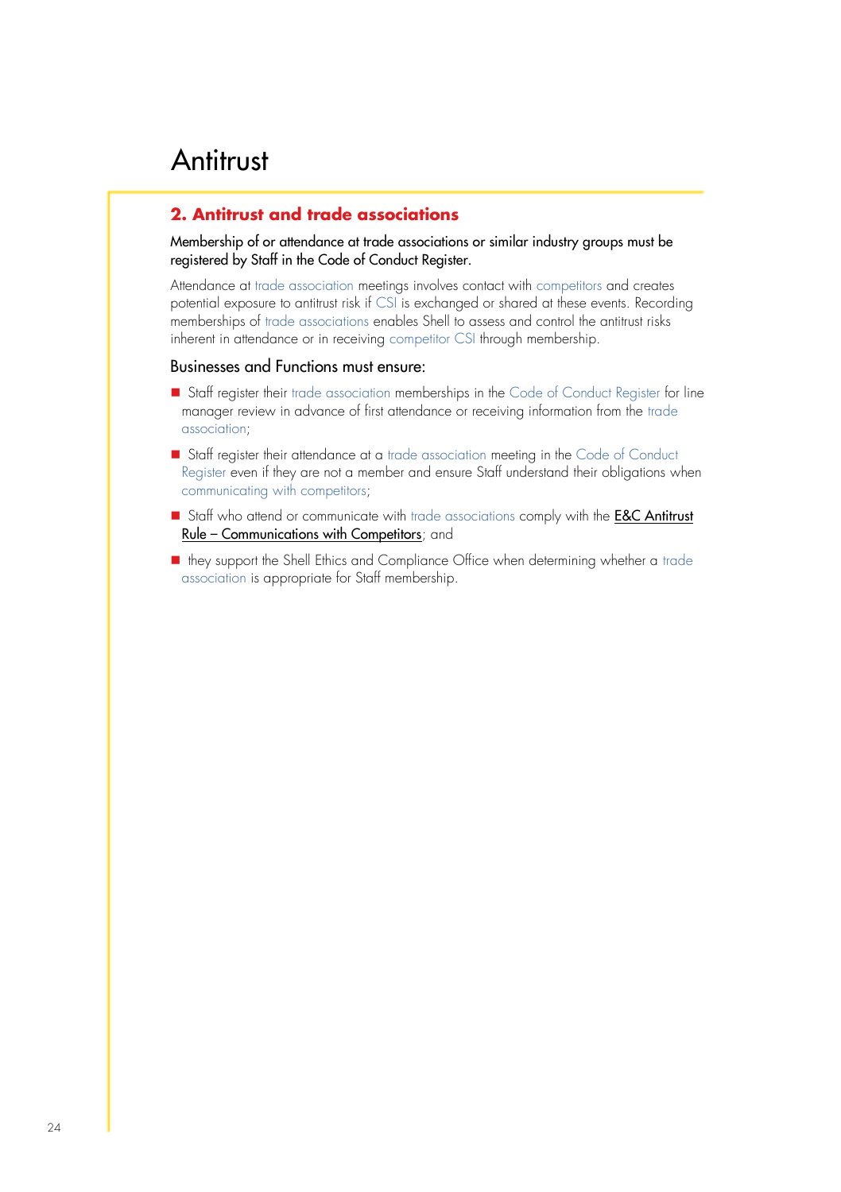# Antitrust

## 2. Antitrust and trade associations

Membership of or attendance at trade associations or similar industry groups must be registered by Staff in the Code of Conduct Register.

Attendance at trade association meetings involves contact with competitors and creates potential exposure to antitrust risk if CSI is exchanged or shared at these events. Recording memberships of trade associations enables Shell to assess and control the antitrust risks inherent in attendance or in receiving competitor CSI through membership.

### Businesses and Functions must ensure:

- Staff register their trade association memberships in the Code of Conduct Register for line manager review in advance of first attendance or receiving information from the trade association;
- Staff register their attendance at a trade association meeting in the Code of Conduct Register even if they are not a member and ensure Staff understand their obligations when communicating with competitors;
- Staff who attend or communicate with trade associations comply with the E&C Antitrust Rule – Communications with Competitors; and
- they support the Shell Ethics and Compliance Office when determining whether a trade association is appropriate for Staff membership.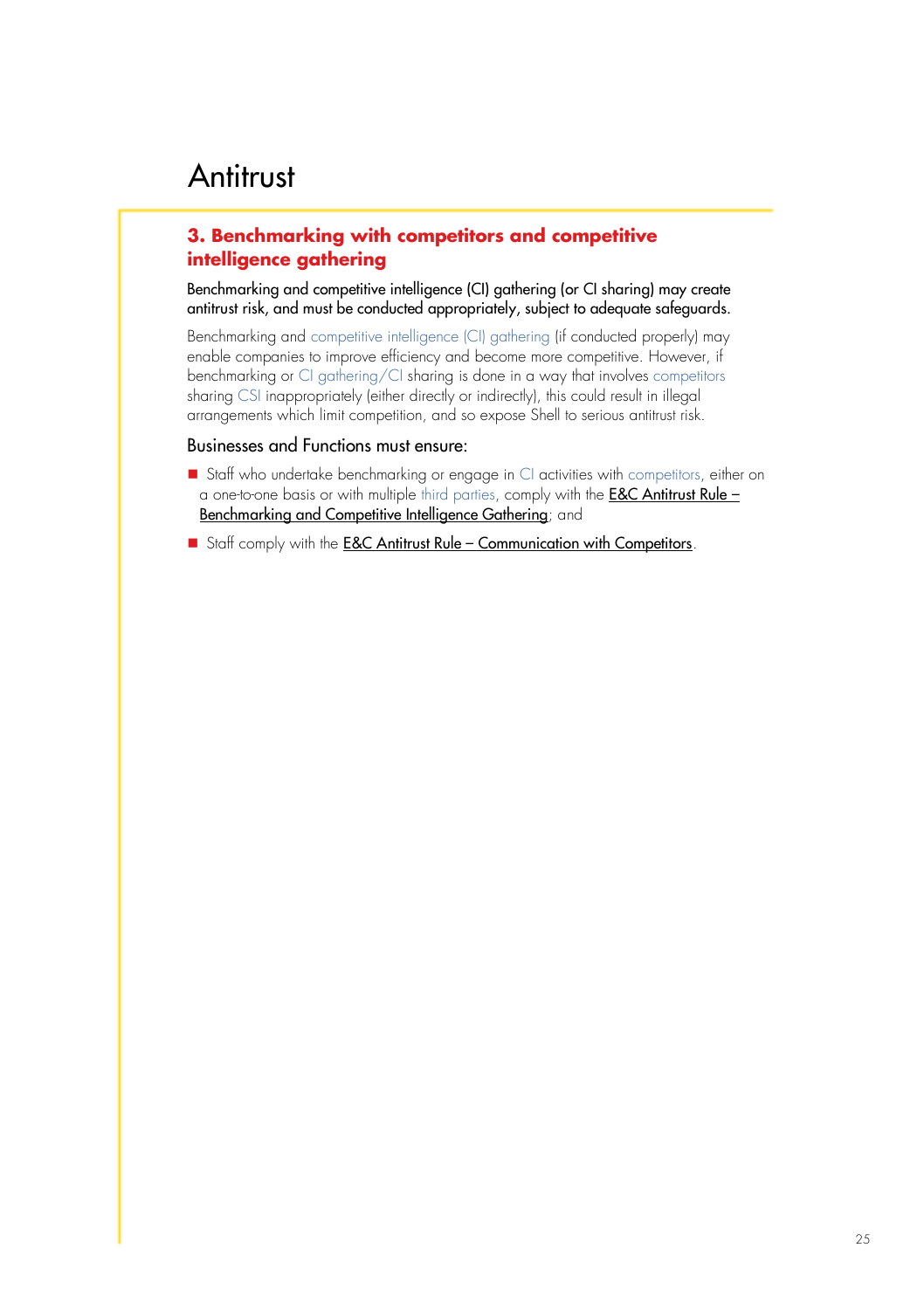# Antitrust

## 3. Benchmarking with competitors and competitive intelligence gathering

Benchmarking and competitive intelligence (CI) gathering (or CI sharing) may create antitrust risk, and must be conducted appropriately, subject to adequate safeguards.

Benchmarking and competitive intelligence (CI) gathering (if conducted properly) may enable companies to improve efficiency and become more competitive. However, if benchmarking or CI gathering/CI sharing is done in a way that involves competitors sharing CSI inappropriately (either directly or indirectly), this could result in illegal arrangements which limit competition, and so expose Shell to serious antitrust risk.

### Businesses and Functions must ensure:

- Staff who undertake benchmarking or engage in CI activities with competitors, either on a one-to-one basis or with multiple third parties, comply with the E&C Antitrust Rule – Benchmarking and Competitive Intelligence Gathering; and
- Staff comply with the E&C Antitrust Rule – Communication with Competitors.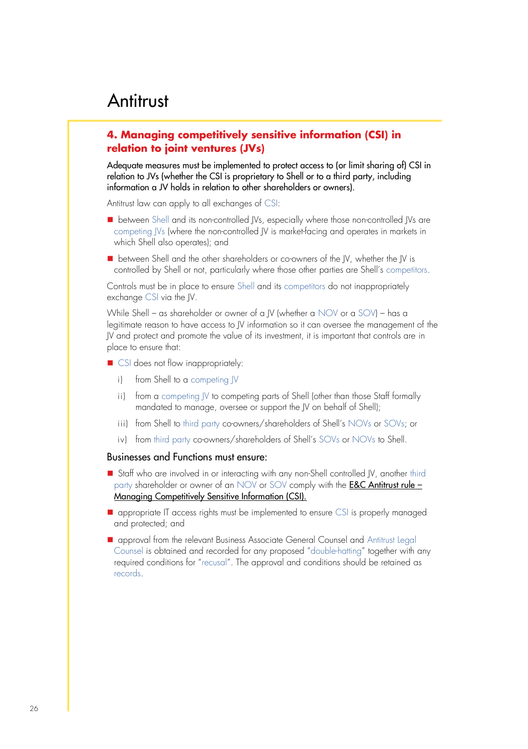# Antitrust

## 4. Managing competitively sensitive information (CSI) in relation to joint ventures (JVs)

Adequate measures must be implemented to protect access to (or limit sharing of) CSI in relation to JVs (whether the CSI is proprietary to Shell or to a third party, including information a JV holds in relation to other shareholders or owners).

Antitrust law can apply to all exchanges of CSI:

- between Shell and its non-controlled JVs, especially where those non-controlled JVs are competing JVs (where the non-controlled JV is market-facing and operates in markets in which Shell also operates); and
- between Shell and the other shareholders or co-owners of the JV, whether the JV is controlled by Shell or not, particularly where those other parties are Shell's competitors.

Controls must be in place to ensure Shell and its competitors do not inappropriately exchange CSI via the JV.

While Shell – as shareholder or owner of a JV (whether a NOV or a SOV) – has a legitimate reason to have access to JV information so it can oversee the management of the JV and protect and promote the value of its investment, it is important that controls are in place to ensure that:

- CSI does not flow inappropriately:
  - i) from Shell to a competing JV
  - ii) from a competing JV to competing parts of Shell (other than those Staff formally mandated to manage, oversee or support the JV on behalf of Shell);
  - iii) from Shell to third party co-owners/shareholders of Shell's NOVs or SOVs; or
  - iv) from third party co-owners/shareholders of Shell's SOVs or NOVs to Shell.

Businesses and Functions must ensure:

- Staff who are involved in or interacting with any non-Shell controlled JV, another third party shareholder or owner of an NOV or SOV comply with the <u>E&C Antitrust rule – Managing Competitively Sensitive Information (CSI).</u>
- appropriate IT access rights must be implemented to ensure CSI is properly managed and protected; and
- approval from the relevant Business Associate General Counsel and Antitrust Legal Counsel is obtained and recorded for any proposed "double-hatting" together with any required conditions for "recusal". The approval and conditions should be retained as records.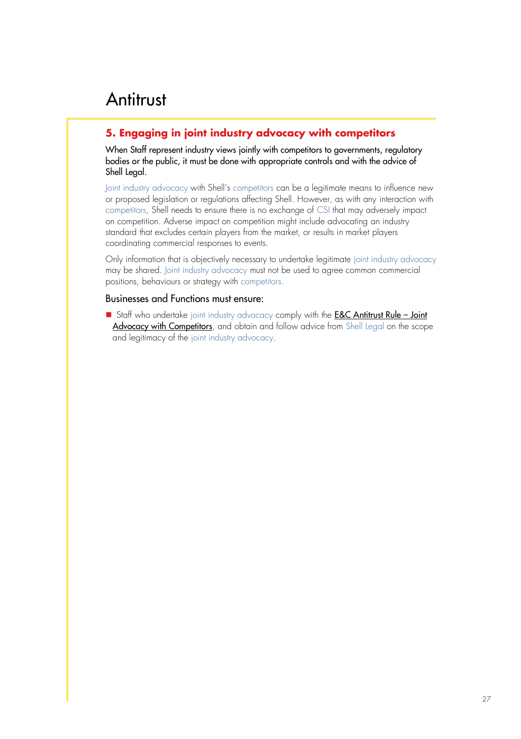# Antitrust

## 5. Engaging in joint industry advocacy with competitors

When Staff represent industry views jointly with competitors to governments, regulatory bodies or the public, it must be done with appropriate controls and with the advice of Shell Legal.

Joint industry advocacy with Shell's competitors can be a legitimate means to influence new or proposed legislation or regulations affecting Shell. However, as with any interaction with competitors, Shell needs to ensure there is no exchange of CSI that may adversely impact on competition. Adverse impact on competition might include advocating an industry standard that excludes certain players from the market, or results in market players coordinating commercial responses to events.

Only information that is objectively necessary to undertake legitimate joint industry advocacy may be shared. Joint industry advocacy must not be used to agree common commercial positions, behaviours or strategy with competitors.

### Businesses and Functions must ensure:

- Staff who undertake joint industry advocacy comply with the E&C Antitrust Rule – Joint Advocacy with Competitors, and obtain and follow advice from Shell Legal on the scope and legitimacy of the joint industry advocacy.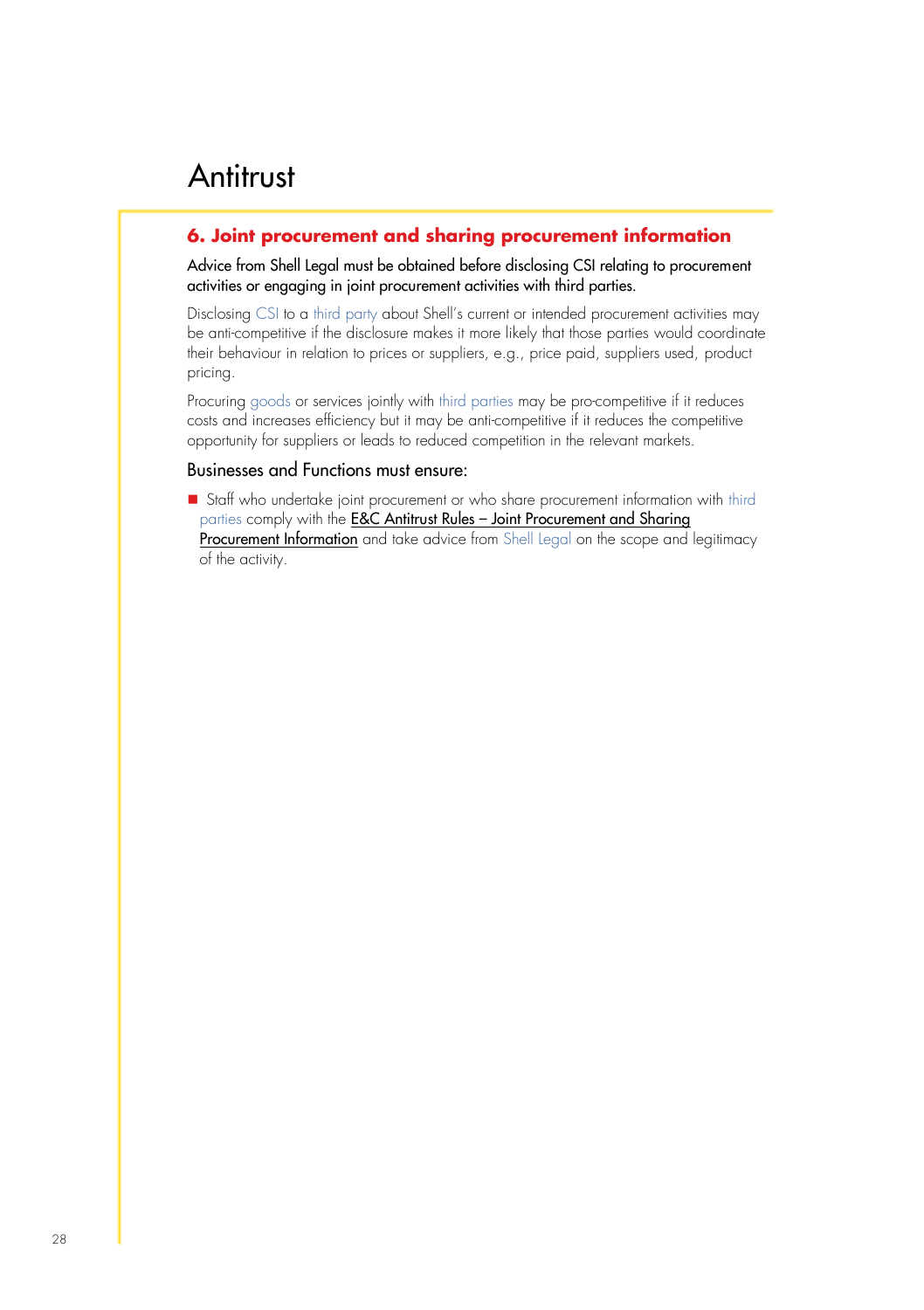# Antitrust

## 6. Joint procurement and sharing procurement information

Advice from Shell Legal must be obtained before disclosing CSI relating to procurement activities or engaging in joint procurement activities with third parties.

Disclosing CSI to a third party about Shell's current or intended procurement activities may be anti-competitive if the disclosure makes it more likely that those parties would coordinate their behaviour in relation to prices or suppliers, e.g., price paid, suppliers used, product pricing.

Procuring goods or services jointly with third parties may be pro-competitive if it reduces costs and increases efficiency but it may be anti-competitive if it reduces the competitive opportunity for suppliers or leads to reduced competition in the relevant markets.

### Businesses and Functions must ensure:

- Staff who undertake joint procurement or who share procurement information with third parties comply with the E&C Antitrust Rules – Joint Procurement and Sharing Procurement Information and take advice from Shell Legal on the scope and legitimacy of the activity.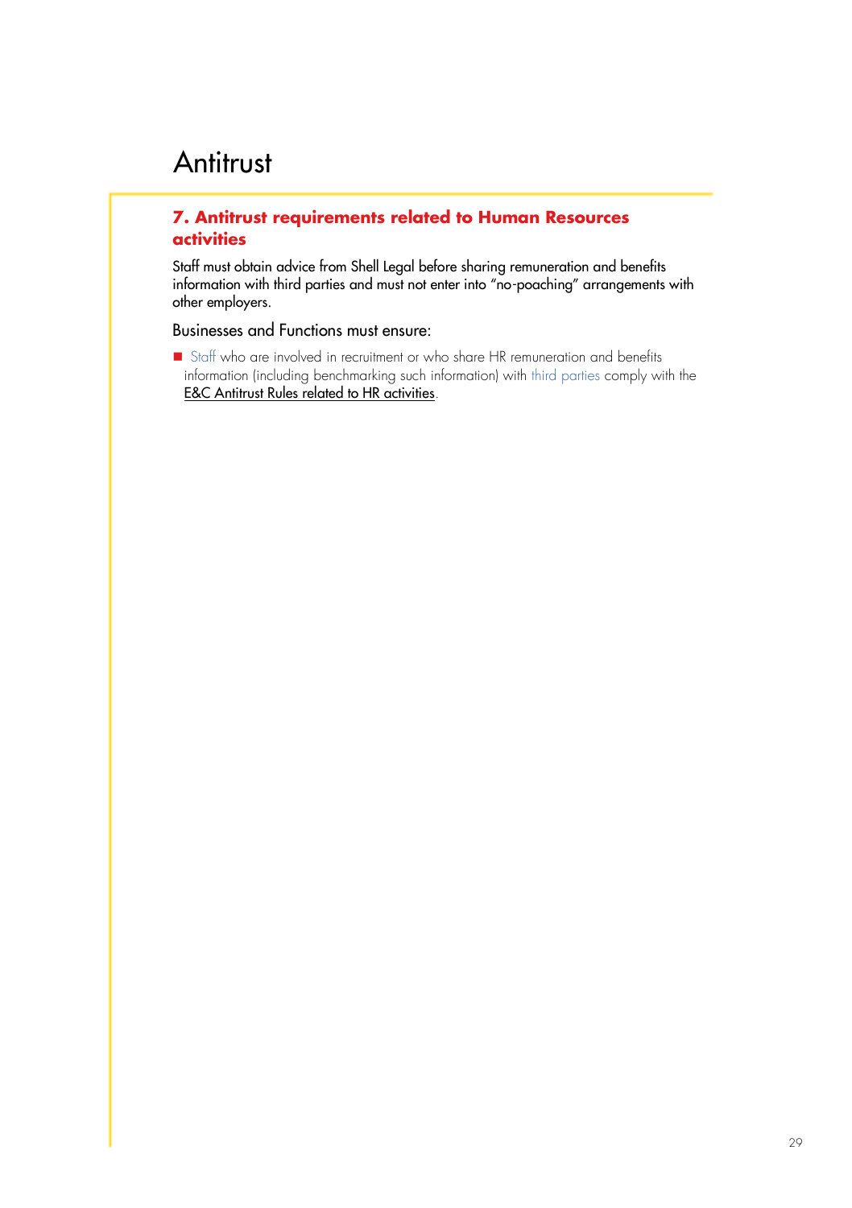# Antitrust

## 7. Antitrust requirements related to Human Resources activities

Staff must obtain advice from Shell Legal before sharing remuneration and benefits information with third parties and must not enter into "no-poaching" arrangements with other employers.

Businesses and Functions must ensure:

- Staff who are involved in recruitment or who share HR remuneration and benefits information (including benchmarking such information) with third parties comply with the E&C Antitrust Rules related to HR activities.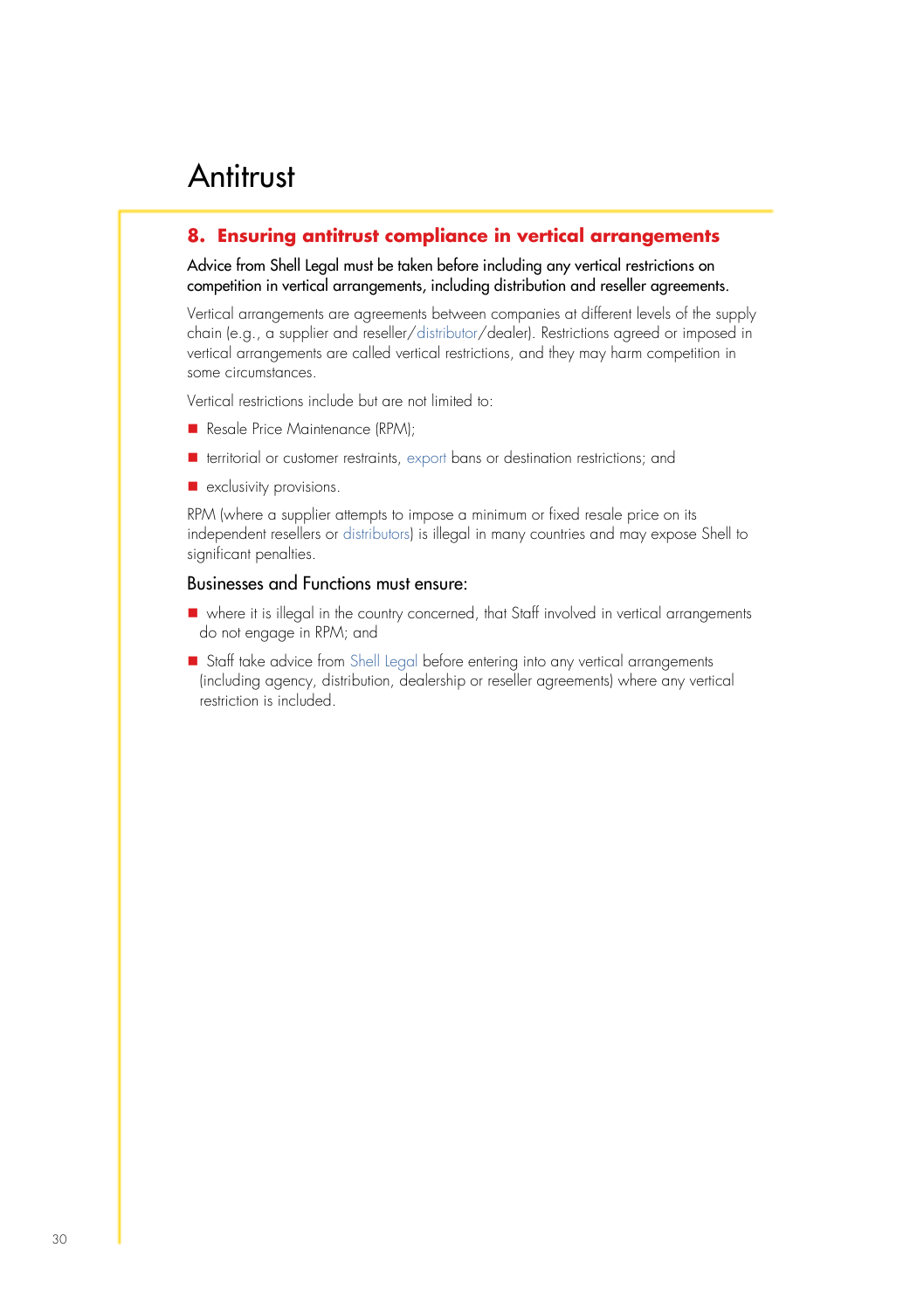# Antitrust

## 8. Ensuring antitrust compliance in vertical arrangements

Advice from Shell Legal must be taken before including any vertical restrictions on competition in vertical arrangements, including distribution and reseller agreements.

Vertical arrangements are agreements between companies at different levels of the supply chain (e.g., a supplier and reseller/distributor/dealer). Restrictions agreed or imposed in vertical arrangements are called vertical restrictions, and they may harm competition in some circumstances.

Vertical restrictions include but are not limited to:

- Resale Price Maintenance (RPM);
- territorial or customer restraints, export bans or destination restrictions; and
- exclusivity provisions.

RPM (where a supplier attempts to impose a minimum or fixed resale price on its independent resellers or distributors) is illegal in many countries and may expose Shell to significant penalties.

### Businesses and Functions must ensure:

- where it is illegal in the country concerned, that Staff involved in vertical arrangements do not engage in RPM; and
- Staff take advice from Shell Legal before entering into any vertical arrangements (including agency, distribution, dealership or reseller agreements) where any vertical restriction is included.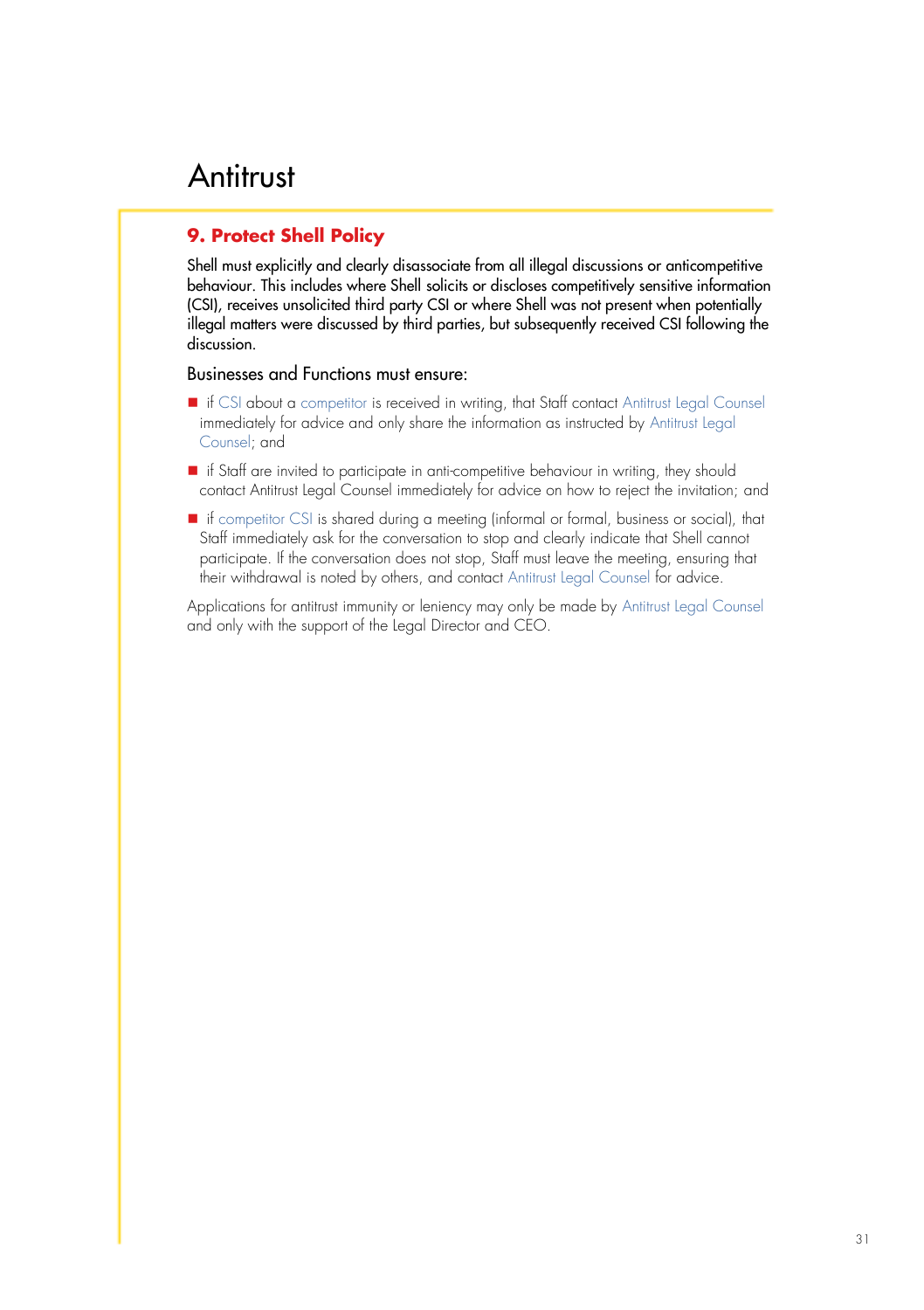# Antitrust

## 9. Protect Shell Policy

Shell must explicitly and clearly disassociate from all illegal discussions or anticompetitive behaviour. This includes where Shell solicits or discloses competitively sensitive information (CSI), receives unsolicited third party CSI or where Shell was not present when potentially illegal matters were discussed by third parties, but subsequently received CSI following the discussion.

Businesses and Functions must ensure:

- if CSI about a competitor is received in writing, that Staff contact Antitrust Legal Counsel immediately for advice and only share the information as instructed by Antitrust Legal Counsel; and
- if Staff are invited to participate in anti-competitive behaviour in writing, they should contact Antitrust Legal Counsel immediately for advice on how to reject the invitation; and
- if competitor CSI is shared during a meeting (informal or formal, business or social), that Staff immediately ask for the conversation to stop and clearly indicate that Shell cannot participate. If the conversation does not stop, Staff must leave the meeting, ensuring that their withdrawal is noted by others, and contact Antitrust Legal Counsel for advice.

Applications for antitrust immunity or leniency may only be made by Antitrust Legal Counsel and only with the support of the Legal Director and CEO.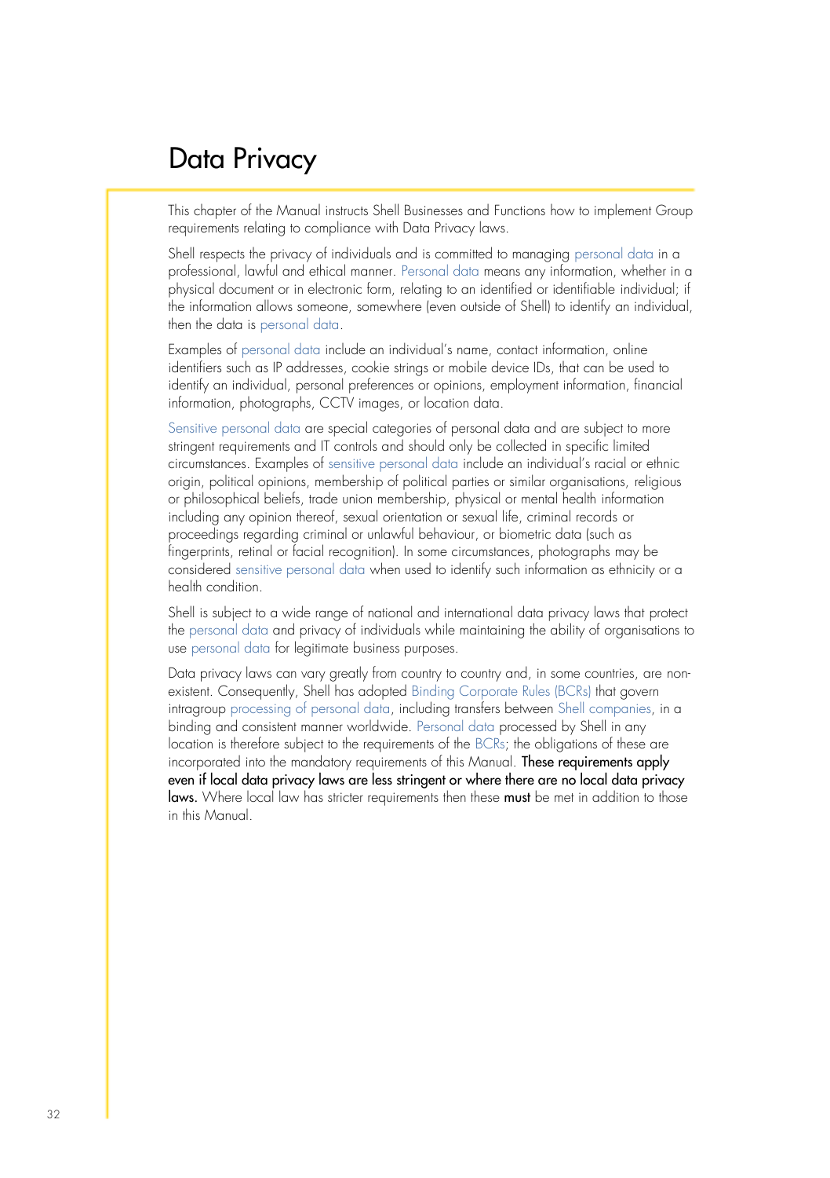# Data Privacy

This chapter of the Manual instructs Shell Businesses and Functions how to implement Group requirements relating to compliance with Data Privacy laws.

Shell respects the privacy of individuals and is committed to managing personal data in a professional, lawful and ethical manner. Personal data means any information, whether in a physical document or in electronic form, relating to an identified or identifiable individual; if the information allows someone, somewhere (even outside of Shell) to identify an individual, then the data is personal data.

Examples of personal data include an individual's name, contact information, online identifiers such as IP addresses, cookie strings or mobile device IDs, that can be used to identify an individual, personal preferences or opinions, employment information, financial information, photographs, CCTV images, or location data.

Sensitive personal data are special categories of personal data and are subject to more stringent requirements and IT controls and should only be collected in specific limited circumstances. Examples of sensitive personal data include an individual's racial or ethnic origin, political opinions, membership of political parties or similar organisations, religious or philosophical beliefs, trade union membership, physical or mental health information including any opinion thereof, sexual orientation or sexual life, criminal records or proceedings regarding criminal or unlawful behaviour, or biometric data (such as fingerprints, retinal or facial recognition). In some circumstances, photographs may be considered sensitive personal data when used to identify such information as ethnicity or a health condition.

Shell is subject to a wide range of national and international data privacy laws that protect the personal data and privacy of individuals while maintaining the ability of organisations to use personal data for legitimate business purposes.

Data privacy laws can vary greatly from country to country and, in some countries, are non-existent. Consequently, Shell has adopted Binding Corporate Rules (BCRs) that govern intragroup processing of personal data, including transfers between Shell companies, in a binding and consistent manner worldwide. Personal data processed by Shell in any location is therefore subject to the requirements of the BCRs; the obligations of these are incorporated into the mandatory requirements of this Manual. **These requirements apply even if local data privacy laws are less stringent or where there are no local data privacy laws.** Where local law has stricter requirements then these **must** be met in addition to those in this Manual.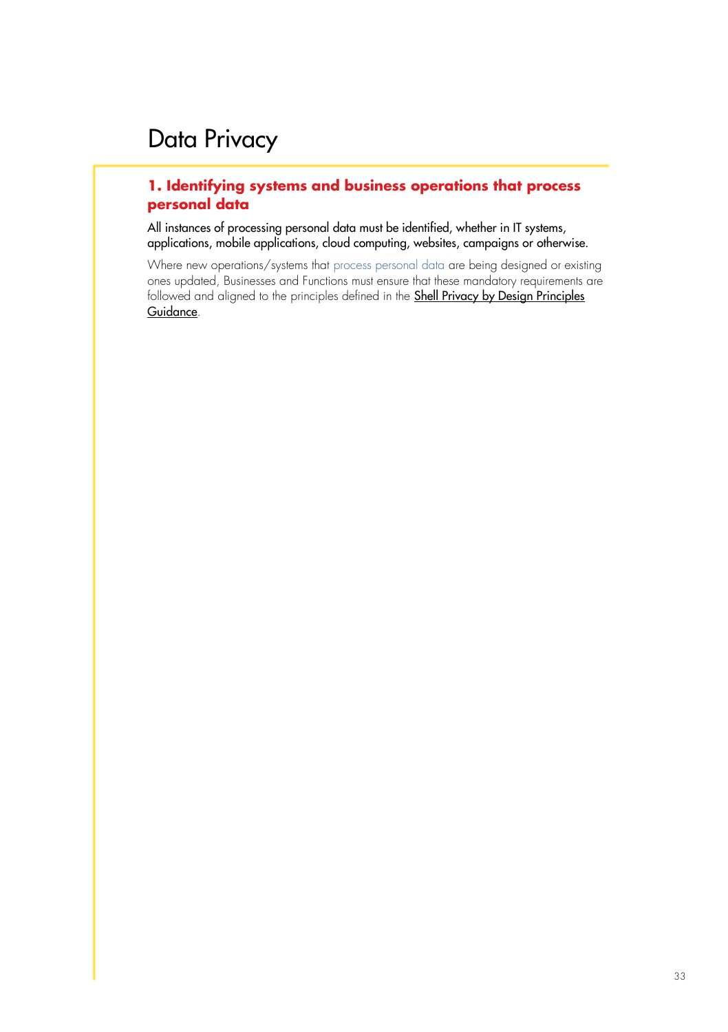# Data Privacy

## 1. Identifying systems and business operations that process personal data

All instances of processing personal data must be identified, whether in IT systems, applications, mobile applications, cloud computing, websites, campaigns or otherwise.

Where new operations/systems that process personal data are being designed or existing ones updated, Businesses and Functions must ensure that these mandatory requirements are followed and aligned to the principles defined in the Shell Privacy by Design Principles Guidance.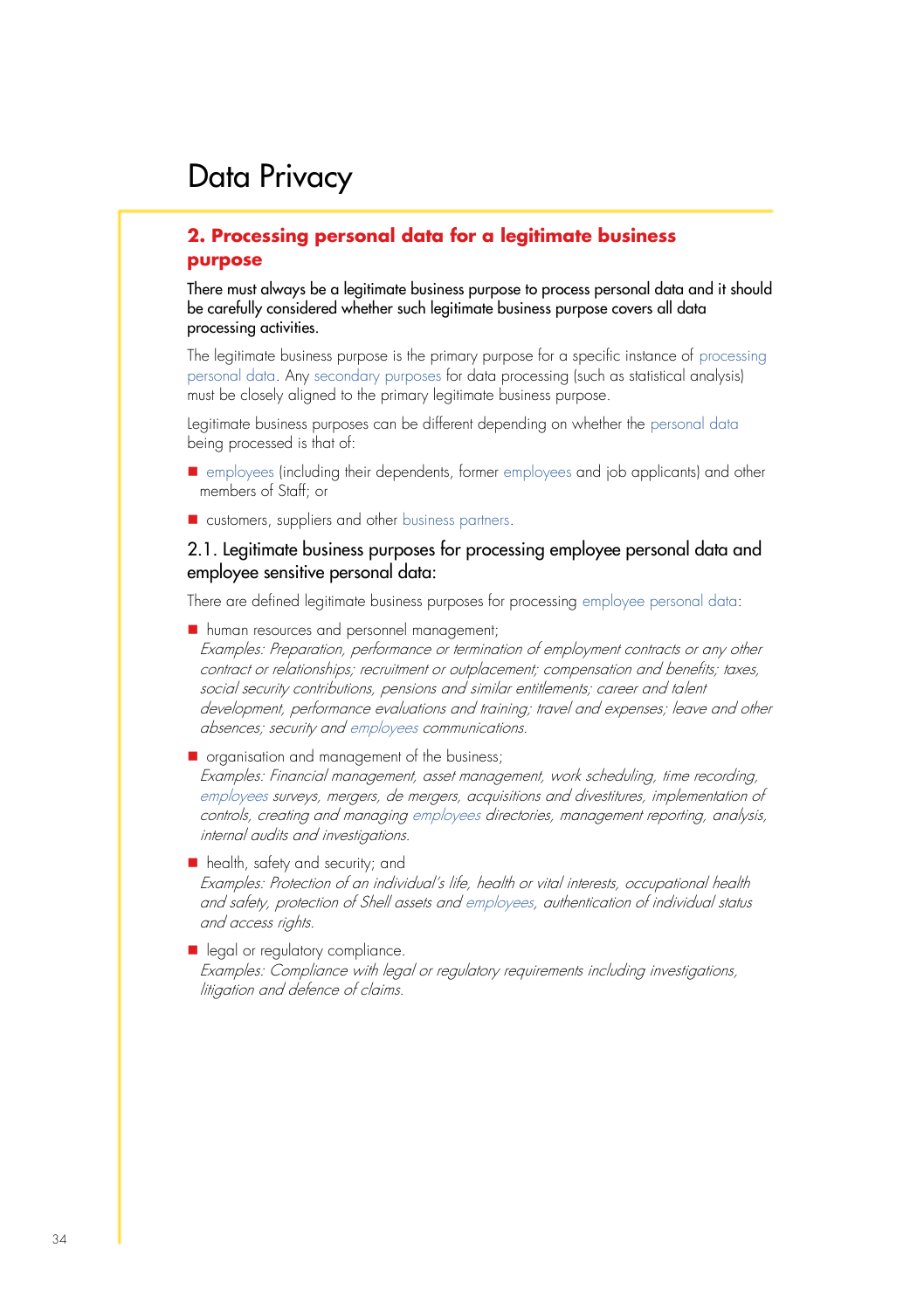# Data Privacy

## 2. Processing personal data for a legitimate business purpose

There must always be a legitimate business purpose to process personal data and it should be carefully considered whether such legitimate business purpose covers all data processing activities.

The legitimate business purpose is the primary purpose for a specific instance of processing personal data. Any secondary purposes for data processing (such as statistical analysis) must be closely aligned to the primary legitimate business purpose.

Legitimate business purposes can be different depending on whether the personal data being processed is that of:

- employees (including their dependents, former employees and job applicants) and other members of Staff; or
- customers, suppliers and other business partners.

### 2.1. Legitimate business purposes for processing employee personal data and employee sensitive personal data:

There are defined legitimate business purposes for processing employee personal data:

- human resources and personnel management;
  *Examples: Preparation, performance or termination of employment contracts or any other contract or relationships; recruitment or outplacement; compensation and benefits; taxes, social security contributions, pensions and similar entitlements; career and talent development, performance evaluations and training; travel and expenses; leave and other absences; security and employees communications.*
- organisation and management of the business;
  *Examples: Financial management, asset management, work scheduling, time recording, employees surveys, mergers, de mergers, acquisitions and divestitures, implementation of controls, creating and managing employees directories, management reporting, analysis, internal audits and investigations.*
- health, safety and security; and
  *Examples: Protection of an individual's life, health or vital interests, occupational health and safety, protection of Shell assets and employees, authentication of individual status and access rights.*
- legal or regulatory compliance.
  *Examples: Compliance with legal or regulatory requirements including investigations, litigation and defence of claims.*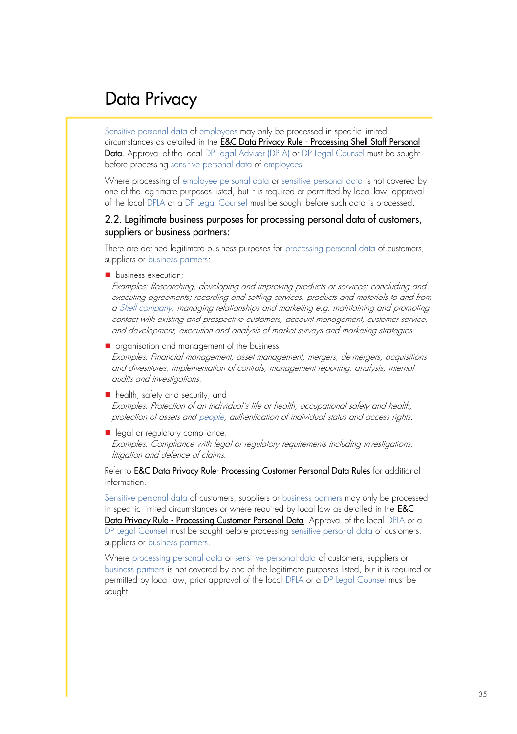# Data Privacy

Sensitive personal data of employees may only be processed in specific limited circumstances as detailed in the E&C Data Privacy Rule - Processing Shell Staff Personal Data. Approval of the local DP Legal Adviser (DPLA) or DP Legal Counsel must be sought before processing sensitive personal data of employees.

Where processing of employee personal data or sensitive personal data is not covered by one of the legitimate purposes listed, but it is required or permitted by local law, approval of the local DPLA or a DP Legal Counsel must be sought before such data is processed.

## 2.2. Legitimate business purposes for processing personal data of customers, suppliers or business partners:

There are defined legitimate business purposes for processing personal data of customers, suppliers or business partners:

- business execution;
  *Examples: Researching, developing and improving products or services; concluding and executing agreements; recording and settling services, products and materials to and from a Shell company; managing relationships and marketing e.g. maintaining and promoting contact with existing and prospective customers, account management, customer service, and development, execution and analysis of market surveys and marketing strategies.*
- organisation and management of the business;
  *Examples: Financial management, asset management, mergers, de-mergers, acquisitions and divestitures, implementation of controls, management reporting, analysis, internal audits and investigations.*
- health, safety and security; and
  *Examples: Protection of an individual's life or health, occupational safety and health, protection of assets and people, authentication of individual status and access rights.*
- legal or regulatory compliance.
  *Examples: Compliance with legal or regulatory requirements including investigations, litigation and defence of claims.*

Refer to **E&C Data Privacy Rule**- Processing Customer Personal Data Rules for additional information.

Sensitive personal data of customers, suppliers or business partners may only be processed in specific limited circumstances or where required by local law as detailed in the E&C Data Privacy Rule - Processing Customer Personal Data. Approval of the local DPLA or a DP Legal Counsel must be sought before processing sensitive personal data of customers, suppliers or business partners.

Where processing personal data or sensitive personal data of customers, suppliers or business partners is not covered by one of the legitimate purposes listed, but it is required or permitted by local law, prior approval of the local DPLA or a DP Legal Counsel must be sought.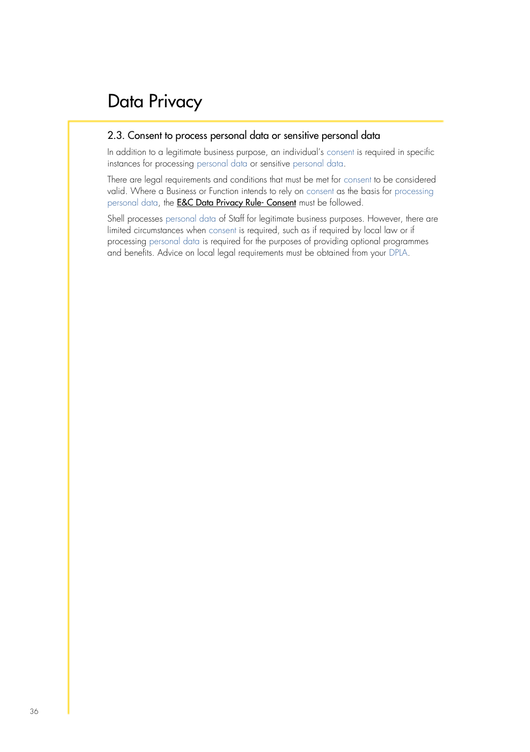# Data Privacy

## 2.3. Consent to process personal data or sensitive personal data

In addition to a legitimate business purpose, an individual's consent is required in specific instances for processing personal data or sensitive personal data.

There are legal requirements and conditions that must be met for consent to be considered valid. Where a Business or Function intends to rely on consent as the basis for processing personal data, the E&C Data Privacy Rule- Consent must be followed.

Shell processes personal data of Staff for legitimate business purposes. However, there are limited circumstances when consent is required, such as if required by local law or if processing personal data is required for the purposes of providing optional programmes and benefits. Advice on local legal requirements must be obtained from your DPLA.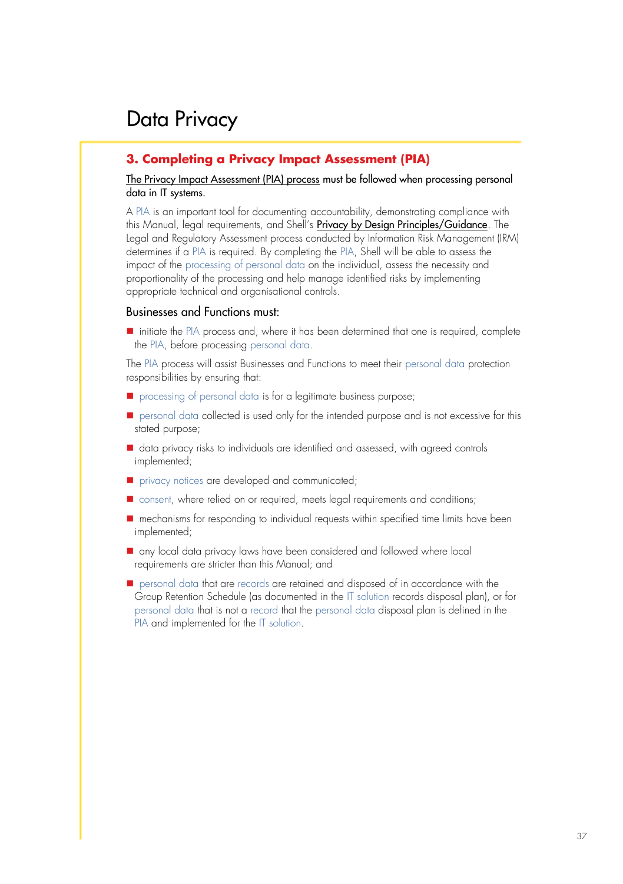# Data Privacy

## 3. Completing a Privacy Impact Assessment (PIA)

The Privacy Impact Assessment (PIA) process must be followed when processing personal data in IT systems.

A PIA is an important tool for documenting accountability, demonstrating compliance with this Manual, legal requirements, and Shell's Privacy by Design Principles/Guidance. The Legal and Regulatory Assessment process conducted by Information Risk Management (IRM) determines if a PIA is required. By completing the PIA, Shell will be able to assess the impact of the processing of personal data on the individual, assess the necessity and proportionality of the processing and help manage identified risks by implementing appropriate technical and organisational controls.

### Businesses and Functions must:

- initiate the PIA process and, where it has been determined that one is required, complete the PIA, before processing personal data.

The PIA process will assist Businesses and Functions to meet their personal data protection responsibilities by ensuring that:

- processing of personal data is for a legitimate business purpose;
- personal data collected is used only for the intended purpose and is not excessive for this stated purpose;
- data privacy risks to individuals are identified and assessed, with agreed controls implemented;
- privacy notices are developed and communicated;
- consent, where relied on or required, meets legal requirements and conditions;
- mechanisms for responding to individual requests within specified time limits have been implemented;
- any local data privacy laws have been considered and followed where local requirements are stricter than this Manual; and
- personal data that are records are retained and disposed of in accordance with the Group Retention Schedule (as documented in the IT solution records disposal plan), or for personal data that is not a record that the personal data disposal plan is defined in the PIA and implemented for the IT solution.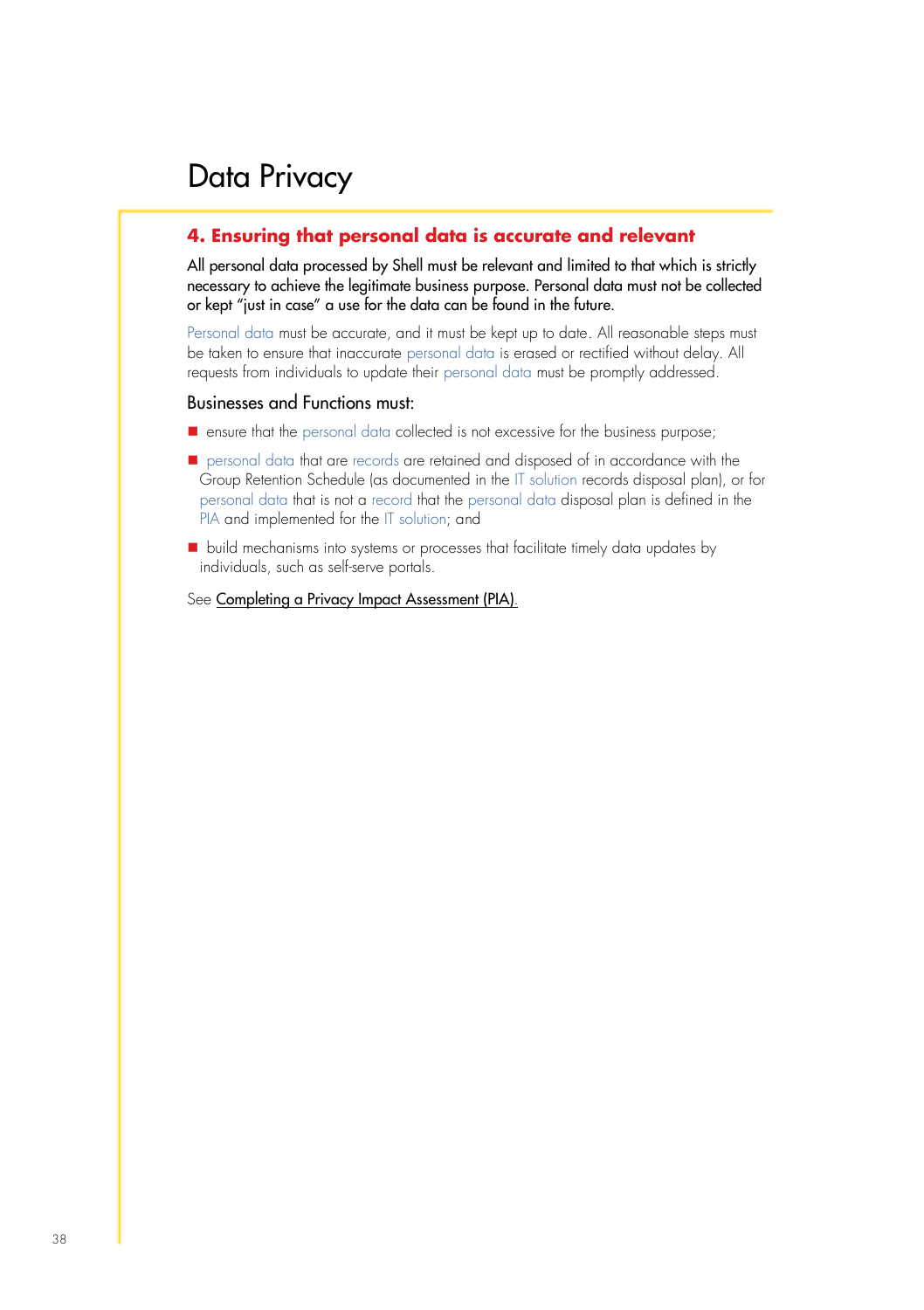# Data Privacy

## 4. Ensuring that personal data is accurate and relevant

All personal data processed by Shell must be relevant and limited to that which is strictly necessary to achieve the legitimate business purpose. Personal data must not be collected or kept "just in case" a use for the data can be found in the future.

Personal data must be accurate, and it must be kept up to date. All reasonable steps must be taken to ensure that inaccurate personal data is erased or rectified without delay. All requests from individuals to update their personal data must be promptly addressed.

### Businesses and Functions must:

- ensure that the personal data collected is not excessive for the business purpose;
- personal data that are records are retained and disposed of in accordance with the Group Retention Schedule (as documented in the IT solution records disposal plan), or for personal data that is not a record that the personal data disposal plan is defined in the PIA and implemented for the IT solution; and
- build mechanisms into systems or processes that facilitate timely data updates by individuals, such as self-serve portals.

See Completing a Privacy Impact Assessment (PIA).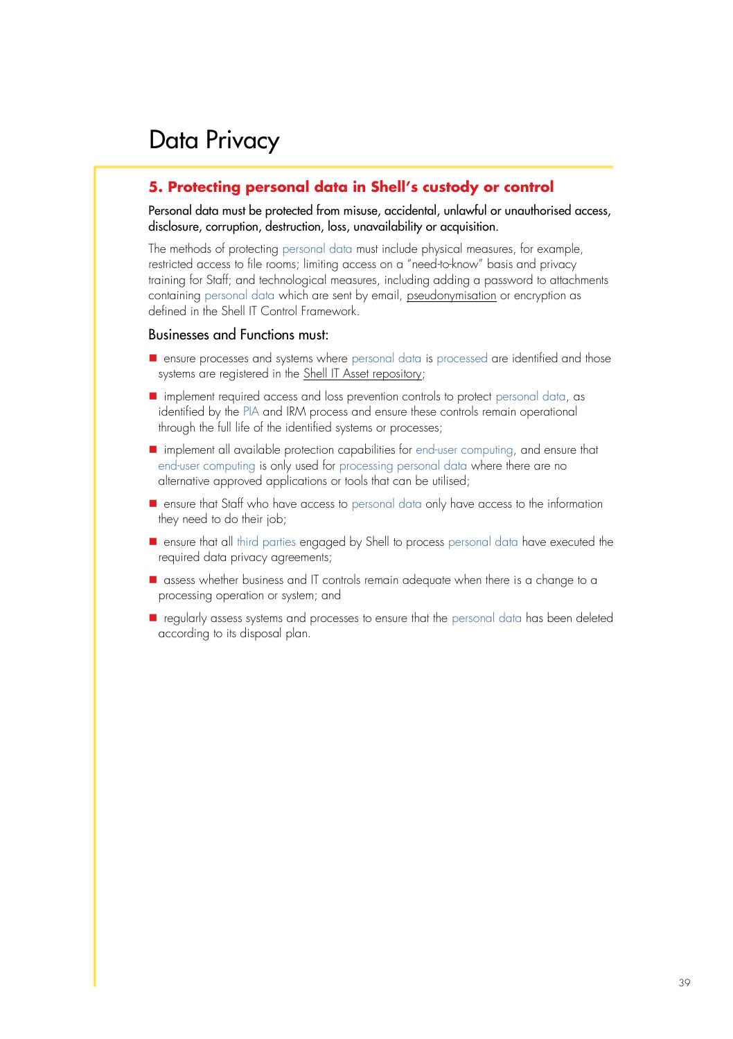# Data Privacy

## 5. Protecting personal data in Shell's custody or control

Personal data must be protected from misuse, accidental, unlawful or unauthorised access, disclosure, corruption, destruction, loss, unavailability or acquisition.

The methods of protecting personal data must include physical measures, for example, restricted access to file rooms; limiting access on a "need-to-know" basis and privacy training for Staff; and technological measures, including adding a password to attachments containing personal data which are sent by email, pseudonymisation or encryption as defined in the Shell IT Control Framework.

### Businesses and Functions must:

- ensure processes and systems where personal data is processed are identified and those systems are registered in the Shell IT Asset repository;
- implement required access and loss prevention controls to protect personal data, as identified by the PIA and IRM process and ensure these controls remain operational through the full life of the identified systems or processes;
- implement all available protection capabilities for end-user computing, and ensure that end-user computing is only used for processing personal data where there are no alternative approved applications or tools that can be utilised;
- ensure that Staff who have access to personal data only have access to the information they need to do their job;
- ensure that all third parties engaged by Shell to process personal data have executed the required data privacy agreements;
- assess whether business and IT controls remain adequate when there is a change to a processing operation or system; and
- regularly assess systems and processes to ensure that the personal data has been deleted according to its disposal plan.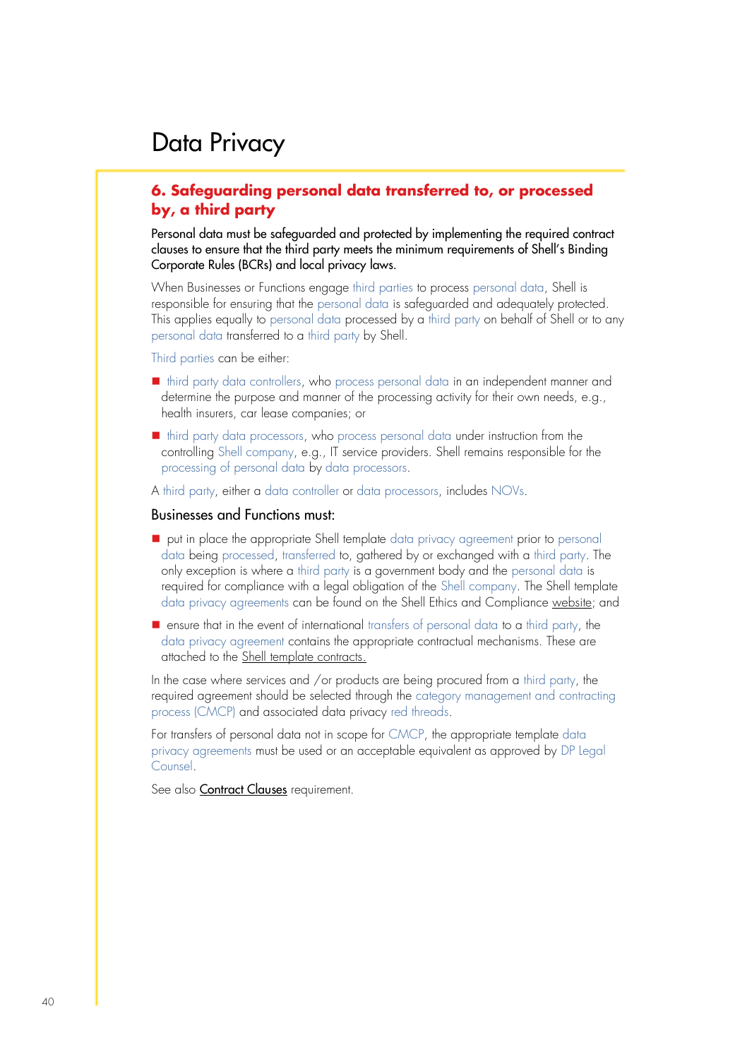# Data Privacy

## 6. Safeguarding personal data transferred to, or processed by, a third party

Personal data must be safeguarded and protected by implementing the required contract clauses to ensure that the third party meets the minimum requirements of Shell's Binding Corporate Rules (BCRs) and local privacy laws.

When Businesses or Functions engage third parties to process personal data, Shell is responsible for ensuring that the personal data is safeguarded and adequately protected. This applies equally to personal data processed by a third party on behalf of Shell or to any personal data transferred to a third party by Shell.

Third parties can be either:

- third party data controllers, who process personal data in an independent manner and determine the purpose and manner of the processing activity for their own needs, e.g., health insurers, car lease companies; or
- third party data processors, who process personal data under instruction from the controlling Shell company, e.g., IT service providers. Shell remains responsible for the processing of personal data by data processors.

A third party, either a data controller or data processors, includes NOVs.

### Businesses and Functions must:

- put in place the appropriate Shell template data privacy agreement prior to personal data being processed, transferred to, gathered by or exchanged with a third party. The only exception is where a third party is a government body and the personal data is required for compliance with a legal obligation of the Shell company. The Shell template data privacy agreements can be found on the Shell Ethics and Compliance website; and
- ensure that in the event of international transfers of personal data to a third party, the data privacy agreement contains the appropriate contractual mechanisms. These are attached to the Shell template contracts.

In the case where services and /or products are being procured from a third party, the required agreement should be selected through the category management and contracting process (CMCP) and associated data privacy red threads.

For transfers of personal data not in scope for CMCP, the appropriate template data privacy agreements must be used or an acceptable equivalent as approved by DP Legal Counsel.

See also Contract Clauses requirement.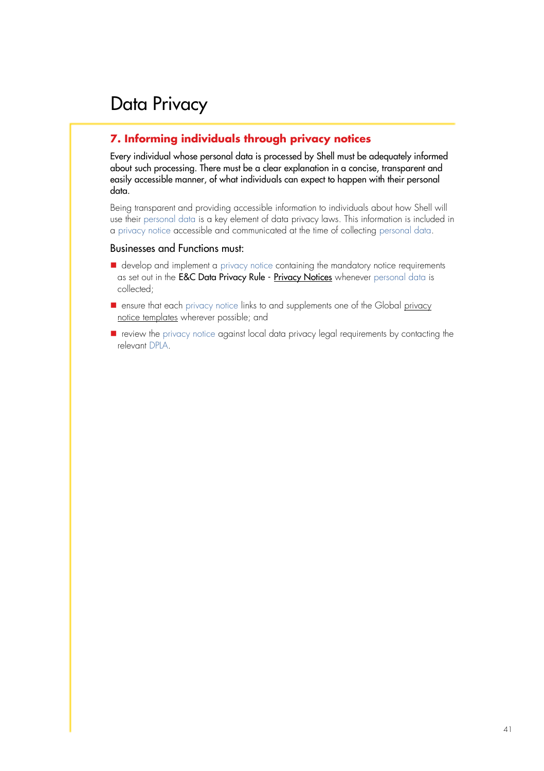# Data Privacy

## 7. Informing individuals through privacy notices

Every individual whose personal data is processed by Shell must be adequately informed about such processing. There must be a clear explanation in a concise, transparent and easily accessible manner, of what individuals can expect to happen with their personal data.

Being transparent and providing accessible information to individuals about how Shell will use their personal data is a key element of data privacy laws. This information is included in a privacy notice accessible and communicated at the time of collecting personal data.

### Businesses and Functions must:

- develop and implement a privacy notice containing the mandatory notice requirements as set out in the E&C Data Privacy Rule - Privacy Notices whenever personal data is collected;
- ensure that each privacy notice links to and supplements one of the Global privacy notice templates wherever possible; and
- review the privacy notice against local data privacy legal requirements by contacting the relevant DPLA.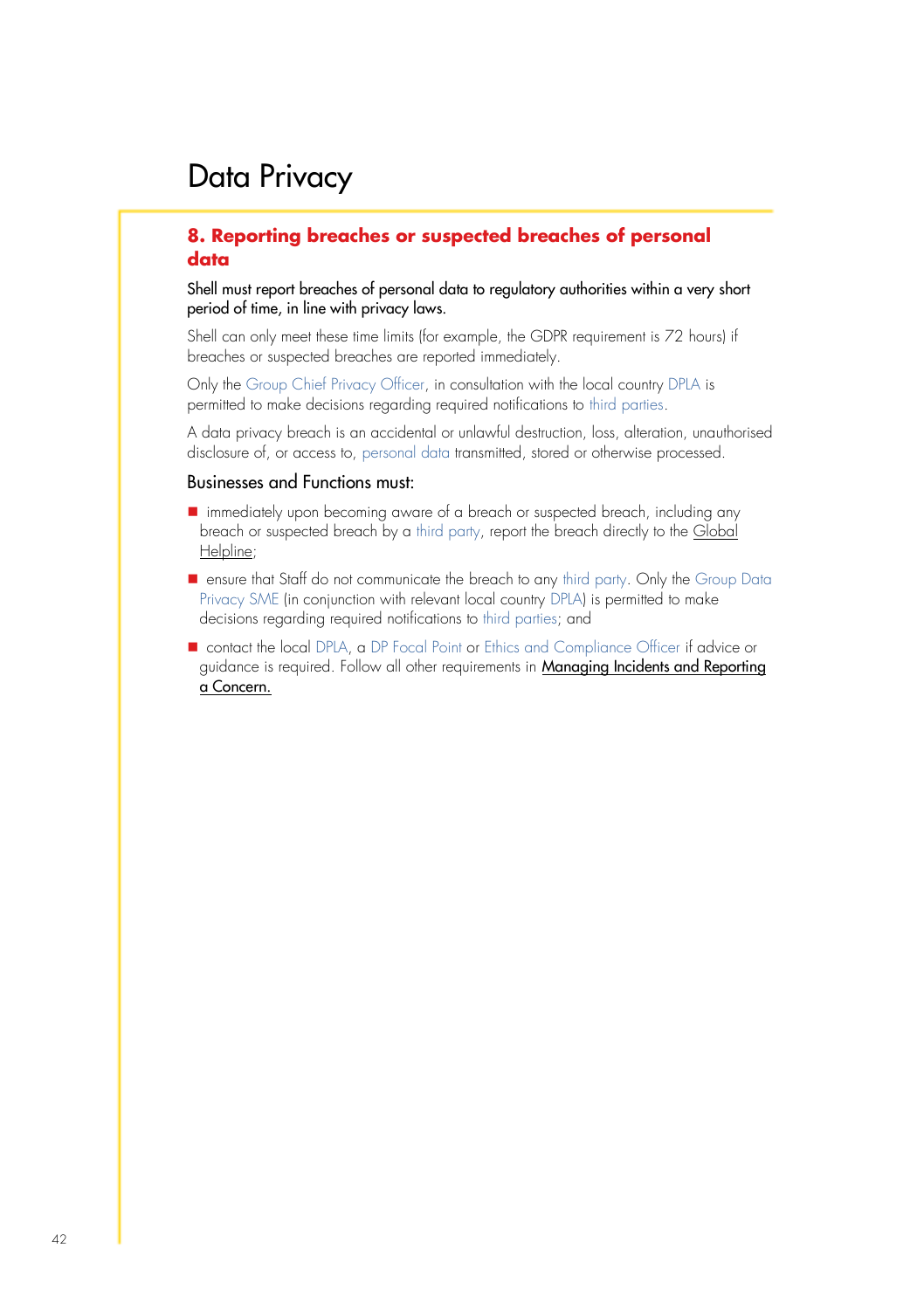# Data Privacy

## 8. Reporting breaches or suspected breaches of personal data

Shell must report breaches of personal data to regulatory authorities within a very short period of time, in line with privacy laws.

Shell can only meet these time limits (for example, the GDPR requirement is 72 hours) if breaches or suspected breaches are reported immediately.

Only the Group Chief Privacy Officer, in consultation with the local country DPLA is permitted to make decisions regarding required notifications to third parties.

A data privacy breach is an accidental or unlawful destruction, loss, alteration, unauthorised disclosure of, or access to, personal data transmitted, stored or otherwise processed.

Businesses and Functions must:

- immediately upon becoming aware of a breach or suspected breach, including any breach or suspected breach by a third party, report the breach directly to the Global Helpline;
- ensure that Staff do not communicate the breach to any third party. Only the Group Data Privacy SME (in conjunction with relevant local country DPLA) is permitted to make decisions regarding required notifications to third parties; and
- contact the local DPLA, a DP Focal Point or Ethics and Compliance Officer if advice or guidance is required. Follow all other requirements in Managing Incidents and Reporting a Concern.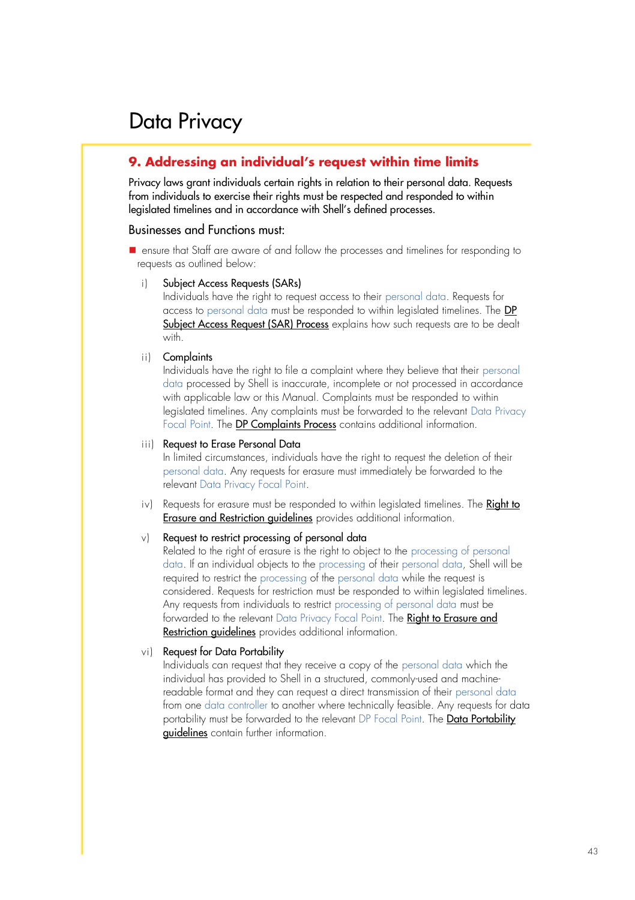# Data Privacy

## 9. Addressing an individual's request within time limits

Privacy laws grant individuals certain rights in relation to their personal data. Requests from individuals to exercise their rights must be respected and responded to within legislated timelines and in accordance with Shell's defined processes.

Businesses and Functions must:

- ensure that Staff are aware of and follow the processes and timelines for responding to requests as outlined below:

  i) Subject Access Requests (SARs)
  Individuals have the right to request access to their personal data. Requests for access to personal data must be responded to within legislated timelines. The DP Subject Access Request (SAR) Process explains how such requests are to be dealt with.

  ii) Complaints
  Individuals have the right to file a complaint where they believe that their personal data processed by Shell is inaccurate, incomplete or not processed in accordance with applicable law or this Manual. Complaints must be responded to within legislated timelines. Any complaints must be forwarded to the relevant Data Privacy Focal Point. The DP Complaints Process contains additional information.

  iii) Request to Erase Personal Data
  In limited circumstances, individuals have the right to request the deletion of their personal data. Any requests for erasure must immediately be forwarded to the relevant Data Privacy Focal Point.

  iv) Requests for erasure must be responded to within legislated timelines. The Right to Erasure and Restriction guidelines provides additional information.

  v) Request to restrict processing of personal data
  Related to the right of erasure is the right to object to the processing of personal data. If an individual objects to the processing of their personal data, Shell will be required to restrict the processing of the personal data while the request is considered. Requests for restriction must be responded to within legislated timelines. Any requests from individuals to restrict processing of personal data must be forwarded to the relevant Data Privacy Focal Point. The Right to Erasure and Restriction guidelines provides additional information.

  vi) Request for Data Portability
  Individuals can request that they receive a copy of the personal data which the individual has provided to Shell in a structured, commonly-used and machine-readable format and they can request a direct transmission of their personal data from one data controller to another where technically feasible. Any requests for data portability must be forwarded to the relevant DP Focal Point. The Data Portability guidelines contain further information.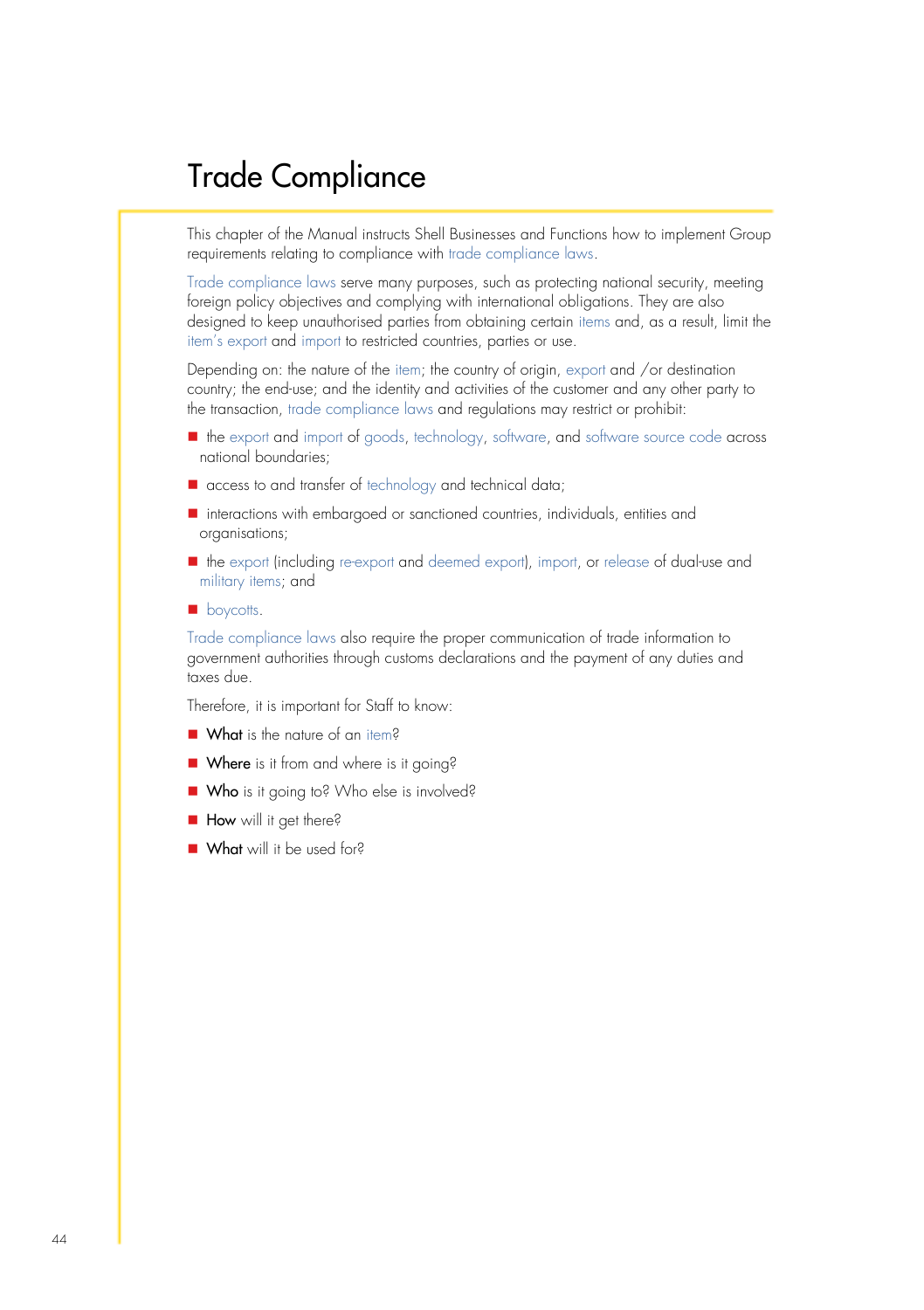# Trade Compliance

This chapter of the Manual instructs Shell Businesses and Functions how to implement Group requirements relating to compliance with trade compliance laws.

Trade compliance laws serve many purposes, such as protecting national security, meeting foreign policy objectives and complying with international obligations. They are also designed to keep unauthorised parties from obtaining certain items and, as a result, limit the item's export and import to restricted countries, parties or use.

Depending on: the nature of the item; the country of origin, export and /or destination country; the end-use; and the identity and activities of the customer and any other party to the transaction, trade compliance laws and regulations may restrict or prohibit:

- the export and import of goods, technology, software, and software source code across national boundaries;
- access to and transfer of technology and technical data;
- interactions with embargoed or sanctioned countries, individuals, entities and organisations;
- the export (including re-export and deemed export), import, or release of dual-use and military items; and
- boycotts.

Trade compliance laws also require the proper communication of trade information to government authorities through customs declarations and the payment of any duties and taxes due.

Therefore, it is important for Staff to know:

- **What** is the nature of an item?
- **Where** is it from and where is it going?
- **Who** is it going to? Who else is involved?
- **How** will it get there?
- **What** will it be used for?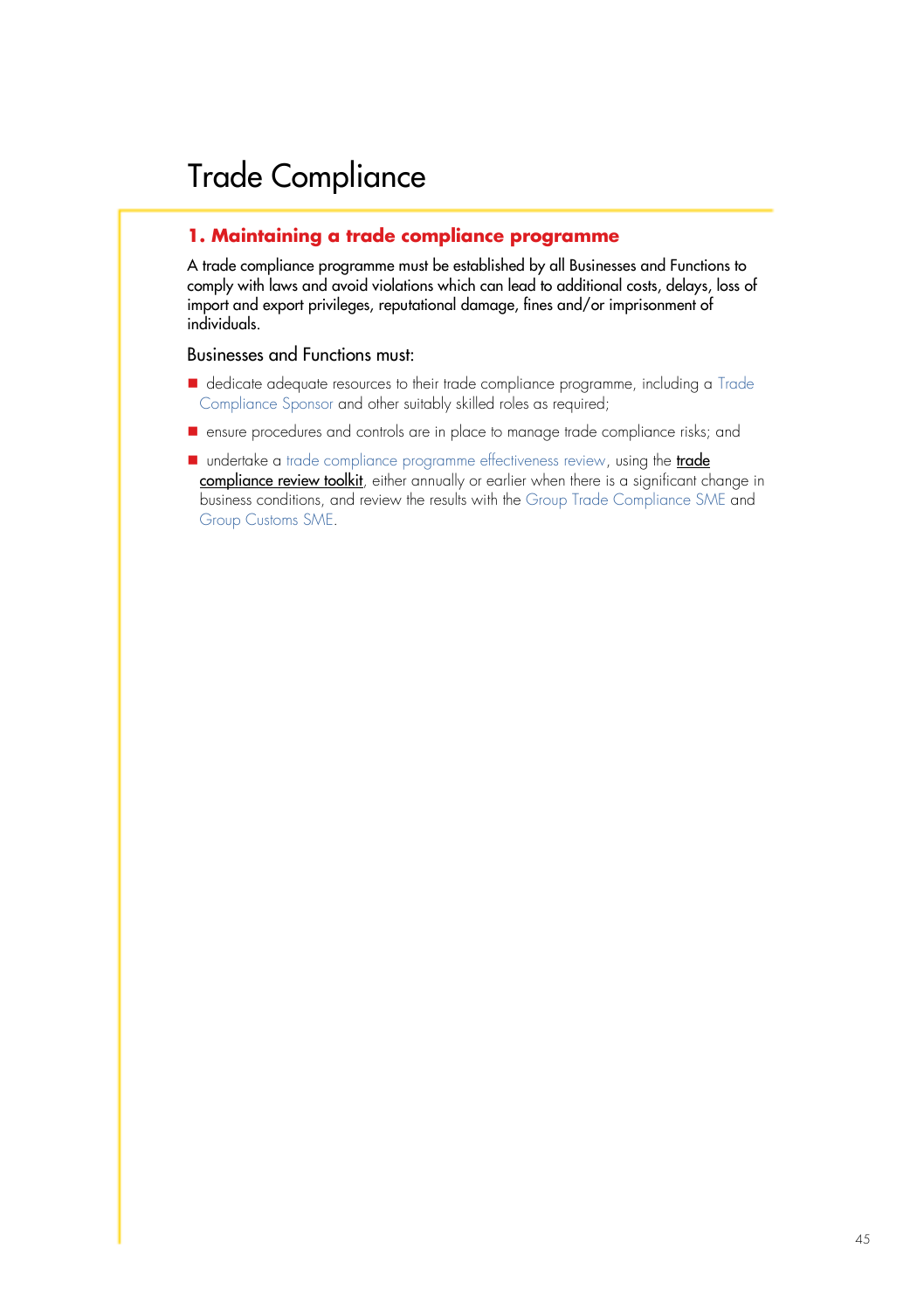# Trade Compliance

## 1. Maintaining a trade compliance programme

A trade compliance programme must be established by all Businesses and Functions to comply with laws and avoid violations which can lead to additional costs, delays, loss of import and export privileges, reputational damage, fines and/or imprisonment of individuals.

Businesses and Functions must:

- dedicate adequate resources to their trade compliance programme, including a Trade Compliance Sponsor and other suitably skilled roles as required;
- ensure procedures and controls are in place to manage trade compliance risks; and
- undertake a trade compliance programme effectiveness review, using the trade compliance review toolkit, either annually or earlier when there is a significant change in business conditions, and review the results with the Group Trade Compliance SME and Group Customs SME.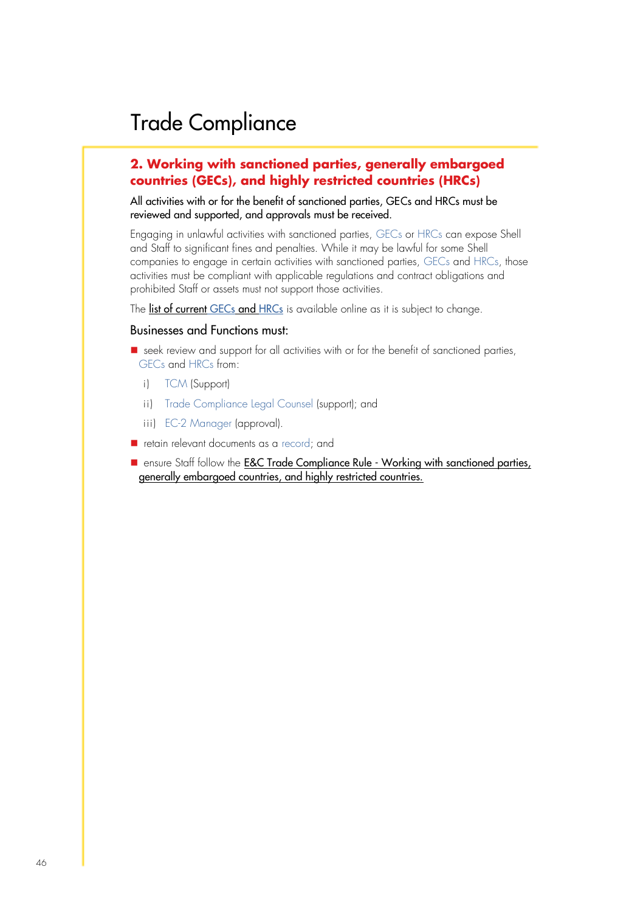# Trade Compliance

## 2. Working with sanctioned parties, generally embargoed countries (GECs), and highly restricted countries (HRCs)

All activities with or for the benefit of sanctioned parties, GECs and HRCs must be reviewed and supported, and approvals must be received.

Engaging in unlawful activities with sanctioned parties, GECs or HRCs can expose Shell and Staff to significant fines and penalties. While it may be lawful for some Shell companies to engage in certain activities with sanctioned parties, GECs and HRCs, those activities must be compliant with applicable regulations and contract obligations and prohibited Staff or assets must not support those activities.

The list of current GECs and HRCs is available online as it is subject to change.

### Businesses and Functions must:

- seek review and support for all activities with or for the benefit of sanctioned parties, GECs and HRCs from:
  - i) TCM (Support)
  - ii) Trade Compliance Legal Counsel (support); and
  - iii) EC-2 Manager (approval).
- retain relevant documents as a record; and
- ensure Staff follow the E&C Trade Compliance Rule - Working with sanctioned parties, generally embargoed countries, and highly restricted countries.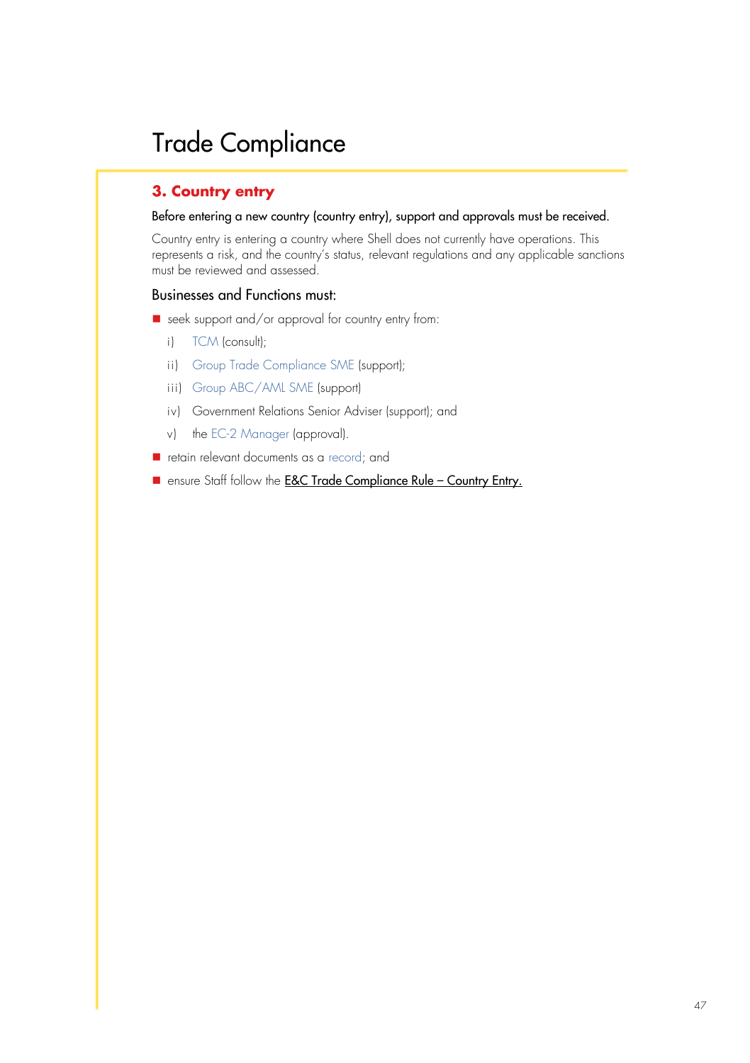# Trade Compliance

## 3. Country entry

Before entering a new country (country entry), support and approvals must be received.

Country entry is entering a country where Shell does not currently have operations. This represents a risk, and the country's status, relevant regulations and any applicable sanctions must be reviewed and assessed.

### Businesses and Functions must:

- seek support and/or approval for country entry from:
  - i) TCM (consult);
  - ii) Group Trade Compliance SME (support);
  - iii) Group ABC/AML SME (support)
  - iv) Government Relations Senior Adviser (support); and
  - v) the EC-2 Manager (approval).
- retain relevant documents as a record; and
- ensure Staff follow the E&C Trade Compliance Rule – Country Entry.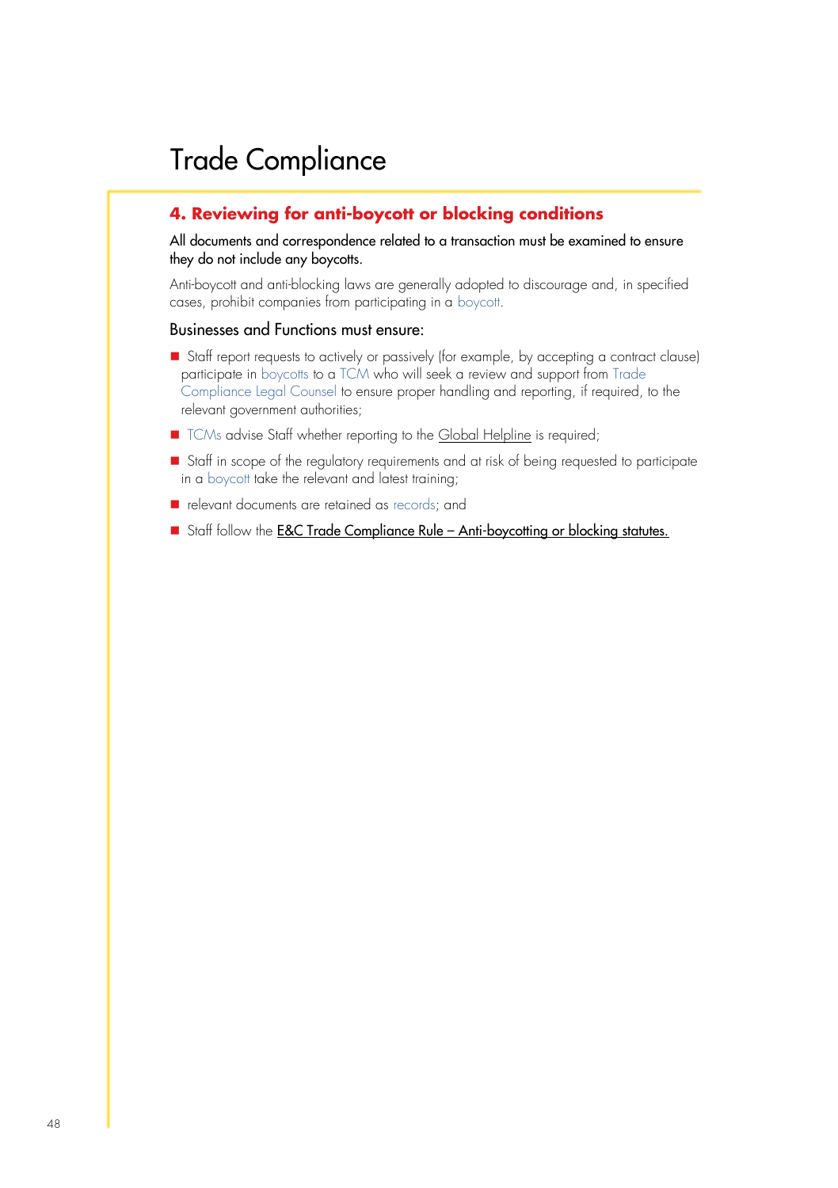# Trade Compliance

## 4. Reviewing for anti-boycott or blocking conditions

All documents and correspondence related to a transaction must be examined to ensure they do not include any boycotts.

Anti-boycott and anti-blocking laws are generally adopted to discourage and, in specified cases, prohibit companies from participating in a boycott.

### Businesses and Functions must ensure:

- Staff report requests to actively or passively (for example, by accepting a contract clause) participate in boycotts to a TCM who will seek a review and support from Trade Compliance Legal Counsel to ensure proper handling and reporting, if required, to the relevant government authorities;
- TCMs advise Staff whether reporting to the Global Helpline is required;
- Staff in scope of the regulatory requirements and at risk of being requested to participate in a boycott take the relevant and latest training;
- relevant documents are retained as records; and
- Staff follow the E&C Trade Compliance Rule – Anti-boycotting or blocking statutes.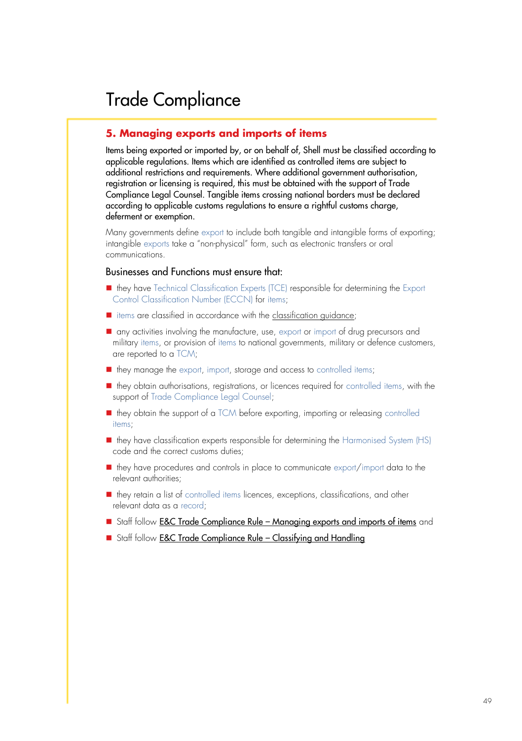# Trade Compliance

## 5. Managing exports and imports of items

Items being exported or imported by, or on behalf of, Shell must be classified according to applicable regulations. Items which are identified as controlled items are subject to additional restrictions and requirements. Where additional government authorisation, registration or licensing is required, this must be obtained with the support of Trade Compliance Legal Counsel. Tangible items crossing national borders must be declared according to applicable customs regulations to ensure a rightful customs charge, deferment or exemption.

Many governments define export to include both tangible and intangible forms of exporting; intangible exports take a "non-physical" form, such as electronic transfers or oral communications.

### Businesses and Functions must ensure that:

- they have Technical Classification Experts (TCE) responsible for determining the Export Control Classification Number (ECCN) for items;
- items are classified in accordance with the classification guidance;
- any activities involving the manufacture, use, export or import of drug precursors and military items, or provision of items to national governments, military or defence customers, are reported to a TCM;
- they manage the export, import, storage and access to controlled items;
- they obtain authorisations, registrations, or licences required for controlled items, with the support of Trade Compliance Legal Counsel;
- they obtain the support of a TCM before exporting, importing or releasing controlled items;
- they have classification experts responsible for determining the Harmonised System (HS) code and the correct customs duties;
- they have procedures and controls in place to communicate export/import data to the relevant authorities;
- they retain a list of controlled items licences, exceptions, classifications, and other relevant data as a record;
- Staff follow E&C Trade Compliance Rule – Managing exports and imports of items and
- Staff follow E&C Trade Compliance Rule – Classifying and Handling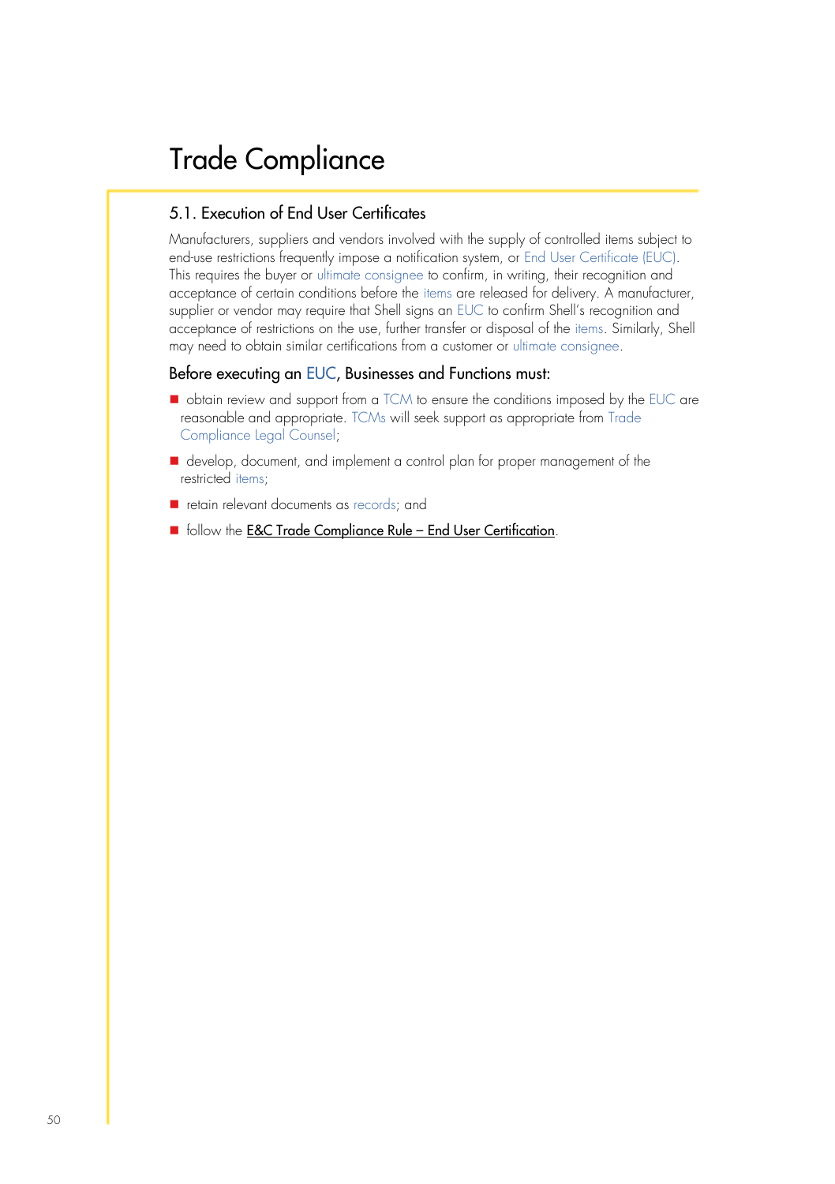# Trade Compliance

## 5.1. Execution of End User Certificates

Manufacturers, suppliers and vendors involved with the supply of controlled items subject to end-use restrictions frequently impose a notification system, or End User Certificate (EUC). This requires the buyer or ultimate consignee to confirm, in writing, their recognition and acceptance of certain conditions before the items are released for delivery. A manufacturer, supplier or vendor may require that Shell signs an EUC to confirm Shell's recognition and acceptance of restrictions on the use, further transfer or disposal of the items. Similarly, Shell may need to obtain similar certifications from a customer or ultimate consignee.

### Before executing an EUC, Businesses and Functions must:

- obtain review and support from a TCM to ensure the conditions imposed by the EUC are reasonable and appropriate. TCMs will seek support as appropriate from Trade Compliance Legal Counsel;
- develop, document, and implement a control plan for proper management of the restricted items;
- retain relevant documents as records; and
- follow the E&C Trade Compliance Rule – End User Certification.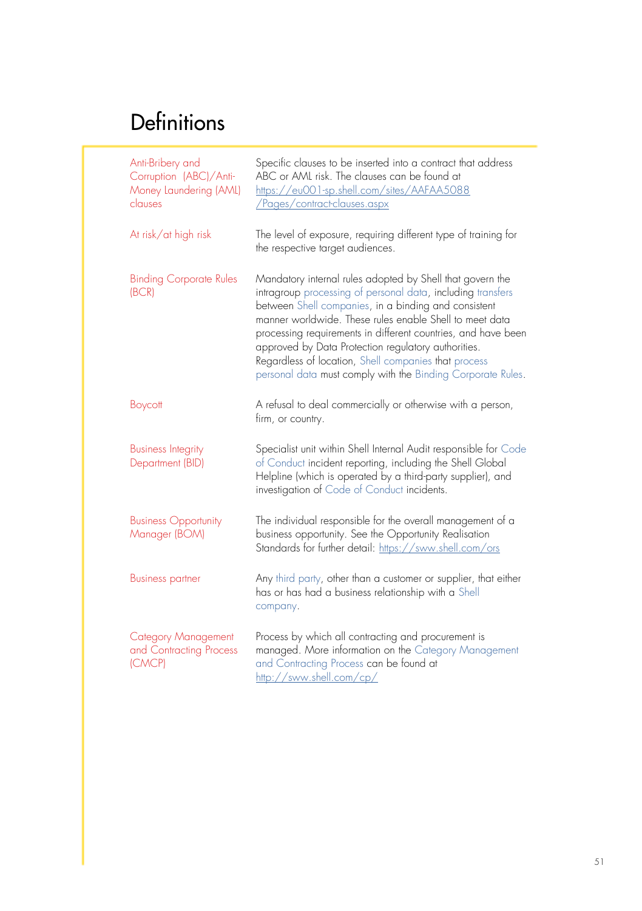# Definitions

| | |
|---|---|
| Anti-Bribery and Corruption (ABC)/Anti-Money Laundering (AML) clauses | Specific clauses to be inserted into a contract that address ABC or AML risk. The clauses can be found at https://eu001-sp.shell.com/sites/AAFAA5088/Pages/contract-clauses.aspx |
| At risk/at high risk | The level of exposure, requiring different type of training for the respective target audiences. |
| Binding Corporate Rules (BCR) | Mandatory internal rules adopted by Shell that govern the intragroup processing of personal data, including transfers between Shell companies, in a binding and consistent manner worldwide. These rules enable Shell to meet data processing requirements in different countries, and have been approved by Data Protection regulatory authorities. Regardless of location, Shell companies that process personal data must comply with the Binding Corporate Rules. |
| Boycott | A refusal to deal commercially or otherwise with a person, firm, or country. |
| Business Integrity Department (BID) | Specialist unit within Shell Internal Audit responsible for Code of Conduct incident reporting, including the Shell Global Helpline (which is operated by a third-party supplier), and investigation of Code of Conduct incidents. |
| Business Opportunity Manager (BOM) | The individual responsible for the overall management of a business opportunity. See the Opportunity Realisation Standards for further detail: https://sww.shell.com/ors |
| Business partner | Any third party, other than a customer or supplier, that either has or has had a business relationship with a Shell company. |
| Category Management and Contracting Process (CMCP) | Process by which all contracting and procurement is managed. More information on the Category Management and Contracting Process can be found at http://sww.shell.com/cp/ |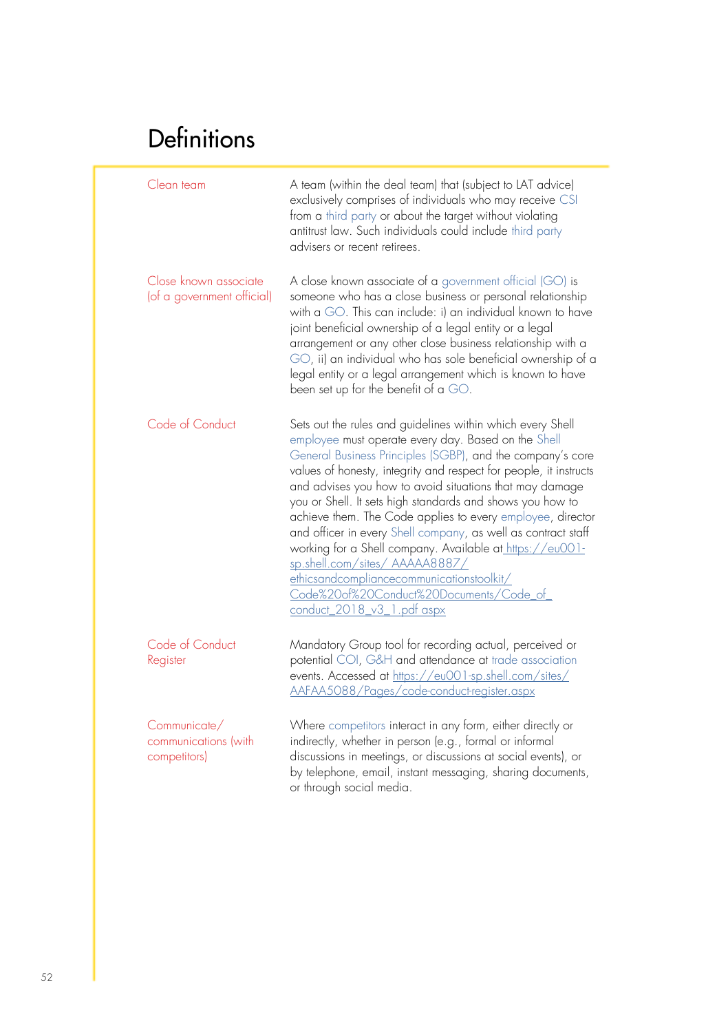# Definitions

| | |
|---|---|
| Clean team | A team (within the deal team) that (subject to LAT advice) exclusively comprises of individuals who may receive CSI from a third party or about the target without violating antitrust law. Such individuals could include third party advisers or recent retirees. |
| Close known associate (of a government official) | A close known associate of a government official (GO) is someone who has a close business or personal relationship with a GO. This can include: i) an individual known to have joint beneficial ownership of a legal entity or a legal arrangement or any other close business relationship with a GO, ii) an individual who has sole beneficial ownership of a legal entity or a legal arrangement which is known to have been set up for the benefit of a GO. |
| Code of Conduct | Sets out the rules and guidelines within which every Shell employee must operate every day. Based on the Shell General Business Principles (SGBP), and the company's core values of honesty, integrity and respect for people, it instructs and advises you how to avoid situations that may damage you or Shell. It sets high standards and shows you how to achieve them. The Code applies to every employee, director and officer in every Shell company, as well as contract staff working for a Shell company. Available at https://eu001-sp.shell.com/sites/ AAAAA8887/ ethicsandcompliancecommunicationstoolkit/ Code%20of%20Conduct%20Documents/Code_of_ conduct_2018_v3_1.pdf aspx |
| Code of Conduct Register | Mandatory Group tool for recording actual, perceived or potential COI, G&H and attendance at trade association events. Accessed at https://eu001-sp.shell.com/sites/ AAFAA5088/Pages/code-conduct-register.aspx |
| Communicate/ communications (with competitors) | Where competitors interact in any form, either directly or indirectly, whether in person (e.g., formal or informal discussions in meetings, or discussions at social events), or by telephone, email, instant messaging, sharing documents, or through social media. |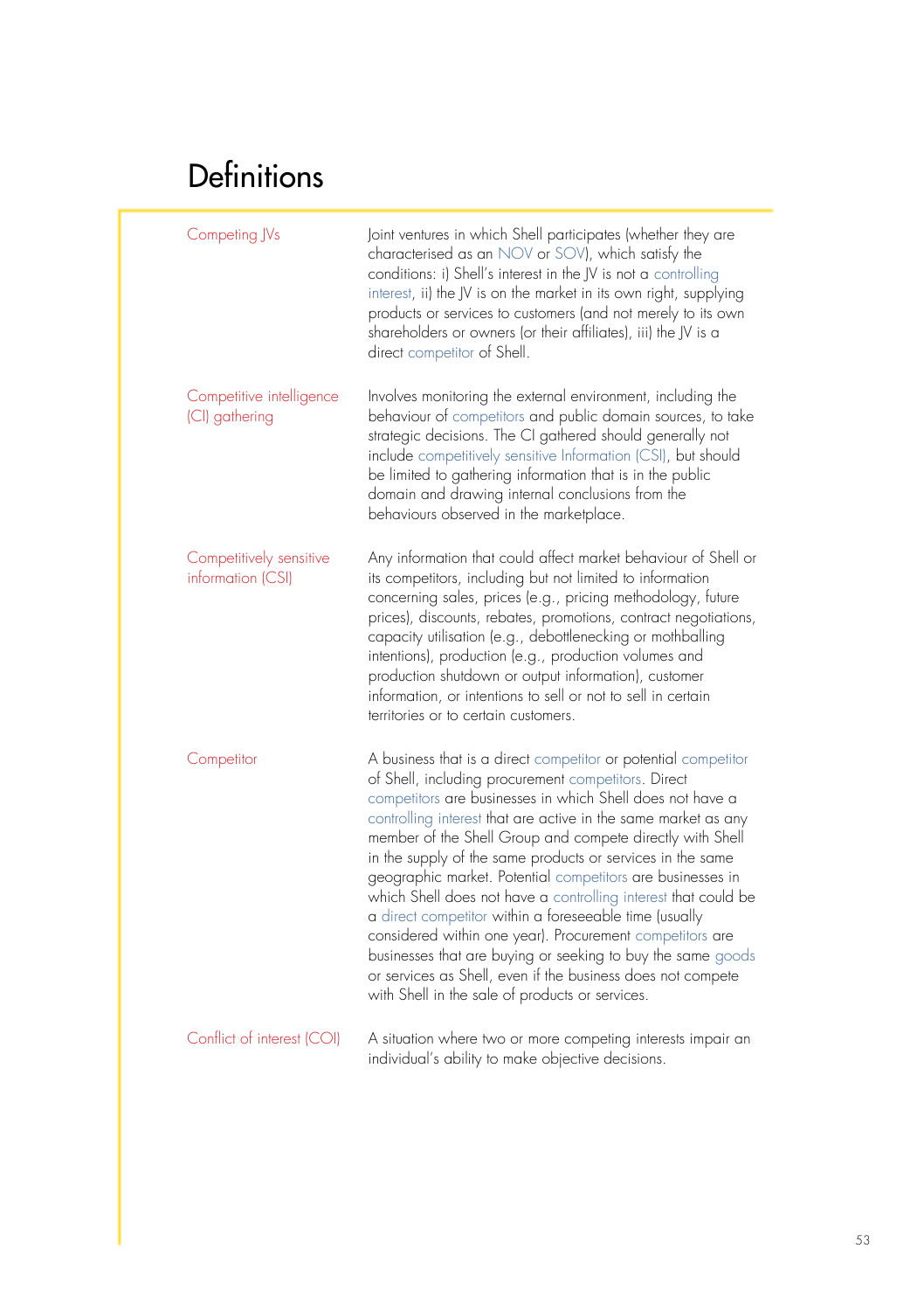# Definitions

| | |
|---|---|
| Competing JVs | Joint ventures in which Shell participates (whether they are characterised as an NOV or SOV), which satisfy the conditions: i) Shell's interest in the JV is not a controlling interest, ii) the JV is on the market in its own right, supplying products or services to customers (and not merely to its own shareholders or owners (or their affiliates), iii) the JV is a direct competitor of Shell. |
| Competitive intelligence (CI) gathering | Involves monitoring the external environment, including the behaviour of competitors and public domain sources, to take strategic decisions. The CI gathered should generally not include competitively sensitive Information (CSI), but should be limited to gathering information that is in the public domain and drawing internal conclusions from the behaviours observed in the marketplace. |
| Competitively sensitive information (CSI) | Any information that could affect market behaviour of Shell or its competitors, including but not limited to information concerning sales, prices (e.g., pricing methodology, future prices), discounts, rebates, promotions, contract negotiations, capacity utilisation (e.g., debottlenecking or mothballing intentions), production (e.g., production volumes and production shutdown or output information), customer information, or intentions to sell or not to sell in certain territories or to certain customers. |
| Competitor | A business that is a direct competitor or potential competitor of Shell, including procurement competitors. Direct competitors are businesses in which Shell does not have a controlling interest that are active in the same market as any member of the Shell Group and compete directly with Shell in the supply of the same products or services in the same geographic market. Potential competitors are businesses in which Shell does not have a controlling interest that could be a direct competitor within a foreseeable time (usually considered within one year). Procurement competitors are businesses that are buying or seeking to buy the same goods or services as Shell, even if the business does not compete with Shell in the sale of products or services. |
| Conflict of interest (COI) | A situation where two or more competing interests impair an individual's ability to make objective decisions. |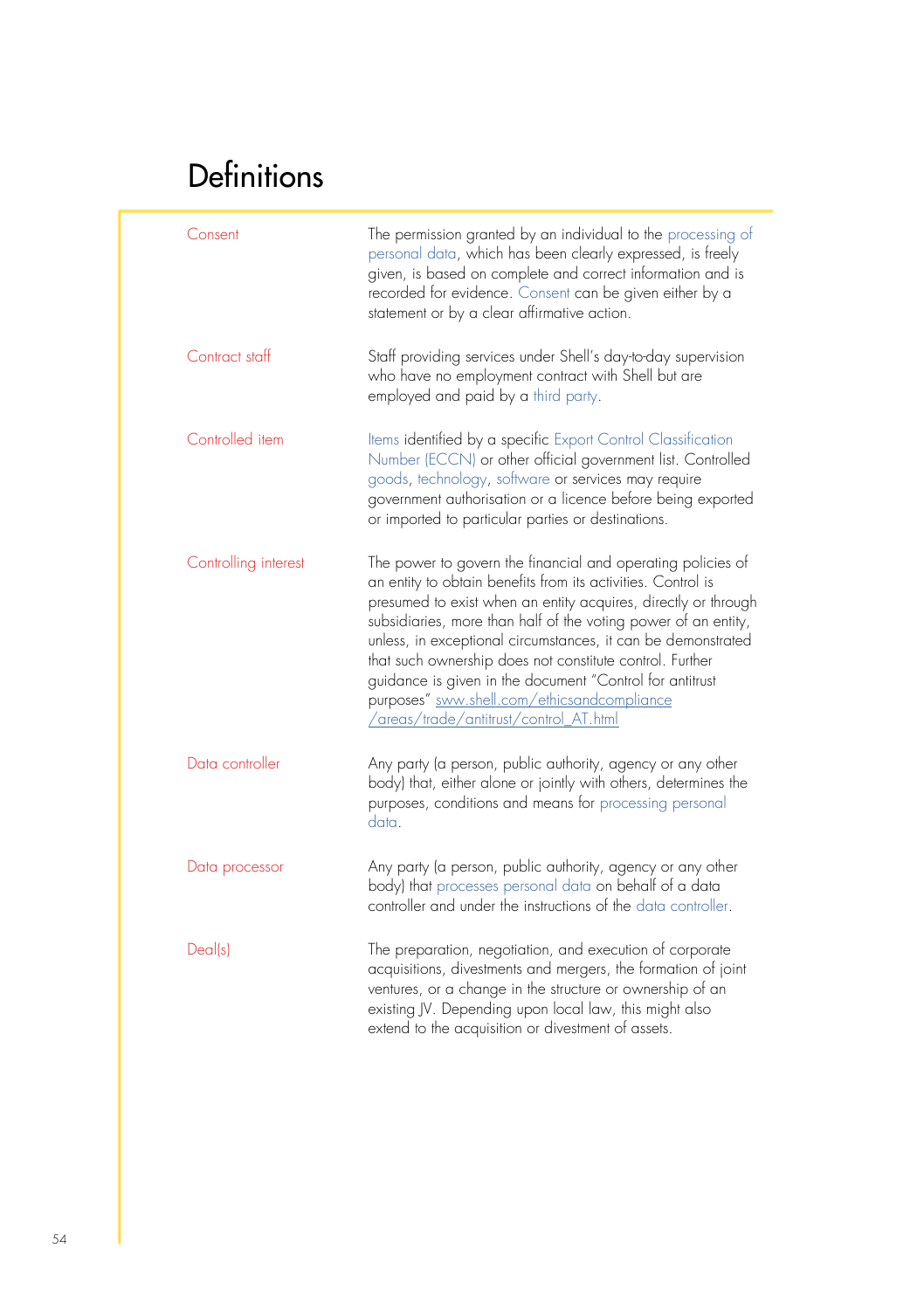# Definitions

| | |
|---|---|
| Consent | The permission granted by an individual to the processing of personal data, which has been clearly expressed, is freely given, is based on complete and correct information and is recorded for evidence. Consent can be given either by a statement or by a clear affirmative action. |
| Contract staff | Staff providing services under Shell's day-to-day supervision who have no employment contract with Shell but are employed and paid by a third party. |
| Controlled item | Items identified by a specific Export Control Classification Number (ECCN) or other official government list. Controlled goods, technology, software or services may require government authorisation or a licence before being exported or imported to particular parties or destinations. |
| Controlling interest | The power to govern the financial and operating policies of an entity to obtain benefits from its activities. Control is presumed to exist when an entity acquires, directly or through subsidiaries, more than half of the voting power of an entity, unless, in exceptional circumstances, it can be demonstrated that such ownership does not constitute control. Further guidance is given in the document "Control for antitrust purposes" sww.shell.com/ethicsandcompliance/areas/trade/antitrust/control_AT.html |
| Data controller | Any party (a person, public authority, agency or any other body) that, either alone or jointly with others, determines the purposes, conditions and means for processing personal data. |
| Data processor | Any party (a person, public authority, agency or any other body) that processes personal data on behalf of a data controller and under the instructions of the data controller. |
| Deal(s) | The preparation, negotiation, and execution of corporate acquisitions, divestments and mergers, the formation of joint ventures, or a change in the structure or ownership of an existing JV. Depending upon local law, this might also extend to the acquisition or divestment of assets. |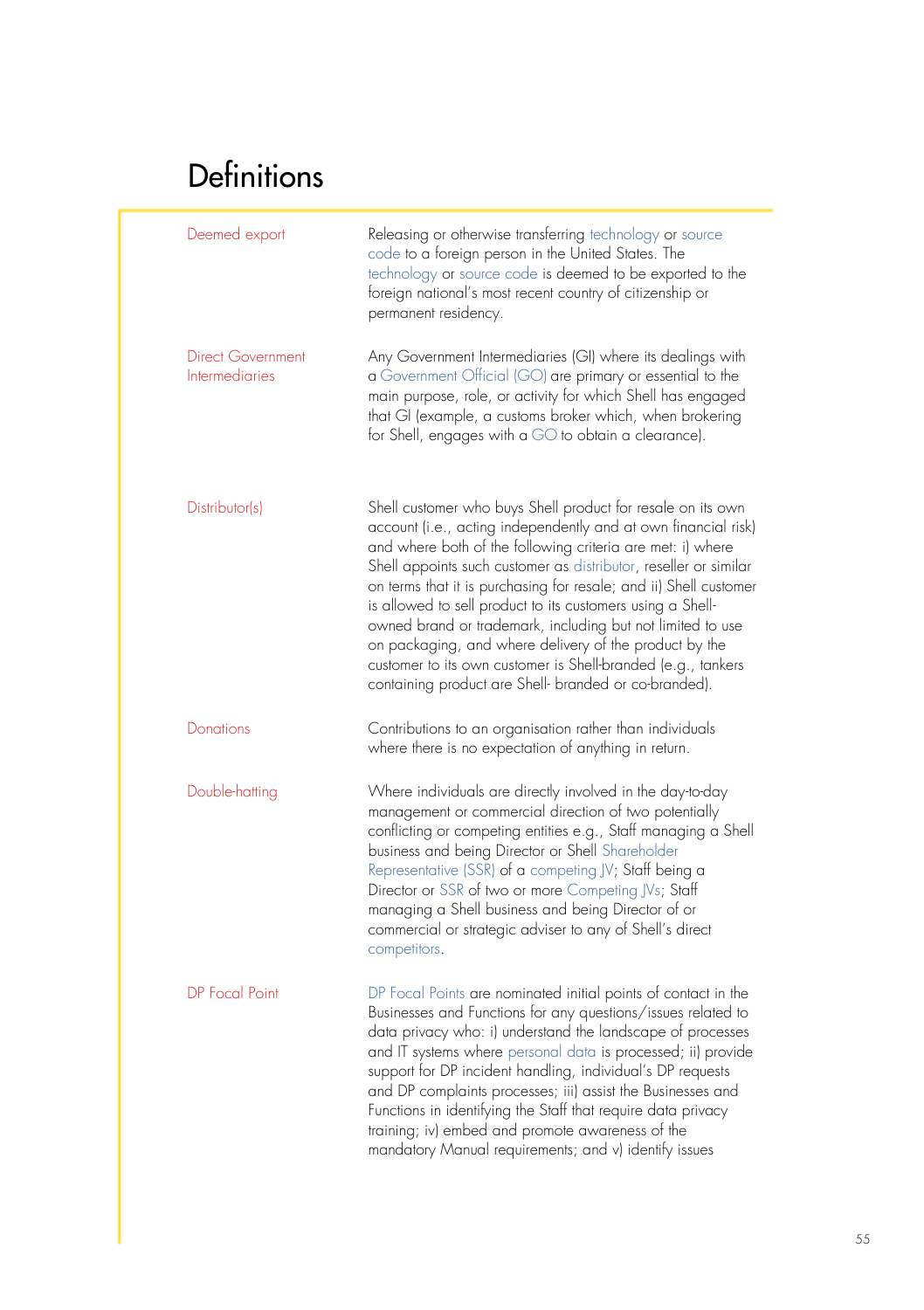# Definitions

| | |
|---|---|
| Deemed export | Releasing or otherwise transferring technology or source code to a foreign person in the United States. The technology or source code is deemed to be exported to the foreign national's most recent country of citizenship or permanent residency. |
| Direct Government Intermediaries | Any Government Intermediaries (GI) where its dealings with a Government Official (GO) are primary or essential to the main purpose, role, or activity for which Shell has engaged that GI (example, a customs broker which, when brokering for Shell, engages with a GO to obtain a clearance). |
| Distributor(s) | Shell customer who buys Shell product for resale on its own account (i.e., acting independently and at own financial risk) and where both of the following criteria are met: i) where Shell appoints such customer as distributor, reseller or similar on terms that it is purchasing for resale; and ii) Shell customer is allowed to sell product to its customers using a Shell-owned brand or trademark, including but not limited to use on packaging, and where delivery of the product by the customer to its own customer is Shell-branded (e.g., tankers containing product are Shell- branded or co-branded). |
| Donations | Contributions to an organisation rather than individuals where there is no expectation of anything in return. |
| Double-hatting | Where individuals are directly involved in the day-to-day management or commercial direction of two potentially conflicting or competing entities e.g., Staff managing a Shell business and being Director or Shell Shareholder Representative (SSR) of a competing JV; Staff being a Director or SSR of two or more Competing JVs; Staff managing a Shell business and being Director of or commercial or strategic adviser to any of Shell's direct competitors. |
| DP Focal Point | DP Focal Points are nominated initial points of contact in the Businesses and Functions for any questions/issues related to data privacy who: i) understand the landscape of processes and IT systems where personal data is processed; ii) provide support for DP incident handling, individual's DP requests and DP complaints processes; iii) assist the Businesses and Functions in identifying the Staff that require data privacy training; iv) embed and promote awareness of the mandatory Manual requirements; and v) identify issues |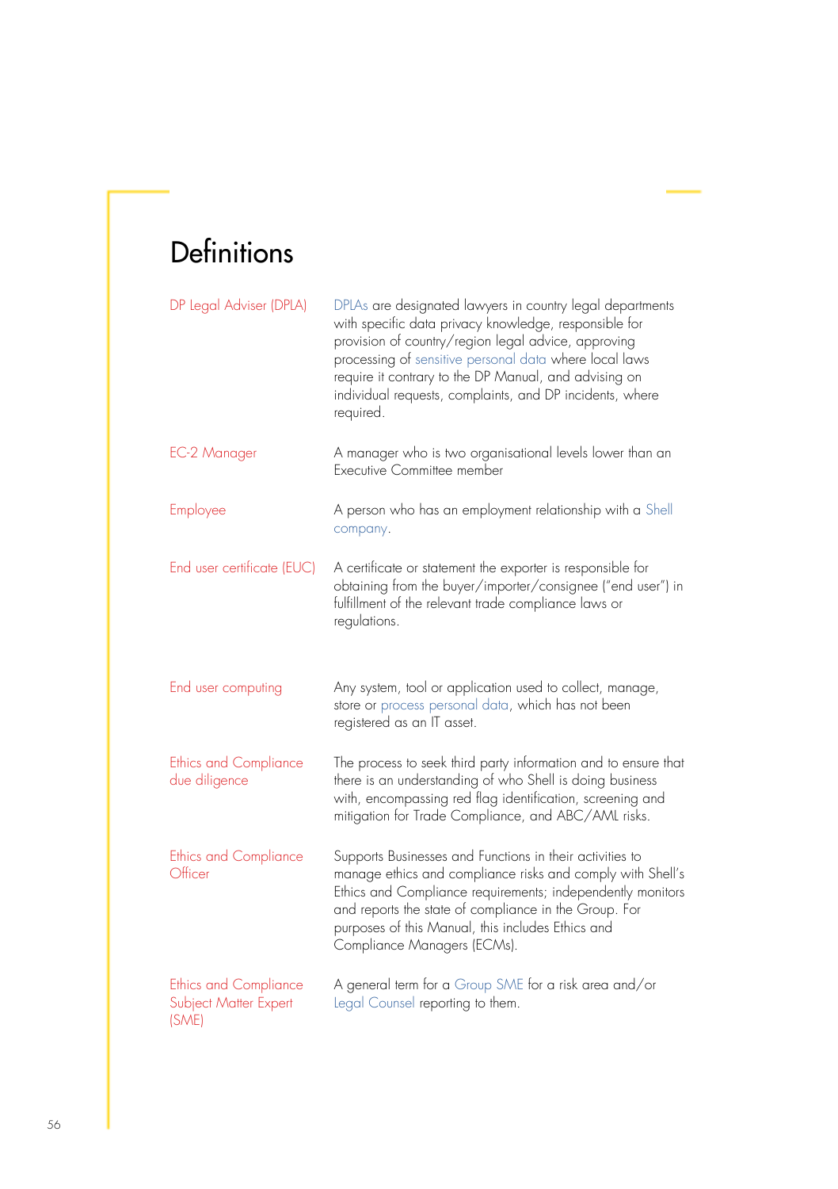# Definitions

| | |
|---|---|
| DP Legal Adviser (DPLA) | DPLAs are designated lawyers in country legal departments with specific data privacy knowledge, responsible for provision of country/region legal advice, approving processing of sensitive personal data where local laws require it contrary to the DP Manual, and advising on individual requests, complaints, and DP incidents, where required. |
| EC-2 Manager | A manager who is two organisational levels lower than an Executive Committee member |
| Employee | A person who has an employment relationship with a Shell company. |
| End user certificate (EUC) | A certificate or statement the exporter is responsible for obtaining from the buyer/importer/consignee ("end user") in fulfillment of the relevant trade compliance laws or regulations. |
| End user computing | Any system, tool or application used to collect, manage, store or process personal data, which has not been registered as an IT asset. |
| Ethics and Compliance due diligence | The process to seek third party information and to ensure that there is an understanding of who Shell is doing business with, encompassing red flag identification, screening and mitigation for Trade Compliance, and ABC/AML risks. |
| Ethics and Compliance Officer | Supports Businesses and Functions in their activities to manage ethics and compliance risks and comply with Shell's Ethics and Compliance requirements; independently monitors and reports the state of compliance in the Group. For purposes of this Manual, this includes Ethics and Compliance Managers (ECMs). |
| Ethics and Compliance Subject Matter Expert (SME) | A general term for a Group SME for a risk area and/or Legal Counsel reporting to them. |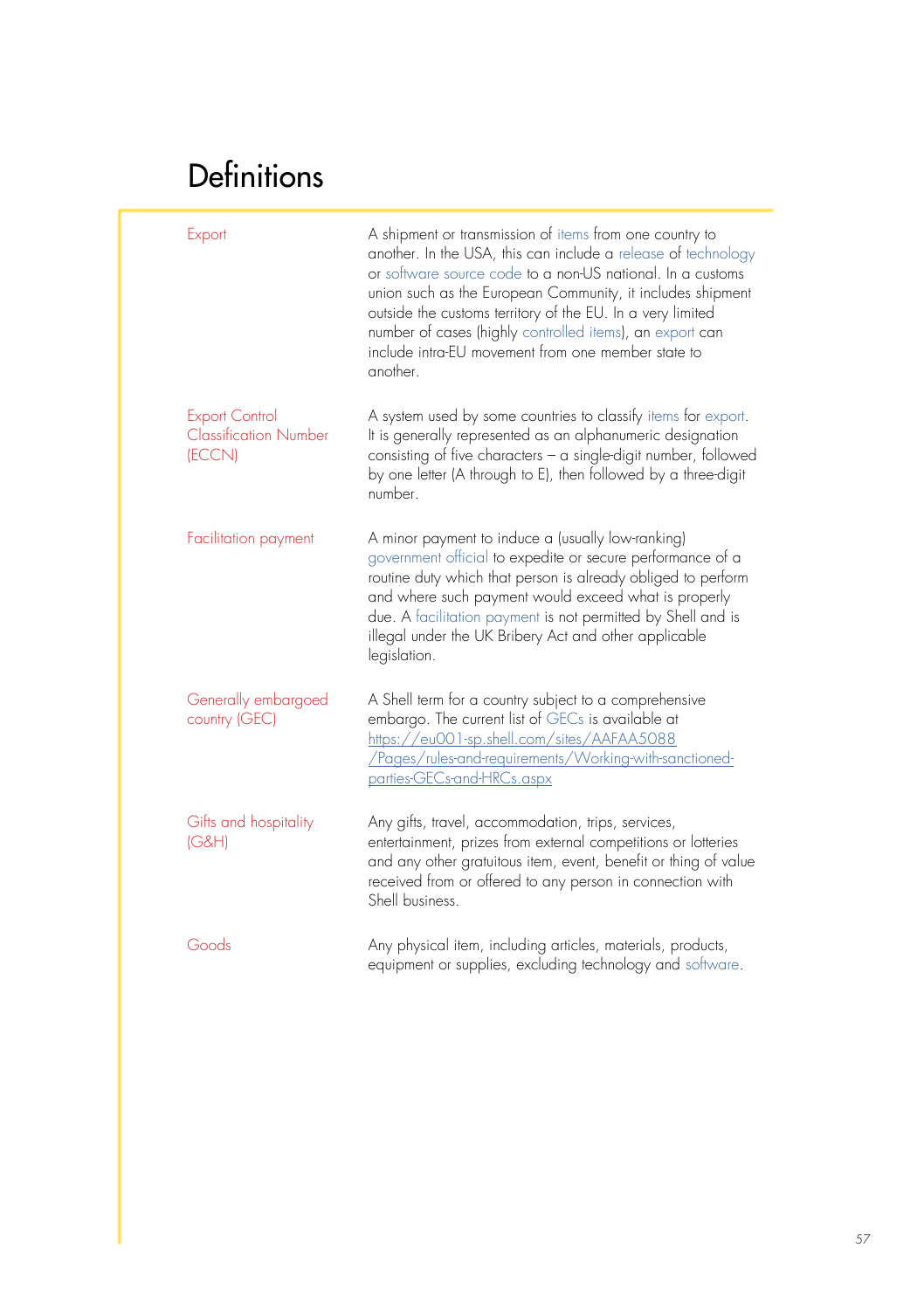# Definitions

| | |
|---|---|
| Export | A shipment or transmission of items from one country to another. In the USA, this can include a release of technology or software source code to a non-US national. In a customs union such as the European Community, it includes shipment outside the customs territory of the EU. In a very limited number of cases (highly controlled items), an export can include intra-EU movement from one member state to another. |
| Export Control Classification Number (ECCN) | A system used by some countries to classify items for export. It is generally represented as an alphanumeric designation consisting of five characters – a single-digit number, followed by one letter (A through to E), then followed by a three-digit number. |
| Facilitation payment | A minor payment to induce a (usually low-ranking) government official to expedite or secure performance of a routine duty which that person is already obliged to perform and where such payment would exceed what is properly due. A facilitation payment is not permitted by Shell and is illegal under the UK Bribery Act and other applicable legislation. |
| Generally embargoed country (GEC) | A Shell term for a country subject to a comprehensive embargo. The current list of GECs is available at https://eu001-sp.shell.com/sites/AAFAA5088/Pages/rules-and-requirements/Working-with-sanctioned-parties-GECs-and-HRCs.aspx |
| Gifts and hospitality (G&H) | Any gifts, travel, accommodation, trips, services, entertainment, prizes from external competitions or lotteries and any other gratuitous item, event, benefit or thing of value received from or offered to any person in connection with Shell business. |
| Goods | Any physical item, including articles, materials, products, equipment or supplies, excluding technology and software. |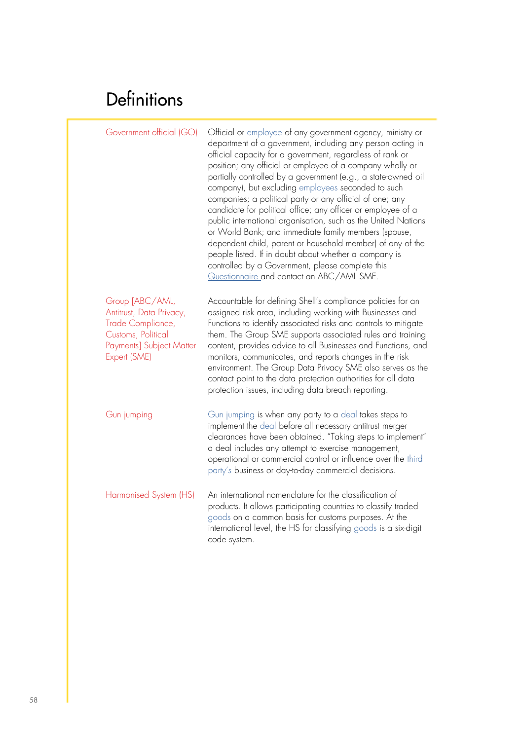# Definitions

| | |
|---|---|
| Government official (GO) | Official or employee of any government agency, ministry or department of a government, including any person acting in official capacity for a government, regardless of rank or position; any official or employee of a company wholly or partially controlled by a government (e.g., a state-owned oil company), but excluding employees seconded to such companies; a political party or any official of one; any candidate for political office; any officer or employee of a public international organisation, such as the United Nations or World Bank; and immediate family members (spouse, dependent child, parent or household member) of any of the people listed. If in doubt about whether a company is controlled by a Government, please complete this Questionnaire and contact an ABC/AML SME. |
| Group [ABC/AML, Antitrust, Data Privacy, Trade Compliance, Customs, Political Payments] Subject Matter Expert (SME) | Accountable for defining Shell's compliance policies for an assigned risk area, including working with Businesses and Functions to identify associated risks and controls to mitigate them. The Group SME supports associated rules and training content, provides advice to all Businesses and Functions, and monitors, communicates, and reports changes in the risk environment. The Group Data Privacy SME also serves as the contact point to the data protection authorities for all data protection issues, including data breach reporting. |
| Gun jumping | Gun jumping is when any party to a deal takes steps to implement the deal before all necessary antitrust merger clearances have been obtained. "Taking steps to implement" a deal includes any attempt to exercise management, operational or commercial control or influence over the third party's business or day-to-day commercial decisions. |
| Harmonised System (HS) | An international nomenclature for the classification of products. It allows participating countries to classify traded goods on a common basis for customs purposes. At the international level, the HS for classifying goods is a six-digit code system. |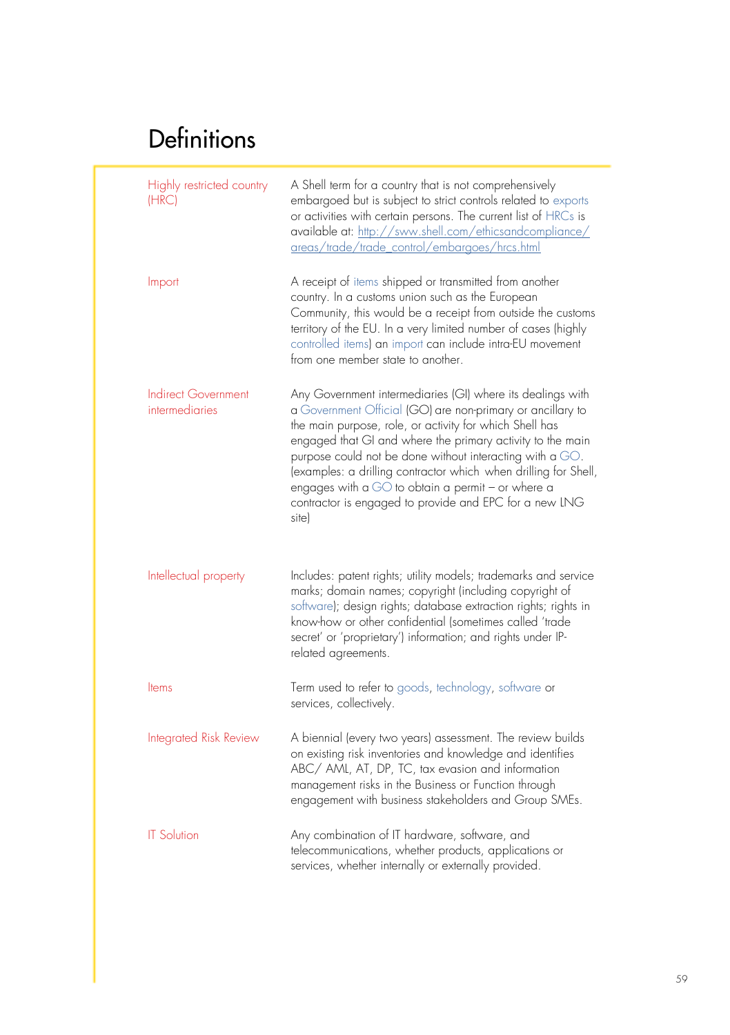# Definitions

| | |
|---|---|
| Highly restricted country (HRC) | A Shell term for a country that is not comprehensively embargoed but is subject to strict controls related to exports or activities with certain persons. The current list of HRCs is available at: http://sww.shell.com/ethicsandcompliance/areas/trade/trade_control/embargoes/hrcs.html |
| Import | A receipt of items shipped or transmitted from another country. In a customs union such as the European Community, this would be a receipt from outside the customs territory of the EU. In a very limited number of cases (highly controlled items) an import can include intra-EU movement from one member state to another. |
| Indirect Government intermediaries | Any Government intermediaries (GI) where its dealings with a Government Official (GO) are non-primary or ancillary to the main purpose, role, or activity for which Shell has engaged that GI and where the primary activity to the main purpose could not be done without interacting with a GO. (examples: a drilling contractor which when drilling for Shell, engages with a GO to obtain a permit – or where a contractor is engaged to provide and EPC for a new LNG site) |
| Intellectual property | Includes: patent rights; utility models; trademarks and service marks; domain names; copyright (including copyright of software); design rights; database extraction rights; rights in know-how or other confidential (sometimes called 'trade secret' or 'proprietary') information; and rights under IP-related agreements. |
| Items | Term used to refer to goods, technology, software or services, collectively. |
| Integrated Risk Review | A biennial (every two years) assessment. The review builds on existing risk inventories and knowledge and identifies ABC/ AML, AT, DP, TC, tax evasion and information management risks in the Business or Function through engagement with business stakeholders and Group SMEs. |
| IT Solution | Any combination of IT hardware, software, and telecommunications, whether products, applications or services, whether internally or externally provided. |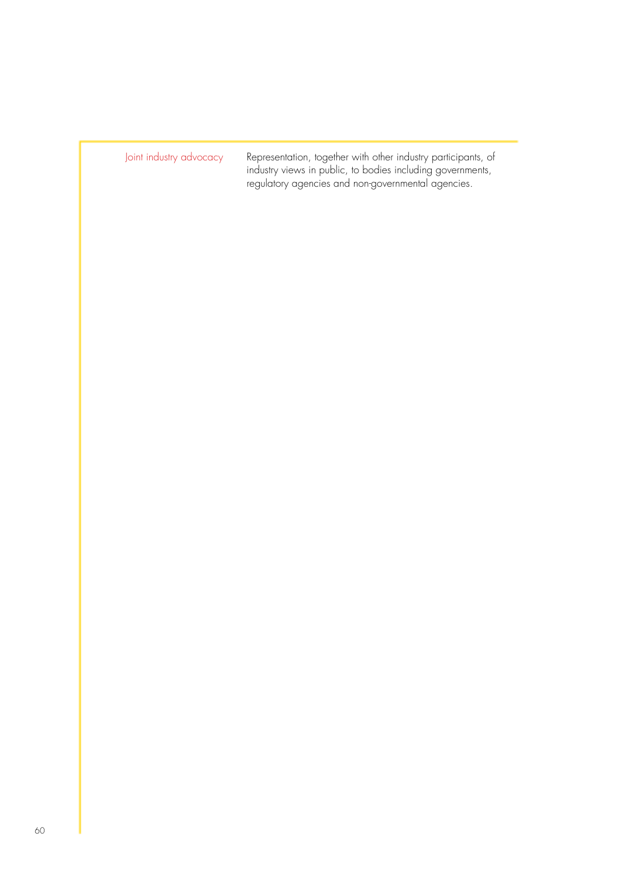| Joint industry advocacy | Representation, together with other industry participants, of industry views in public, to bodies including governments, regulatory agencies and non-governmental agencies. |
| --- | --- |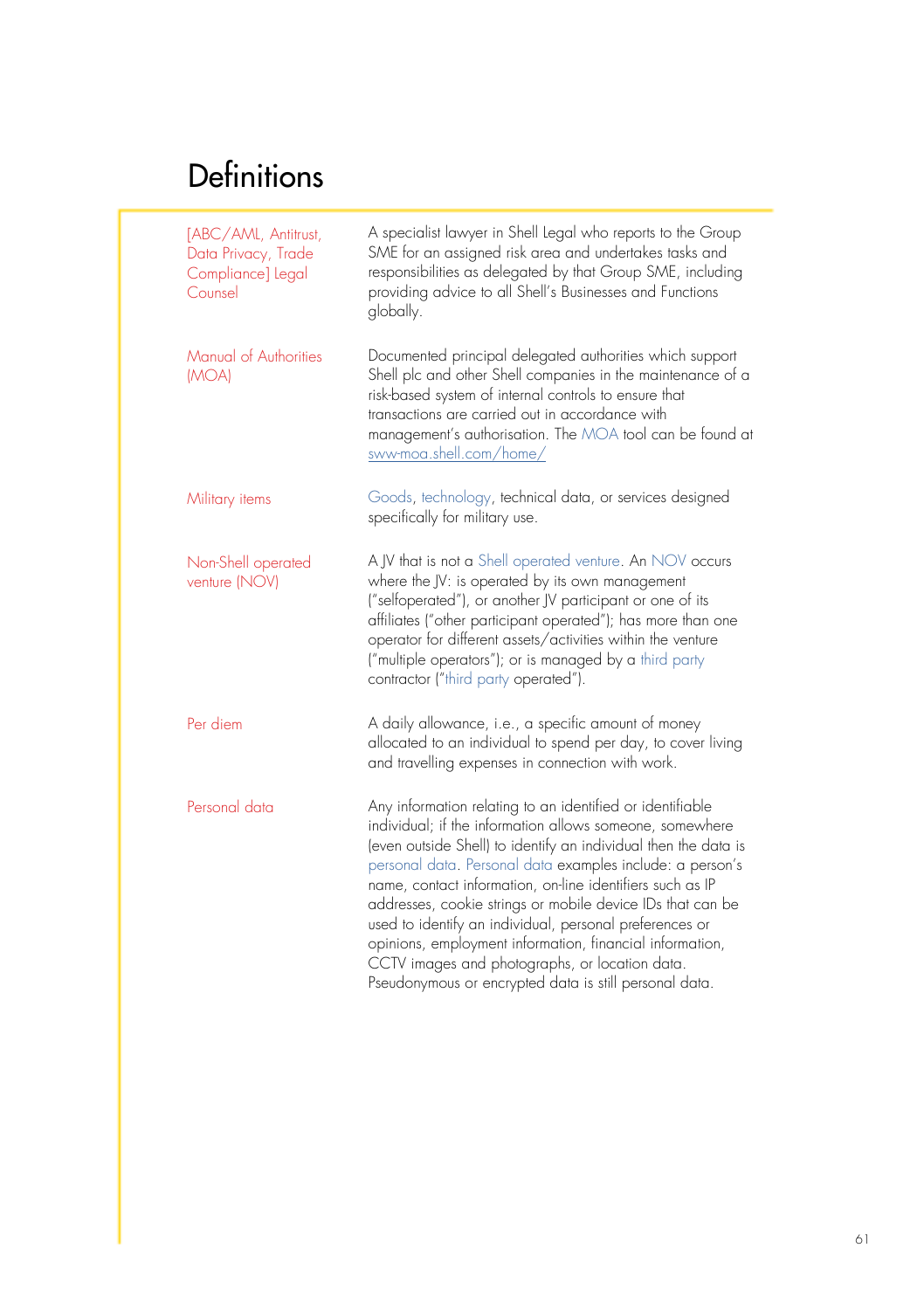# Definitions

| | |
|---|---|
| [ABC/AML, Antitrust, Data Privacy, Trade Compliance] Legal Counsel | A specialist lawyer in Shell Legal who reports to the Group SME for an assigned risk area and undertakes tasks and responsibilities as delegated by that Group SME, including providing advice to all Shell's Businesses and Functions globally. |
| Manual of Authorities (MOA) | Documented principal delegated authorities which support Shell plc and other Shell companies in the maintenance of a risk-based system of internal controls to ensure that transactions are carried out in accordance with management's authorisation. The MOA tool can be found at sww-moa.shell.com/home/ |
| Military items | Goods, technology, technical data, or services designed specifically for military use. |
| Non-Shell operated venture (NOV) | A JV that is not a Shell operated venture. An NOV occurs where the JV: is operated by its own management ("selfoperated"), or another JV participant or one of its affiliates ("other participant operated"); has more than one operator for different assets/activities within the venture ("multiple operators"); or is managed by a third party contractor ("third party operated"). |
| Per diem | A daily allowance, i.e., a specific amount of money allocated to an individual to spend per day, to cover living and travelling expenses in connection with work. |
| Personal data | Any information relating to an identified or identifiable individual; if the information allows someone, somewhere (even outside Shell) to identify an individual then the data is personal data. Personal data examples include: a person's name, contact information, on-line identifiers such as IP addresses, cookie strings or mobile device IDs that can be used to identify an individual, personal preferences or opinions, employment information, financial information, CCTV images and photographs, or location data. Pseudonymous or encrypted data is still personal data. |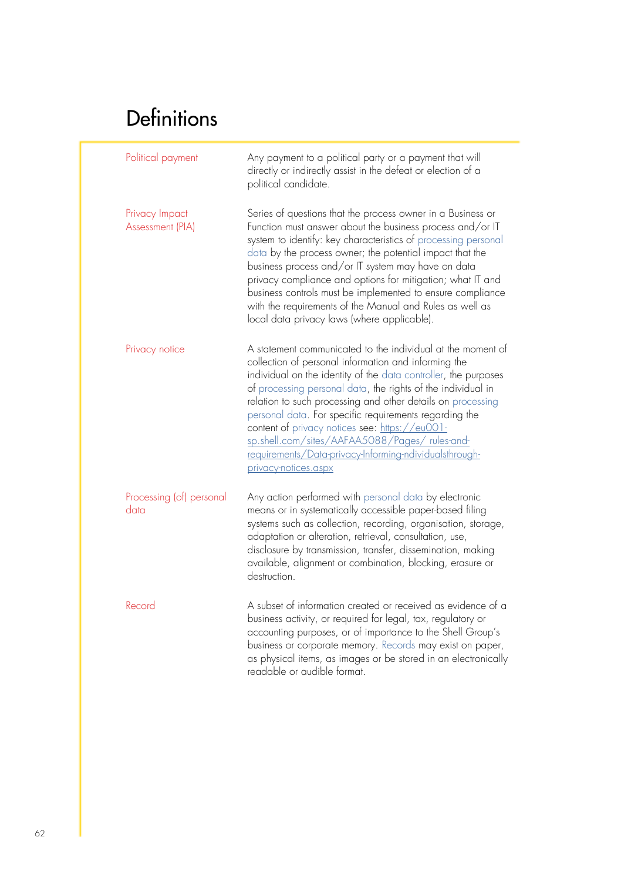# Definitions

| | |
|---|---|
| Political payment | Any payment to a political party or a payment that will directly or indirectly assist in the defeat or election of a political candidate. |
| Privacy Impact Assessment (PIA) | Series of questions that the process owner in a Business or Function must answer about the business process and/or IT system to identify: key characteristics of processing personal data by the process owner; the potential impact that the business process and/or IT system may have on data privacy compliance and options for mitigation; what IT and business controls must be implemented to ensure compliance with the requirements of the Manual and Rules as well as local data privacy laws (where applicable). |
| Privacy notice | A statement communicated to the individual at the moment of collection of personal information and informing the individual on the identity of the data controller, the purposes of processing personal data, the rights of the individual in relation to such processing and other details on processing personal data. For specific requirements regarding the content of privacy notices see: https://eu001-sp.shell.com/sites/AAFAA5088/Pages/ rules-and-requirements/Data-privacy-Informing-ndividualsthrough-privacy-notices.aspx |
| Processing (of) personal data | Any action performed with personal data by electronic means or in systematically accessible paper-based filing systems such as collection, recording, organisation, storage, adaptation or alteration, retrieval, consultation, use, disclosure by transmission, transfer, dissemination, making available, alignment or combination, blocking, erasure or destruction. |
| Record | A subset of information created or received as evidence of a business activity, or required for legal, tax, regulatory or accounting purposes, or of importance to the Shell Group's business or corporate memory. Records may exist on paper, as physical items, as images or be stored in an electronically readable or audible format. |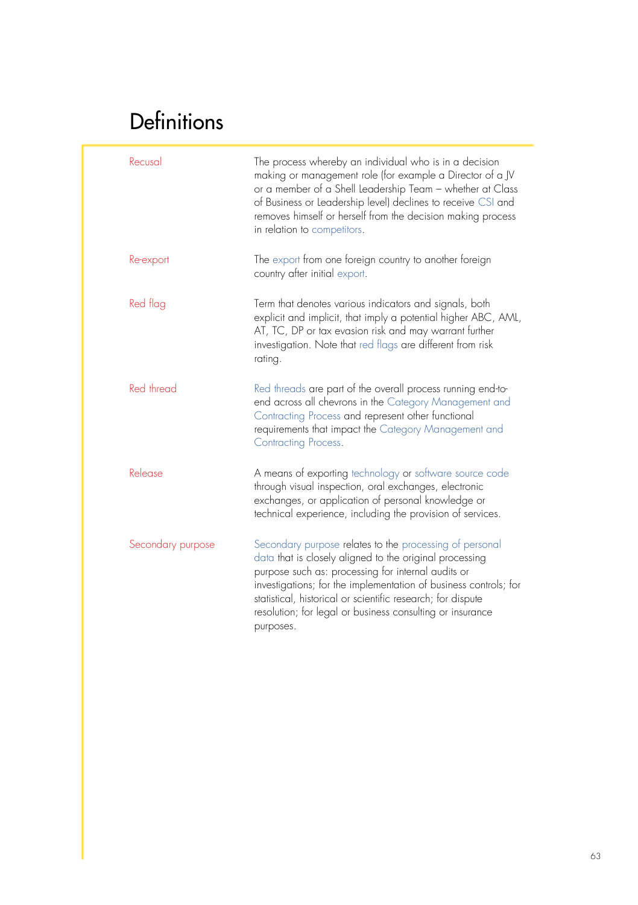# Definitions

| | |
|---|---|
| Recusal | The process whereby an individual who is in a decision making or management role (for example a Director of a JV or a member of a Shell Leadership Team – whether at Class of Business or Leadership level) declines to receive CSI and removes himself or herself from the decision making process in relation to competitors. |
| Re-export | The export from one foreign country to another foreign country after initial export. |
| Red flag | Term that denotes various indicators and signals, both explicit and implicit, that imply a potential higher ABC, AML, AT, TC, DP or tax evasion risk and may warrant further investigation. Note that red flags are different from risk rating. |
| Red thread | Red threads are part of the overall process running end-to-end across all chevrons in the Category Management and Contracting Process and represent other functional requirements that impact the Category Management and Contracting Process. |
| Release | A means of exporting technology or software source code through visual inspection, oral exchanges, electronic exchanges, or application of personal knowledge or technical experience, including the provision of services. |
| Secondary purpose | Secondary purpose relates to the processing of personal data that is closely aligned to the original processing purpose such as: processing for internal audits or investigations; for the implementation of business controls; for statistical, historical or scientific research; for dispute resolution; for legal or business consulting or insurance purposes. |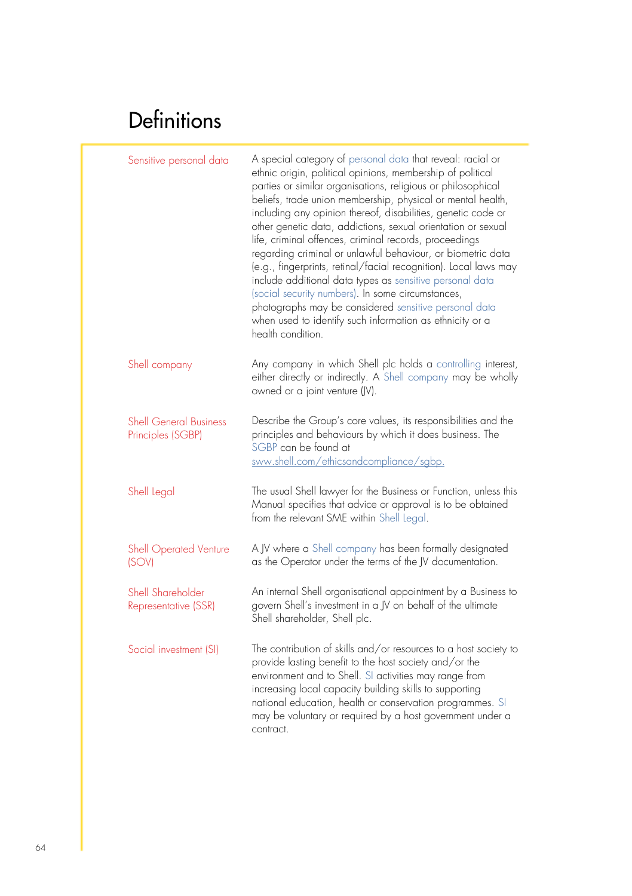# Definitions

| | |
|---|---|
| Sensitive personal data | A special category of personal data that reveal: racial or ethnic origin, political opinions, membership of political parties or similar organisations, religious or philosophical beliefs, trade union membership, physical or mental health, including any opinion thereof, disabilities, genetic code or other genetic data, addictions, sexual orientation or sexual life, criminal offences, criminal records, proceedings regarding criminal or unlawful behaviour, or biometric data (e.g., fingerprints, retinal/facial recognition). Local laws may include additional data types as sensitive personal data (social security numbers). In some circumstances, photographs may be considered sensitive personal data when used to identify such information as ethnicity or a health condition. |
| Shell company | Any company in which Shell plc holds a controlling interest, either directly or indirectly. A Shell company may be wholly owned or a joint venture (JV). |
| Shell General Business Principles (SGBP) | Describe the Group's core values, its responsibilities and the principles and behaviours by which it does business. The SGBP can be found at sww.shell.com/ethicsandcompliance/sgbp. |
| Shell Legal | The usual Shell lawyer for the Business or Function, unless this Manual specifies that advice or approval is to be obtained from the relevant SME within Shell Legal. |
| Shell Operated Venture (SOV) | A JV where a Shell company has been formally designated as the Operator under the terms of the JV documentation. |
| Shell Shareholder Representative (SSR) | An internal Shell organisational appointment by a Business to govern Shell's investment in a JV on behalf of the ultimate Shell shareholder, Shell plc. |
| Social investment (SI) | The contribution of skills and/or resources to a host society to provide lasting benefit to the host society and/or the environment and to Shell. SI activities may range from increasing local capacity building skills to supporting national education, health or conservation programmes. SI may be voluntary or required by a host government under a contract. |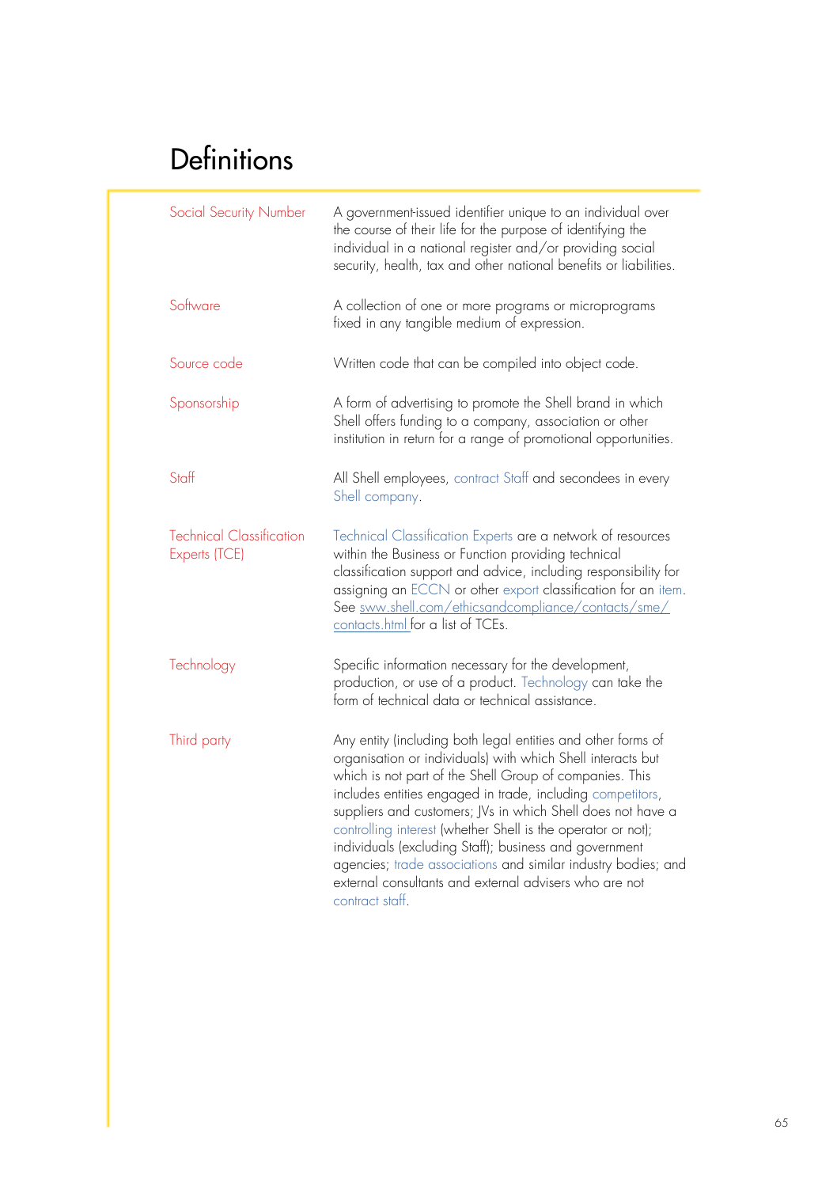# Definitions

| | |
|---|---|
| Social Security Number | A government-issued identifier unique to an individual over the course of their life for the purpose of identifying the individual in a national register and/or providing social security, health, tax and other national benefits or liabilities. |
| Software | A collection of one or more programs or microprograms fixed in any tangible medium of expression. |
| Source code | Written code that can be compiled into object code. |
| Sponsorship | A form of advertising to promote the Shell brand in which Shell offers funding to a company, association or other institution in return for a range of promotional opportunities. |
| Staff | All Shell employees, contract Staff and secondees in every Shell company. |
| Technical Classification Experts (TCE) | Technical Classification Experts are a network of resources within the Business or Function providing technical classification support and advice, including responsibility for assigning an ECCN or other export classification for an item. See sww.shell.com/ethicsandcompliance/contacts/sme/contacts.html for a list of TCEs. |
| Technology | Specific information necessary for the development, production, or use of a product. Technology can take the form of technical data or technical assistance. |
| Third party | Any entity (including both legal entities and other forms of organisation or individuals) with which Shell interacts but which is not part of the Shell Group of companies. This includes entities engaged in trade, including competitors, suppliers and customers; JVs in which Shell does not have a controlling interest (whether Shell is the operator or not); individuals (excluding Staff); business and government agencies; trade associations and similar industry bodies; and external consultants and external advisers who are not contract staff. |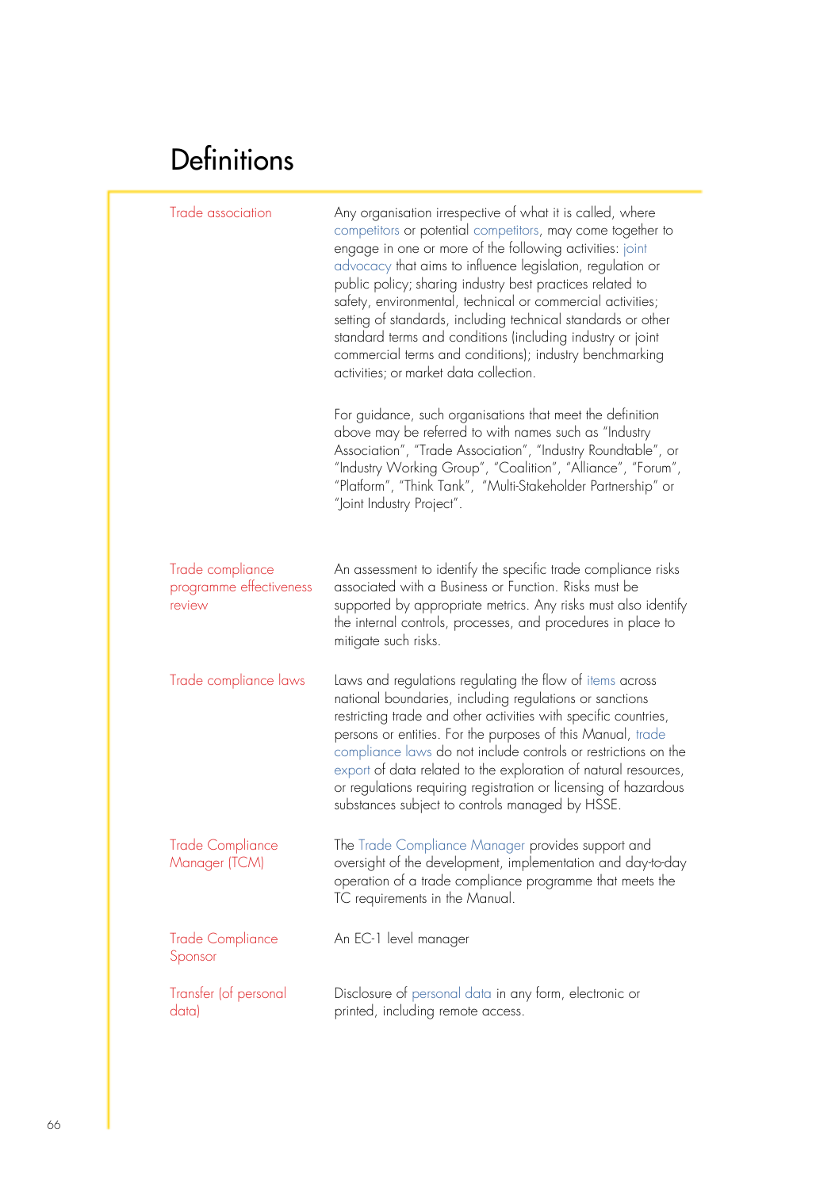# Definitions

| | |
|---|---|
| Trade association | Any organisation irrespective of what it is called, where competitors or potential competitors, may come together to engage in one or more of the following activities: joint advocacy that aims to influence legislation, regulation or public policy; sharing industry best practices related to safety, environmental, technical or commercial activities; setting of standards, including technical standards or other standard terms and conditions (including industry or joint commercial terms and conditions); industry benchmarking activities; or market data collection.<br><br>For guidance, such organisations that meet the definition above may be referred to with names such as "Industry Association", "Trade Association", "Industry Roundtable", or "Industry Working Group", "Coalition", "Alliance", "Forum", "Platform", "Think Tank", "Multi-Stakeholder Partnership" or "Joint Industry Project". |
| Trade compliance programme effectiveness review | An assessment to identify the specific trade compliance risks associated with a Business or Function. Risks must be supported by appropriate metrics. Any risks must also identify the internal controls, processes, and procedures in place to mitigate such risks. |
| Trade compliance laws | Laws and regulations regulating the flow of items across national boundaries, including regulations or sanctions restricting trade and other activities with specific countries, persons or entities. For the purposes of this Manual, trade compliance laws do not include controls or restrictions on the export of data related to the exploration of natural resources, or regulations requiring registration or licensing of hazardous substances subject to controls managed by HSSE. |
| Trade Compliance Manager (TCM) | The Trade Compliance Manager provides support and oversight of the development, implementation and day-to-day operation of a trade compliance programme that meets the TC requirements in the Manual. |
| Trade Compliance Sponsor | An EC-1 level manager |
| Transfer (of personal data) | Disclosure of personal data in any form, electronic or printed, including remote access. |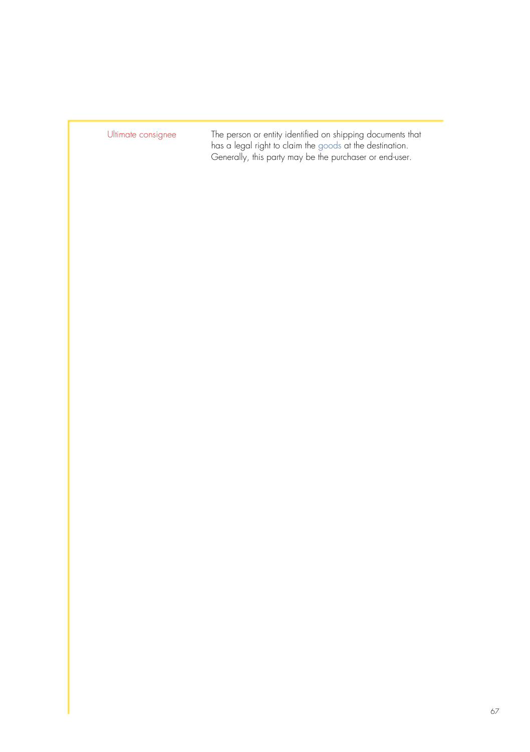| Ultimate consignee | The person or entity identified on shipping documents that has a legal right to claim the goods at the destination. Generally, this party may be the purchaser or end-user. |
|---|---|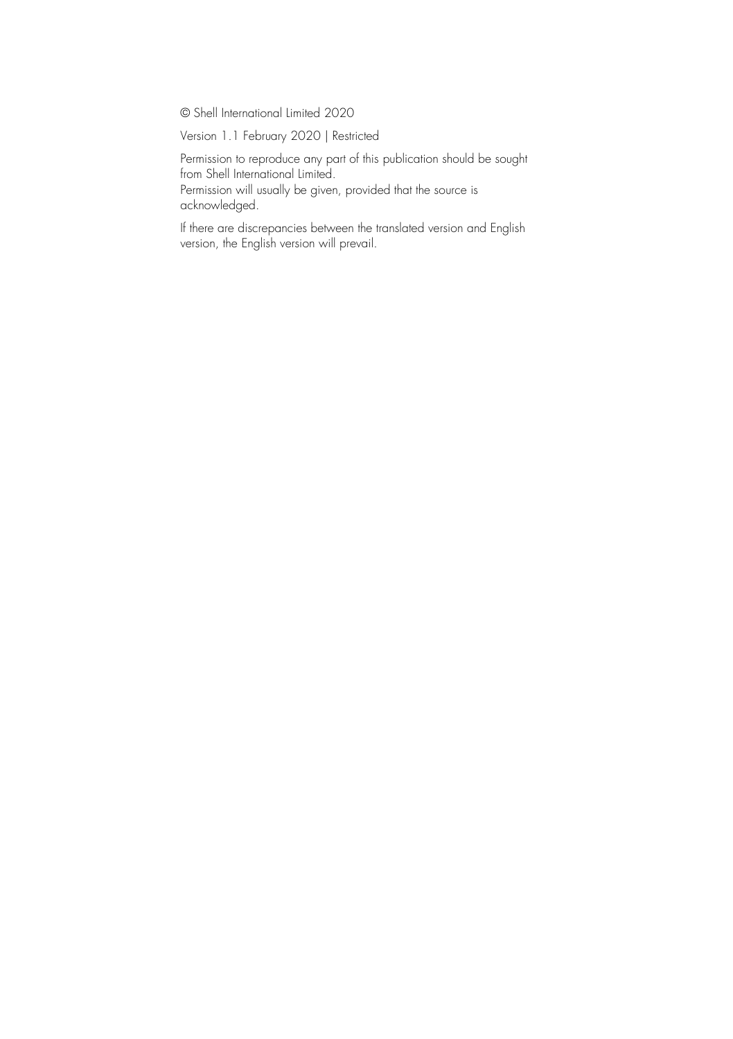© Shell International Limited 2020

Version 1.1 February 2020 | Restricted

Permission to reproduce any part of this publication should be sought from Shell International Limited.
Permission will usually be given, provided that the source is acknowledged.

If there are discrepancies between the translated version and English version, the English version will prevail.